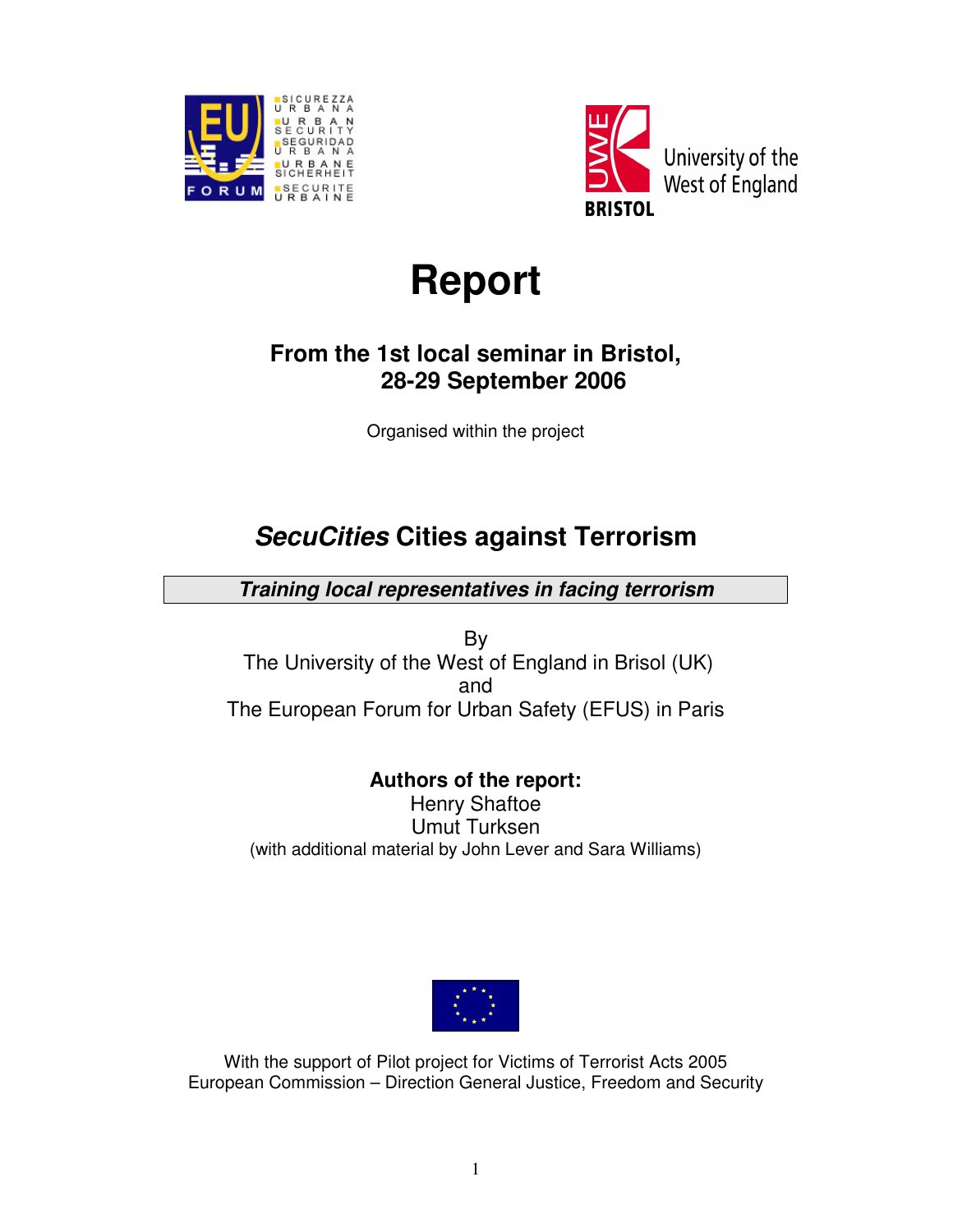# Report

## From the 1st local seminar in Bristol, 28-29 September 2006

Organised within the project

## *SecuCities* Cities against Terrorism

***Training local representatives in facing terrorism***

By
The University of the West of England in Brisol (UK)
and
The European Forum for Urban Safety (EFUS) in Paris

**Authors of the report:**
Henry Shaftoe
Umut Turksen
(with additional material by John Lever and Sara Williams)

With the support of Pilot project for Victims of Terrorist Acts 2005
European Commission – Direction General Justice, Freedom and Security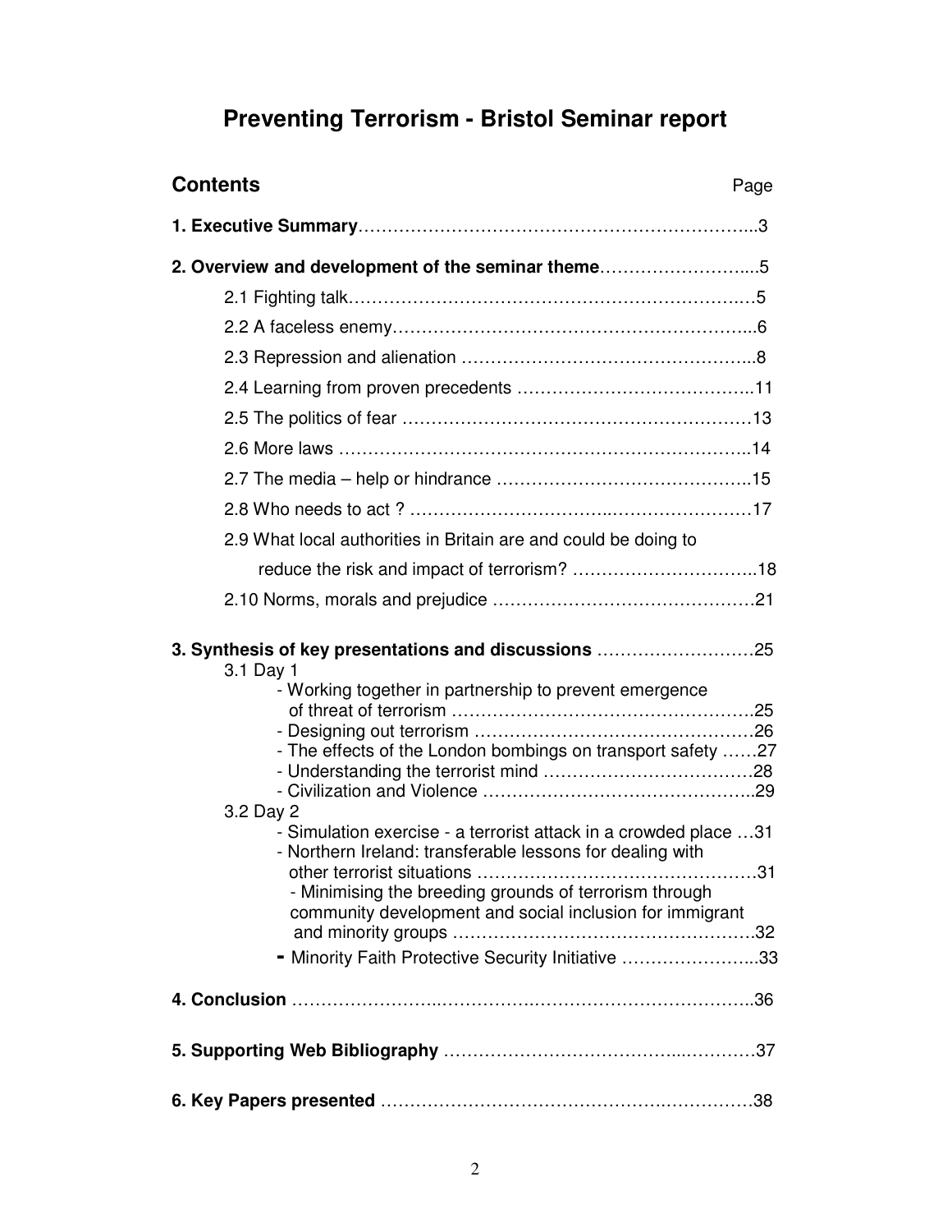# Preventing Terrorism - Bristol Seminar report

## Contents

| | Page |
|---|---|
| **1. Executive Summary** | 3 |
| **2. Overview and development of the seminar theme** | 5 |
| 2.1 Fighting talk | 5 |
| 2.2 A faceless enemy | 6 |
| 2.3 Repression and alienation | 8 |
| 2.4 Learning from proven precedents | 11 |
| 2.5 The politics of fear | 13 |
| 2.6 More laws | 14 |
| 2.7 The media – help or hindrance | 15 |
| 2.8 Who needs to act ? | 17 |
| 2.9 What local authorities in Britain are and could be doing to reduce the risk and impact of terrorism? | 18 |
| 2.10 Norms, morals and prejudice | 21 |
| **3. Synthesis of key presentations and discussions** | 25 |
| 3.1 Day 1 | |
| - Working together in partnership to prevent emergence of threat of terrorism | 25 |
| - Designing out terrorism | 26 |
| - The effects of the London bombings on transport safety | 27 |
| - Understanding the terrorist mind | 28 |
| - Civilization and Violence | 29 |
| 3.2 Day 2 | |
| - Simulation exercise - a terrorist attack in a crowded place | 31 |
| - Northern Ireland: transferable lessons for dealing with other terrorist situations | 31 |
| - Minimising the breeding grounds of terrorism through community development and social inclusion for immigrant and minority groups | 32 |
| - Minority Faith Protective Security Initiative | 33 |
| **4. Conclusion** | 36 |
| **5. Supporting Web Bibliography** | 37 |
| **6. Key Papers presented** | 38 |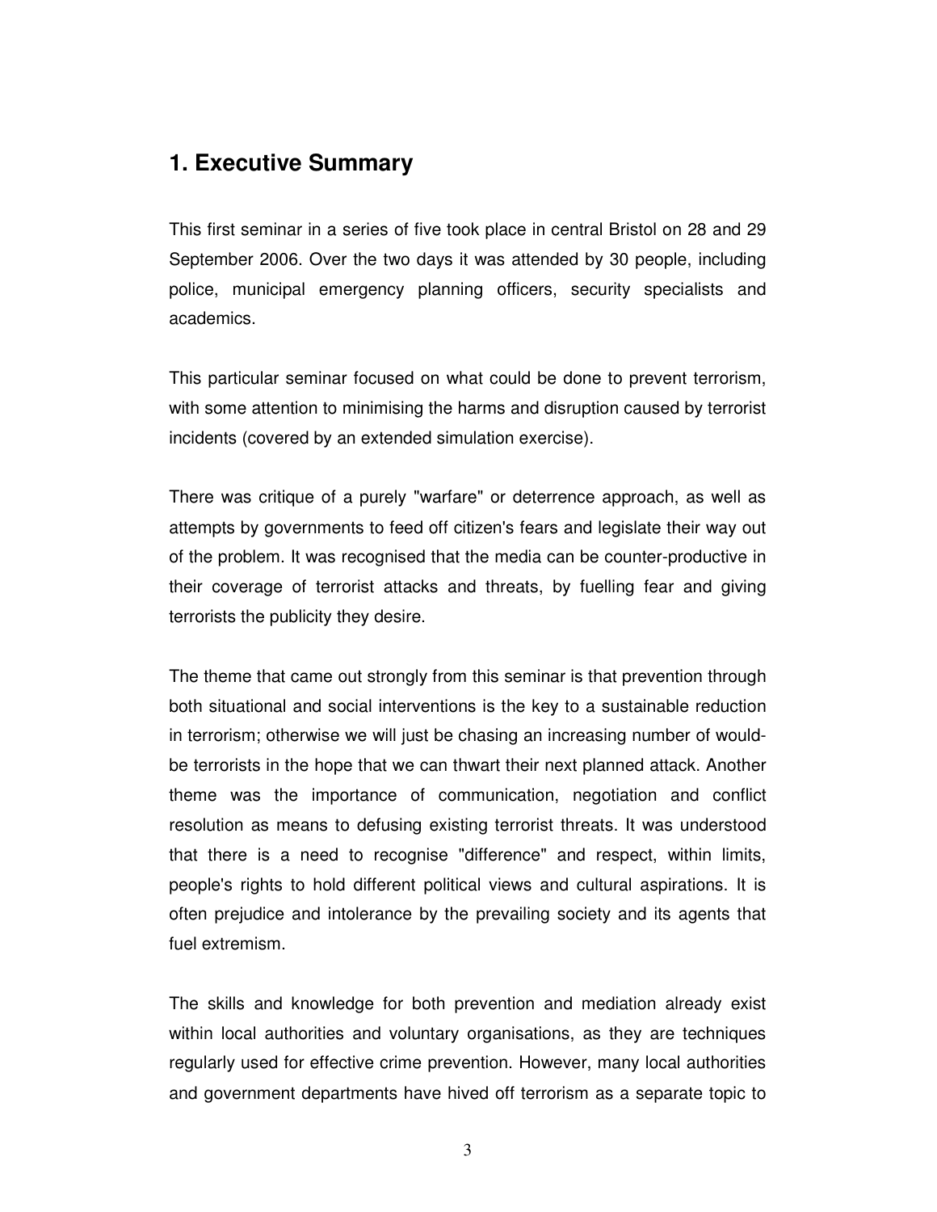## 1. Executive Summary

This first seminar in a series of five took place in central Bristol on 28 and 29 September 2006. Over the two days it was attended by 30 people, including police, municipal emergency planning officers, security specialists and academics.

This particular seminar focused on what could be done to prevent terrorism, with some attention to minimising the harms and disruption caused by terrorist incidents (covered by an extended simulation exercise).

There was critique of a purely "warfare" or deterrence approach, as well as attempts by governments to feed off citizen's fears and legislate their way out of the problem. It was recognised that the media can be counter-productive in their coverage of terrorist attacks and threats, by fuelling fear and giving terrorists the publicity they desire.

The theme that came out strongly from this seminar is that prevention through both situational and social interventions is the key to a sustainable reduction in terrorism; otherwise we will just be chasing an increasing number of would-be terrorists in the hope that we can thwart their next planned attack. Another theme was the importance of communication, negotiation and conflict resolution as means to defusing existing terrorist threats. It was understood that there is a need to recognise "difference" and respect, within limits, people's rights to hold different political views and cultural aspirations. It is often prejudice and intolerance by the prevailing society and its agents that fuel extremism.

The skills and knowledge for both prevention and mediation already exist within local authorities and voluntary organisations, as they are techniques regularly used for effective crime prevention. However, many local authorities and government departments have hived off terrorism as a separate topic to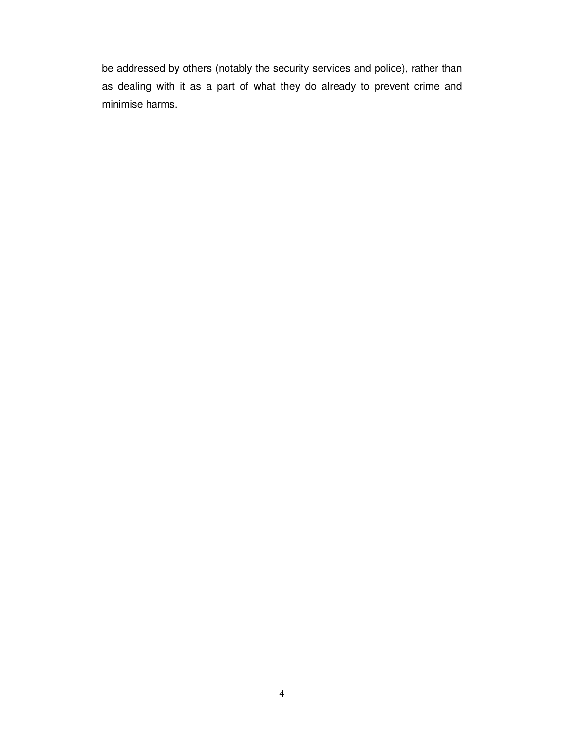be addressed by others (notably the security services and police), rather than as dealing with it as a part of what they do already to prevent crime and minimise harms.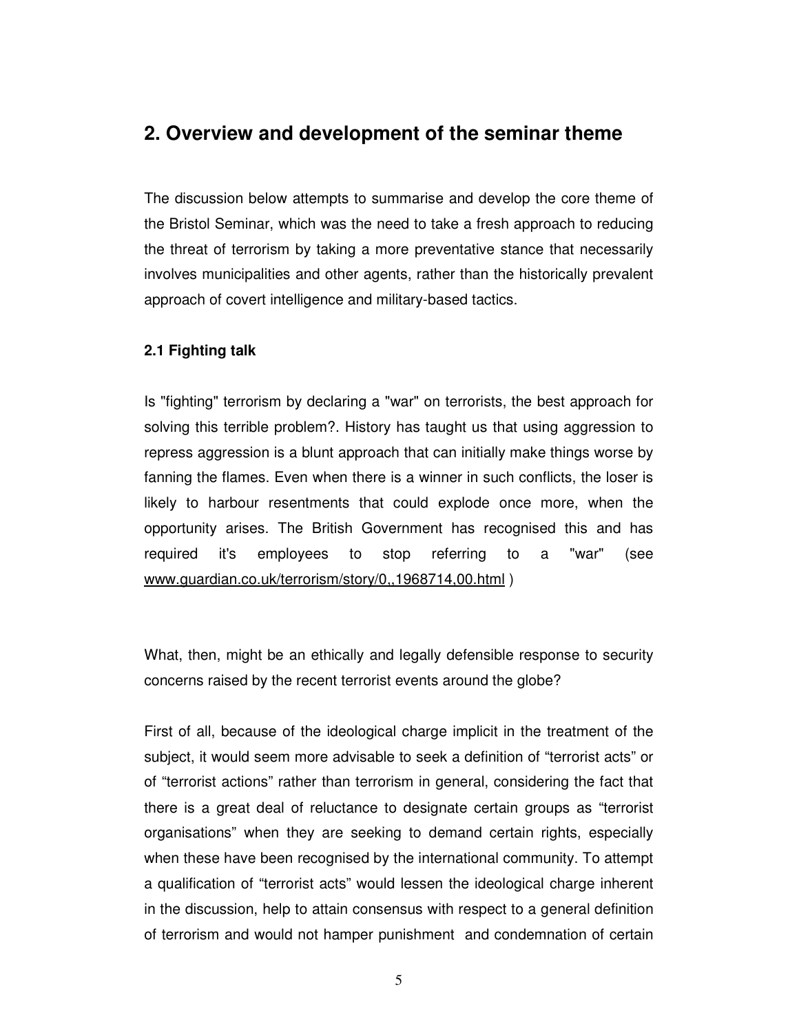## 2. Overview and development of the seminar theme

The discussion below attempts to summarise and develop the core theme of the Bristol Seminar, which was the need to take a fresh approach to reducing the threat of terrorism by taking a more preventative stance that necessarily involves municipalities and other agents, rather than the historically prevalent approach of covert intelligence and military-based tactics.

### 2.1 Fighting talk

Is "fighting" terrorism by declaring a "war" on terrorists, the best approach for solving this terrible problem?. History has taught us that using aggression to repress aggression is a blunt approach that can initially make things worse by fanning the flames. Even when there is a winner in such conflicts, the loser is likely to harbour resentments that could explode once more, when the opportunity arises. The British Government has recognised this and has required it's employees to stop referring to a "war" (see www.guardian.co.uk/terrorism/story/0,,1968714,00.html )

What, then, might be an ethically and legally defensible response to security concerns raised by the recent terrorist events around the globe?

First of all, because of the ideological charge implicit in the treatment of the subject, it would seem more advisable to seek a definition of “terrorist acts” or of “terrorist actions” rather than terrorism in general, considering the fact that there is a great deal of reluctance to designate certain groups as “terrorist organisations” when they are seeking to demand certain rights, especially when these have been recognised by the international community. To attempt a qualification of “terrorist acts” would lessen the ideological charge inherent in the discussion, help to attain consensus with respect to a general definition of terrorism and would not hamper punishment  and condemnation of certain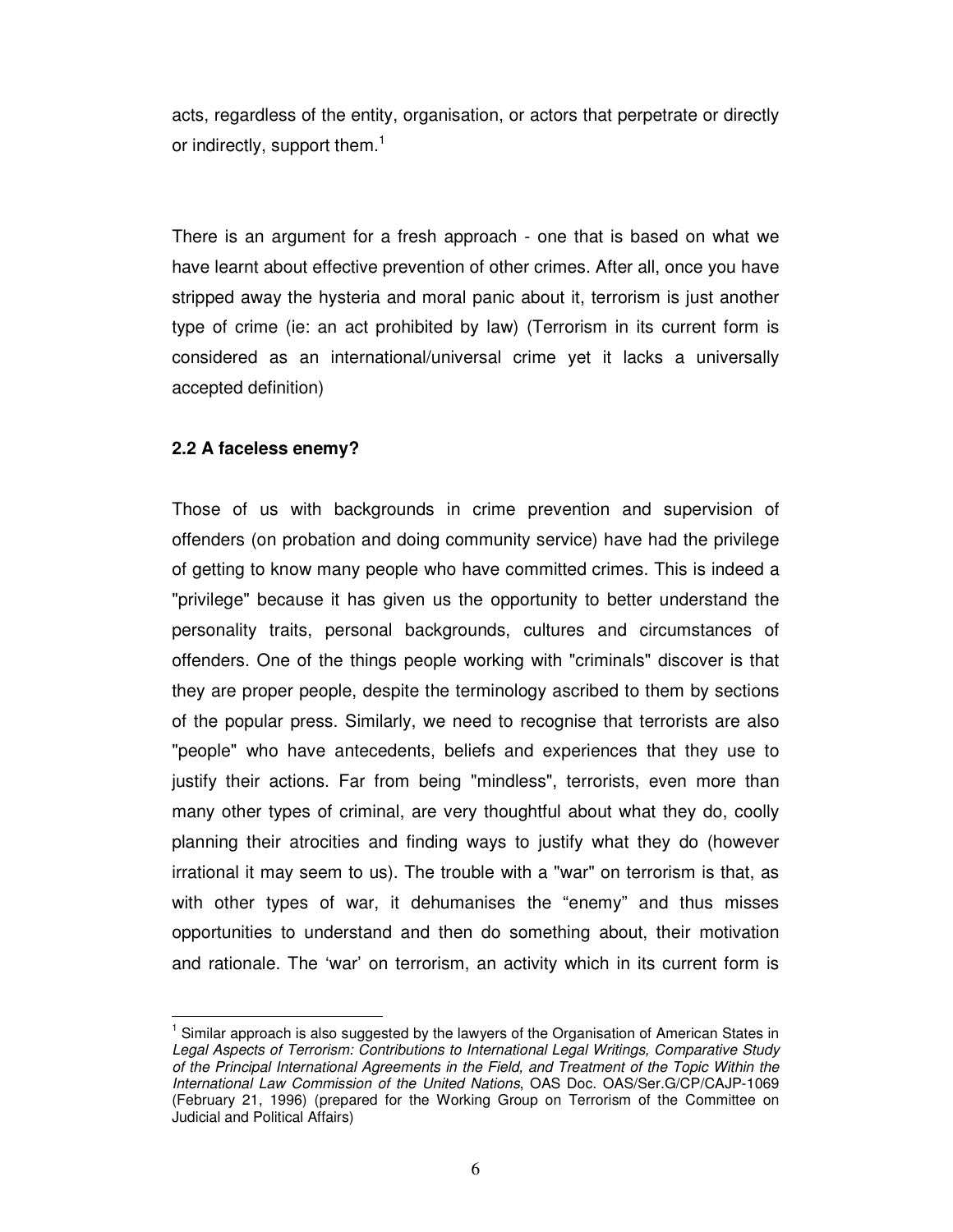acts, regardless of the entity, organisation, or actors that perpetrate or directly or indirectly, support them.[1]

There is an argument for a fresh approach - one that is based on what we have learnt about effective prevention of other crimes. After all, once you have stripped away the hysteria and moral panic about it, terrorism is just another type of crime (ie: an act prohibited by law) (Terrorism in its current form is considered as an international/universal crime yet it lacks a universally accepted definition)

### 2.2 A faceless enemy?

Those of us with backgrounds in crime prevention and supervision of offenders (on probation and doing community service) have had the privilege of getting to know many people who have committed crimes. This is indeed a "privilege" because it has given us the opportunity to better understand the personality traits, personal backgrounds, cultures and circumstances of offenders. One of the things people working with "criminals" discover is that they are proper people, despite the terminology ascribed to them by sections of the popular press. Similarly, we need to recognise that terrorists are also "people" who have antecedents, beliefs and experiences that they use to justify their actions. Far from being "mindless", terrorists, even more than many other types of criminal, are very thoughtful about what they do, coolly planning their atrocities and finding ways to justify what they do (however irrational it may seem to us). The trouble with a "war" on terrorism is that, as with other types of war, it dehumanises the "enemy" and thus misses opportunities to understand and then do something about, their motivation and rationale. The 'war' on terrorism, an activity which in its current form is

---

[1] Similar approach is also suggested by the lawyers of the Organisation of American States in *Legal Aspects of Terrorism: Contributions to International Legal Writings, Comparative Study of the Principal International Agreements in the Field, and Treatment of the Topic Within the International Law Commission of the United Nations*, OAS Doc. OAS/Ser.G/CP/CAJP-1069 (February 21, 1996) (prepared for the Working Group on Terrorism of the Committee on Judicial and Political Affairs)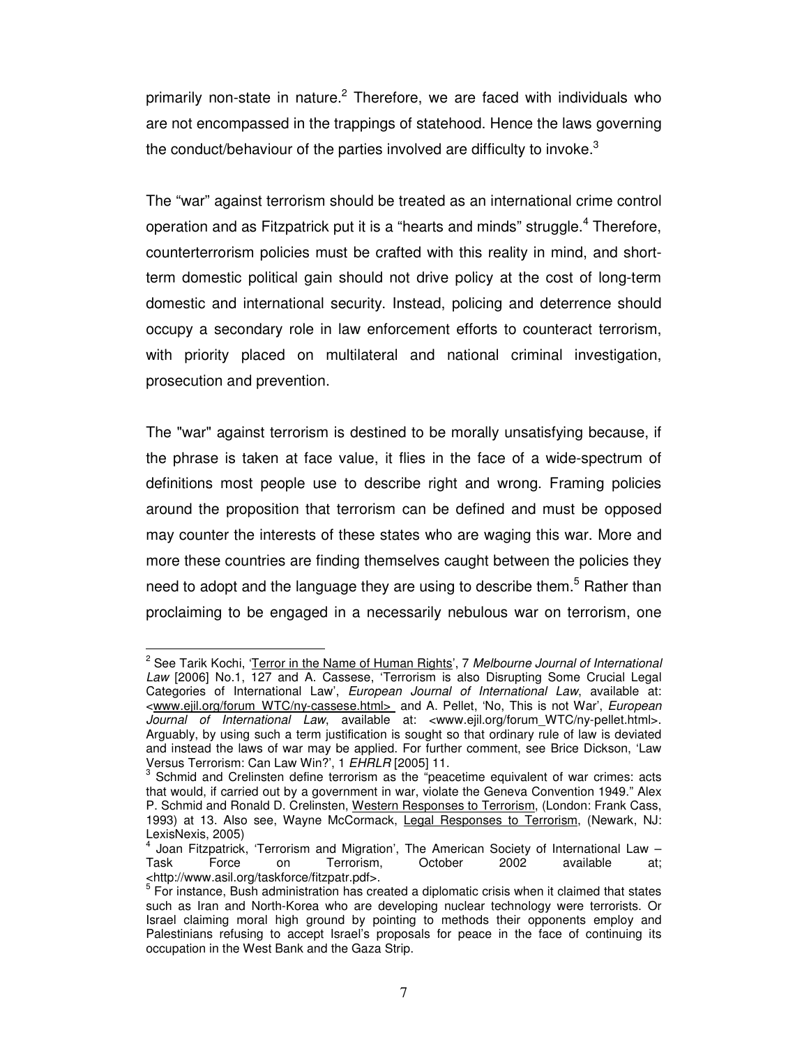primarily non-state in nature.[2] Therefore, we are faced with individuals who are not encompassed in the trappings of statehood. Hence the laws governing the conduct/behaviour of the parties involved are difficulty to invoke.[3]

The "war" against terrorism should be treated as an international crime control operation and as Fitzpatrick put it is a "hearts and minds" struggle.[4] Therefore, counterterrorism policies must be crafted with this reality in mind, and short-term domestic political gain should not drive policy at the cost of long-term domestic and international security. Instead, policing and deterrence should occupy a secondary role in law enforcement efforts to counteract terrorism, with priority placed on multilateral and national criminal investigation, prosecution and prevention.

The "war" against terrorism is destined to be morally unsatisfying because, if the phrase is taken at face value, it flies in the face of a wide-spectrum of definitions most people use to describe right and wrong. Framing policies around the proposition that terrorism can be defined and must be opposed may counter the interests of these states who are waging this war. More and more these countries are finding themselves caught between the policies they need to adopt and the language they are using to describe them.[5] Rather than proclaiming to be engaged in a necessarily nebulous war on terrorism, one

---

[2] See Tarik Kochi, 'Terror in the Name of Human Rights', 7 *Melbourne Journal of International Law* [2006] No.1, 127 and A. Cassese, 'Terrorism is also Disrupting Some Crucial Legal Categories of International Law', *European Journal of International Law*, available at: <www.ejil.org/forum_WTC/ny-cassese.html> and A. Pellet, 'No, This is not War', *European Journal of International Law*, available at: <www.ejil.org/forum_WTC/ny-pellet.html>. Arguably, by using such a term justification is sought so that ordinary rule of law is deviated and instead the laws of war may be applied. For further comment, see Brice Dickson, 'Law Versus Terrorism: Can Law Win?', 1 *EHRLR* [2005] 11.

[3] Schmid and Crelinsten define terrorism as the "peacetime equivalent of war crimes: acts that would, if carried out by a government in war, violate the Geneva Convention 1949." Alex P. Schmid and Ronald D. Crelinsten, Western Responses to Terrorism, (London: Frank Cass, 1993) at 13. Also see, Wayne McCormack, Legal Responses to Terrorism, (Newark, NJ: LexisNexis, 2005)

[4] Joan Fitzpatrick, 'Terrorism and Migration', The American Society of International Law – Task Force on Terrorism, October 2002 available at; <http://www.asil.org/taskforce/fitzpatr.pdf>.

[5] For instance, Bush administration has created a diplomatic crisis when it claimed that states such as Iran and North-Korea who are developing nuclear technology were terrorists. Or Israel claiming moral high ground by pointing to methods their opponents employ and Palestinians refusing to accept Israel's proposals for peace in the face of continuing its occupation in the West Bank and the Gaza Strip.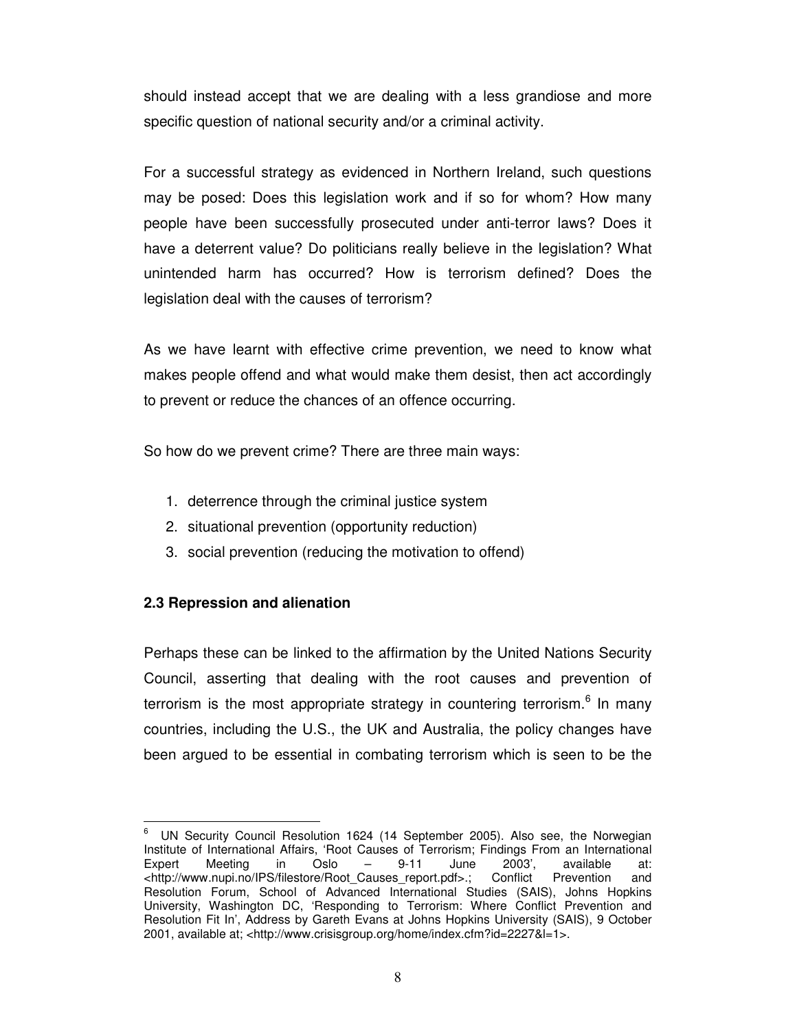should instead accept that we are dealing with a less grandiose and more specific question of national security and/or a criminal activity.

For a successful strategy as evidenced in Northern Ireland, such questions may be posed: Does this legislation work and if so for whom? How many people have been successfully prosecuted under anti-terror laws? Does it have a deterrent value? Do politicians really believe in the legislation? What unintended harm has occurred? How is terrorism defined? Does the legislation deal with the causes of terrorism?

As we have learnt with effective crime prevention, we need to know what makes people offend and what would make them desist, then act accordingly to prevent or reduce the chances of an offence occurring.

So how do we prevent crime? There are three main ways:

1. deterrence through the criminal justice system
2. situational prevention (opportunity reduction)
3. social prevention (reducing the motivation to offend)

### 2.3 Repression and alienation

Perhaps these can be linked to the affirmation by the United Nations Security Council, asserting that dealing with the root causes and prevention of terrorism is the most appropriate strategy in countering terrorism.[6] In many countries, including the U.S., the UK and Australia, the policy changes have been argued to be essential in combating terrorism which is seen to be the

---

[6] UN Security Council Resolution 1624 (14 September 2005). Also see, the Norwegian Institute of International Affairs, 'Root Causes of Terrorism; Findings From an International Expert Meeting in Oslo – 9-11 June 2003', available at: <http://www.nupi.no/IPS/filestore/Root_Causes_report.pdf>.; Conflict Prevention and Resolution Forum, School of Advanced International Studies (SAIS), Johns Hopkins University, Washington DC, 'Responding to Terrorism: Where Conflict Prevention and Resolution Fit In', Address by Gareth Evans at Johns Hopkins University (SAIS), 9 October 2001, available at; <http://www.crisisgroup.org/home/index.cfm?id=2227&l=1>.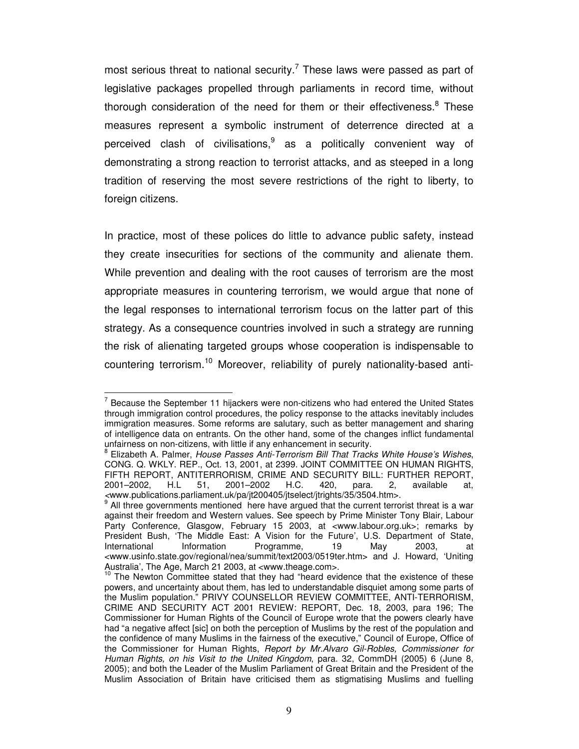most serious threat to national security.[7] These laws were passed as part of legislative packages propelled through parliaments in record time, without thorough consideration of the need for them or their effectiveness.[8] These measures represent a symbolic instrument of deterrence directed at a perceived clash of civilisations,[9] as a politically convenient way of demonstrating a strong reaction to terrorist attacks, and as steeped in a long tradition of reserving the most severe restrictions of the right to liberty, to foreign citizens.

In practice, most of these polices do little to advance public safety, instead they create insecurities for sections of the community and alienate them. While prevention and dealing with the root causes of terrorism are the most appropriate measures in countering terrorism, we would argue that none of the legal responses to international terrorism focus on the latter part of this strategy. As a consequence countries involved in such a strategy are running the risk of alienating targeted groups whose cooperation is indispensable to countering terrorism.[10] Moreover, reliability of purely nationality-based anti-

---

[7] Because the September 11 hijackers were non-citizens who had entered the United States through immigration control procedures, the policy response to the attacks inevitably includes immigration measures. Some reforms are salutary, such as better management and sharing of intelligence data on entrants. On the other hand, some of the changes inflict fundamental unfairness on non-citizens, with little if any enhancement in security.

[8] Elizabeth A. Palmer, *House Passes Anti-Terrorism Bill That Tracks White House's Wishes*, CONG. Q. WKLY. REP., Oct. 13, 2001, at 2399. JOINT COMMITTEE ON HUMAN RIGHTS, FIFTH REPORT, ANTITERRORISM, CRIME AND SECURITY BILL: FURTHER REPORT, 2001–2002, H.L 51, 2001–2002 H.C. 420, para. 2, available at, <www.publications.parliament.uk/pa/jt200405/jtselect/jtrights/35/3504.htm>.

[9] All three governments mentioned here have argued that the current terrorist threat is a war against their freedom and Western values. See speech by Prime Minister Tony Blair, Labour Party Conference, Glasgow, February 15 2003, at <www.labour.org.uk>; remarks by President Bush, 'The Middle East: A Vision for the Future', U.S. Department of State, International Information Programme, 19 May 2003, at <www.usinfo.state.gov/regional/nea/summit/text2003/0519ter.htm> and J. Howard, 'Uniting Australia', The Age, March 21 2003, at <www.theage.com>.

[10] The Newton Committee stated that they had "heard evidence that the existence of these powers, and uncertainty about them, has led to understandable disquiet among some parts of the Muslim population." PRIVY COUNSELLOR REVIEW COMMITTEE, ANTI-TERRORISM, CRIME AND SECURITY ACT 2001 REVIEW: REPORT, Dec. 18, 2003, para 196; The Commissioner for Human Rights of the Council of Europe wrote that the powers clearly have had "a negative affect [sic] on both the perception of Muslims by the rest of the population and the confidence of many Muslims in the fairness of the executive," Council of Europe, Office of the Commissioner for Human Rights, *Report by Mr.Alvaro Gil-Robles, Commissioner for Human Rights, on his Visit to the United Kingdom*, para. 32, CommDH (2005) 6 (June 8, 2005); and both the Leader of the Muslim Parliament of Great Britain and the President of the Muslim Association of Britain have criticised them as stigmatising Muslims and fuelling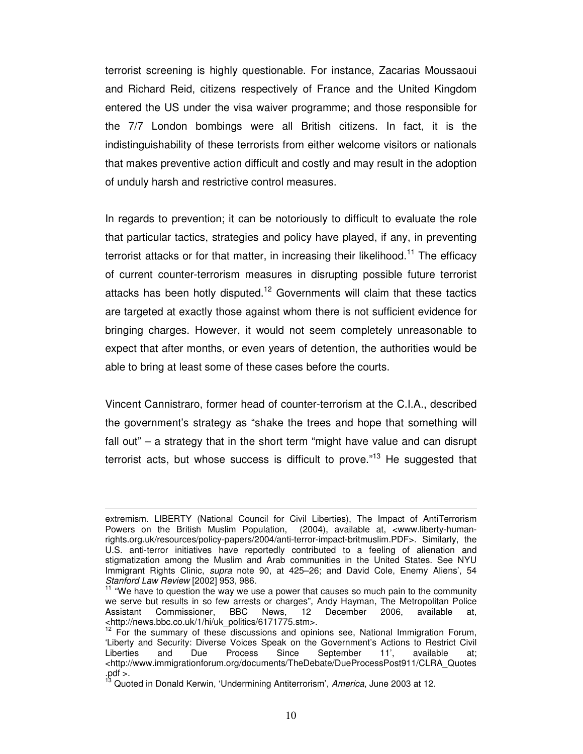terrorist screening is highly questionable. For instance, Zacarias Moussaoui and Richard Reid, citizens respectively of France and the United Kingdom entered the US under the visa waiver programme; and those responsible for the 7/7 London bombings were all British citizens. In fact, it is the indistinguishability of these terrorists from either welcome visitors or nationals that makes preventive action difficult and costly and may result in the adoption of unduly harsh and restrictive control measures.

In regards to prevention; it can be notoriously to difficult to evaluate the role that particular tactics, strategies and policy have played, if any, in preventing terrorist attacks or for that matter, in increasing their likelihood.[11] The efficacy of current counter-terrorism measures in disrupting possible future terrorist attacks has been hotly disputed.[12] Governments will claim that these tactics are targeted at exactly those against whom there is not sufficient evidence for bringing charges. However, it would not seem completely unreasonable to expect that after months, or even years of detention, the authorities would be able to bring at least some of these cases before the courts.

Vincent Cannistraro, former head of counter-terrorism at the C.I.A., described the government's strategy as "shake the trees and hope that something will fall out" – a strategy that in the short term "might have value and can disrupt terrorist acts, but whose success is difficult to prove."[13] He suggested that

---

extremism. LIBERTY (National Council for Civil Liberties), The Impact of AntiTerrorism Powers on the British Muslim Population, (2004), available at, <www.liberty-human-rights.org.uk/resources/policy-papers/2004/anti-terror-impact-britmuslim.PDF>. Similarly, the U.S. anti-terror initiatives have reportedly contributed to a feeling of alienation and stigmatization among the Muslim and Arab communities in the United States. See NYU Immigrant Rights Clinic, *supra* note 90, at 425–26; and David Cole, Enemy Aliens', 54 *Stanford Law Review* [2002] 953, 986.

[11] "We have to question the way we use a power that causes so much pain to the community we serve but results in so few arrests or charges", Andy Hayman, The Metropolitan Police Assistant Commissioner, BBC News, 12 December 2006, available at, <http://news.bbc.co.uk/1/hi/uk_politics/6171775.stm>.

[12] For the summary of these discussions and opinions see, National Immigration Forum, 'Liberty and Security: Diverse Voices Speak on the Government's Actions to Restrict Civil Liberties and Due Process Since September 11', available at; <http://www.immigrationforum.org/documents/TheDebate/DueProcessPost911/CLRA_Quotes.pdf >.

[13] Quoted in Donald Kerwin, 'Undermining Antiterrorism', *America*, June 2003 at 12.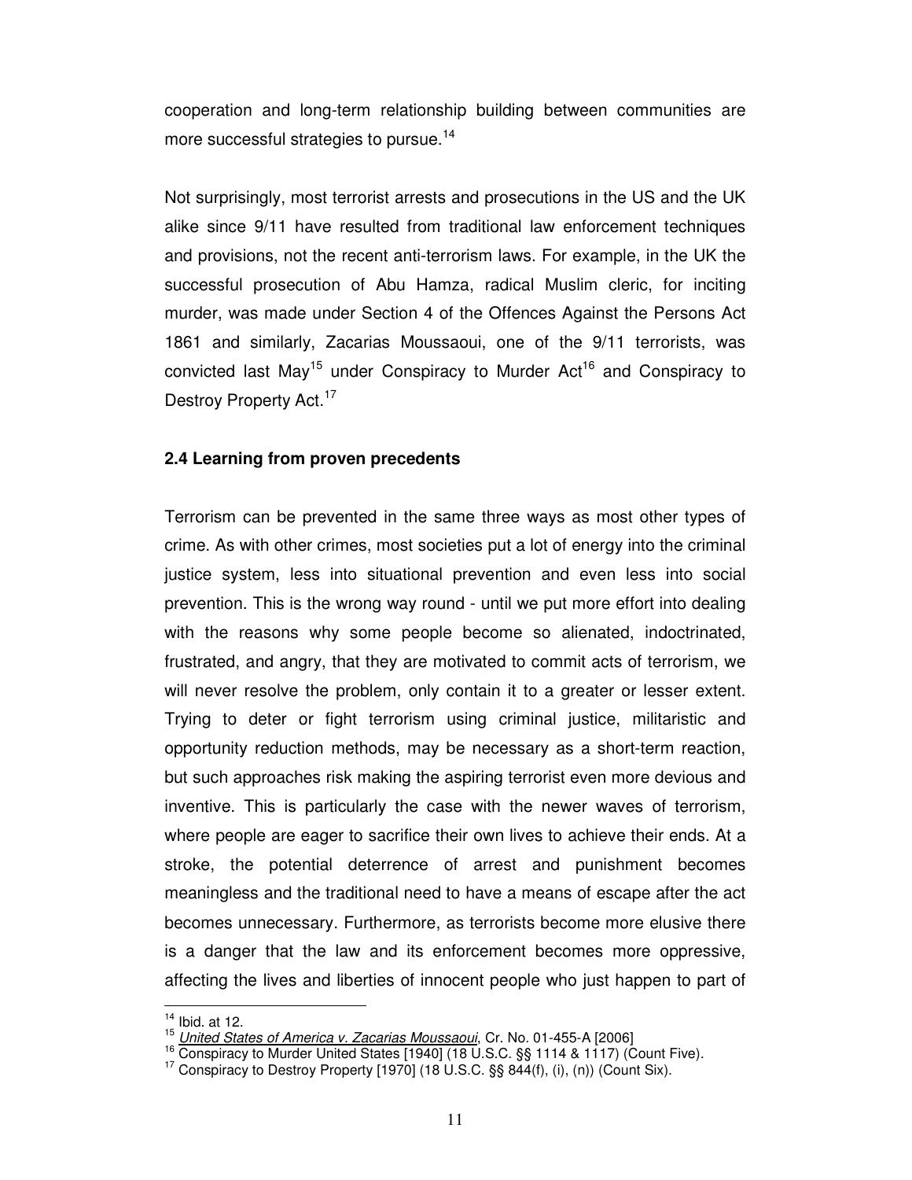cooperation and long-term relationship building between communities are more successful strategies to pursue.[14]

Not surprisingly, most terrorist arrests and prosecutions in the US and the UK alike since 9/11 have resulted from traditional law enforcement techniques and provisions, not the recent anti-terrorism laws. For example, in the UK the successful prosecution of Abu Hamza, radical Muslim cleric, for inciting murder, was made under Section 4 of the Offences Against the Persons Act 1861 and similarly, Zacarias Moussaoui, one of the 9/11 terrorists, was convicted last May[15] under Conspiracy to Murder Act[16] and Conspiracy to Destroy Property Act.[17]

### 2.4 Learning from proven precedents

Terrorism can be prevented in the same three ways as most other types of crime. As with other crimes, most societies put a lot of energy into the criminal justice system, less into situational prevention and even less into social prevention. This is the wrong way round - until we put more effort into dealing with the reasons why some people become so alienated, indoctrinated, frustrated, and angry, that they are motivated to commit acts of terrorism, we will never resolve the problem, only contain it to a greater or lesser extent. Trying to deter or fight terrorism using criminal justice, militaristic and opportunity reduction methods, may be necessary as a short-term reaction, but such approaches risk making the aspiring terrorist even more devious and inventive. This is particularly the case with the newer waves of terrorism, where people are eager to sacrifice their own lives to achieve their ends. At a stroke, the potential deterrence of arrest and punishment becomes meaningless and the traditional need to have a means of escape after the act becomes unnecessary. Furthermore, as terrorists become more elusive there is a danger that the law and its enforcement becomes more oppressive, affecting the lives and liberties of innocent people who just happen to part of

---

[14] Ibid. at 12.

[15] *United States of America v. Zacarias Moussaoui*, Cr. No. 01-455-A [2006]

[16] Conspiracy to Murder United States [1940] (18 U.S.C. §§ 1114 & 1117) (Count Five).

[17] Conspiracy to Destroy Property [1970] (18 U.S.C. §§ 844(f), (i), (n)) (Count Six).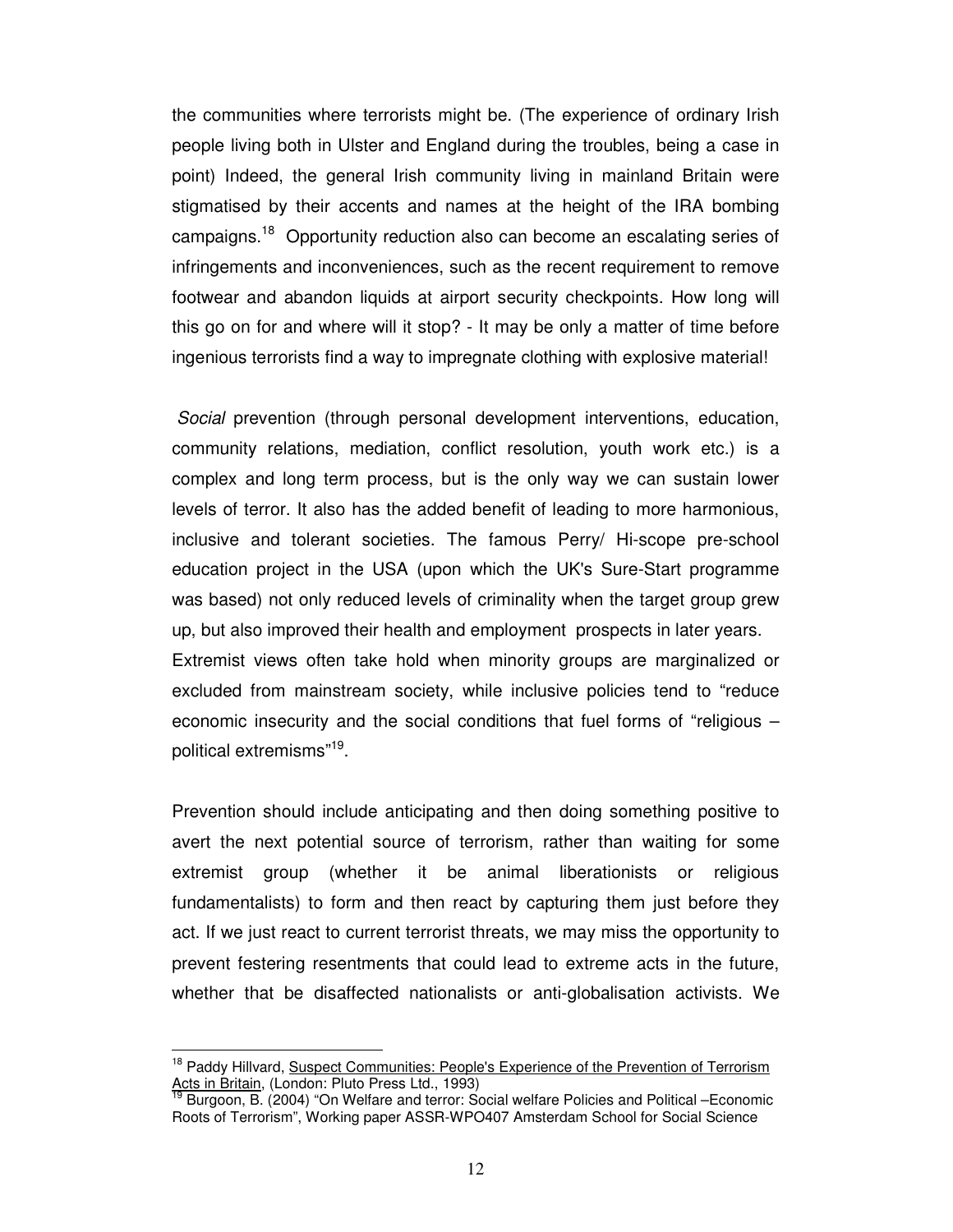the communities where terrorists might be. (The experience of ordinary Irish people living both in Ulster and England during the troubles, being a case in point) Indeed, the general Irish community living in mainland Britain were stigmatised by their accents and names at the height of the IRA bombing campaigns.[18] Opportunity reduction also can become an escalating series of infringements and inconveniences, such as the recent requirement to remove footwear and abandon liquids at airport security checkpoints. How long will this go on for and where will it stop? - It may be only a matter of time before ingenious terrorists find a way to impregnate clothing with explosive material!

*Social* prevention (through personal development interventions, education, community relations, mediation, conflict resolution, youth work etc.) is a complex and long term process, but is the only way we can sustain lower levels of terror. It also has the added benefit of leading to more harmonious, inclusive and tolerant societies. The famous Perry/ Hi-scope pre-school education project in the USA (upon which the UK's Sure-Start programme was based) not only reduced levels of criminality when the target group grew up, but also improved their health and employment prospects in later years. Extremist views often take hold when minority groups are marginalized or excluded from mainstream society, while inclusive policies tend to "reduce economic insecurity and the social conditions that fuel forms of "religious – political extremisms"[19].

Prevention should include anticipating and then doing something positive to avert the next potential source of terrorism, rather than waiting for some extremist group (whether it be animal liberationists or religious fundamentalists) to form and then react by capturing them just before they act. If we just react to current terrorist threats, we may miss the opportunity to prevent festering resentments that could lead to extreme acts in the future, whether that be disaffected nationalists or anti-globalisation activists. We

---

[18] Paddy Hillvard, Suspect Communities: People's Experience of the Prevention of Terrorism Acts in Britain, (London: Pluto Press Ltd., 1993)

[19] Burgoon, B. (2004) "On Welfare and terror: Social welfare Policies and Political –Economic Roots of Terrorism", Working paper ASSR-WPO407 Amsterdam School for Social Science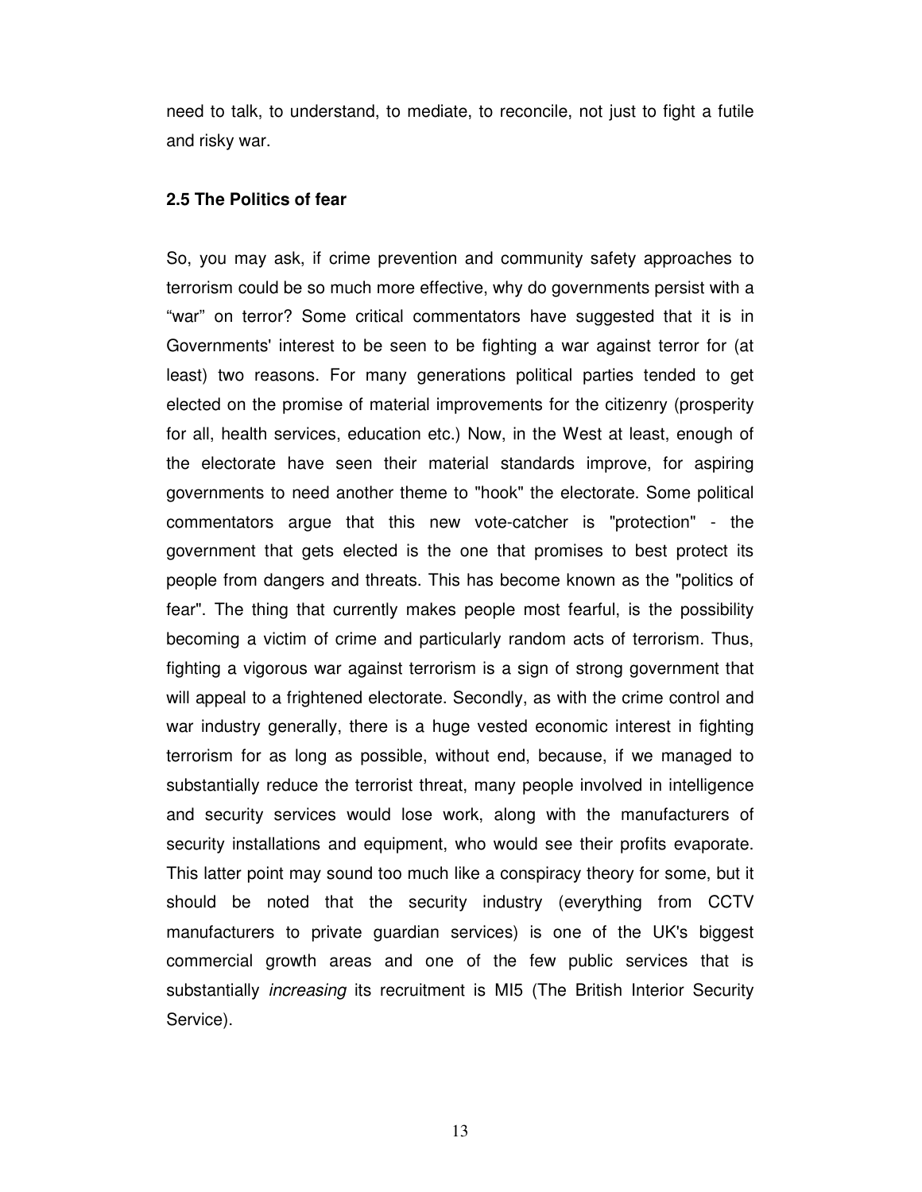need to talk, to understand, to mediate, to reconcile, not just to fight a futile and risky war.

### 2.5 The Politics of fear

So, you may ask, if crime prevention and community safety approaches to terrorism could be so much more effective, why do governments persist with a "war" on terror? Some critical commentators have suggested that it is in Governments' interest to be seen to be fighting a war against terror for (at least) two reasons. For many generations political parties tended to get elected on the promise of material improvements for the citizenry (prosperity for all, health services, education etc.) Now, in the West at least, enough of the electorate have seen their material standards improve, for aspiring governments to need another theme to "hook" the electorate. Some political commentators argue that this new vote-catcher is "protection" - the government that gets elected is the one that promises to best protect its people from dangers and threats. This has become known as the "politics of fear". The thing that currently makes people most fearful, is the possibility becoming a victim of crime and particularly random acts of terrorism. Thus, fighting a vigorous war against terrorism is a sign of strong government that will appeal to a frightened electorate. Secondly, as with the crime control and war industry generally, there is a huge vested economic interest in fighting terrorism for as long as possible, without end, because, if we managed to substantially reduce the terrorist threat, many people involved in intelligence and security services would lose work, along with the manufacturers of security installations and equipment, who would see their profits evaporate. This latter point may sound too much like a conspiracy theory for some, but it should be noted that the security industry (everything from CCTV manufacturers to private guardian services) is one of the UK's biggest commercial growth areas and one of the few public services that is substantially *increasing* its recruitment is MI5 (The British Interior Security Service).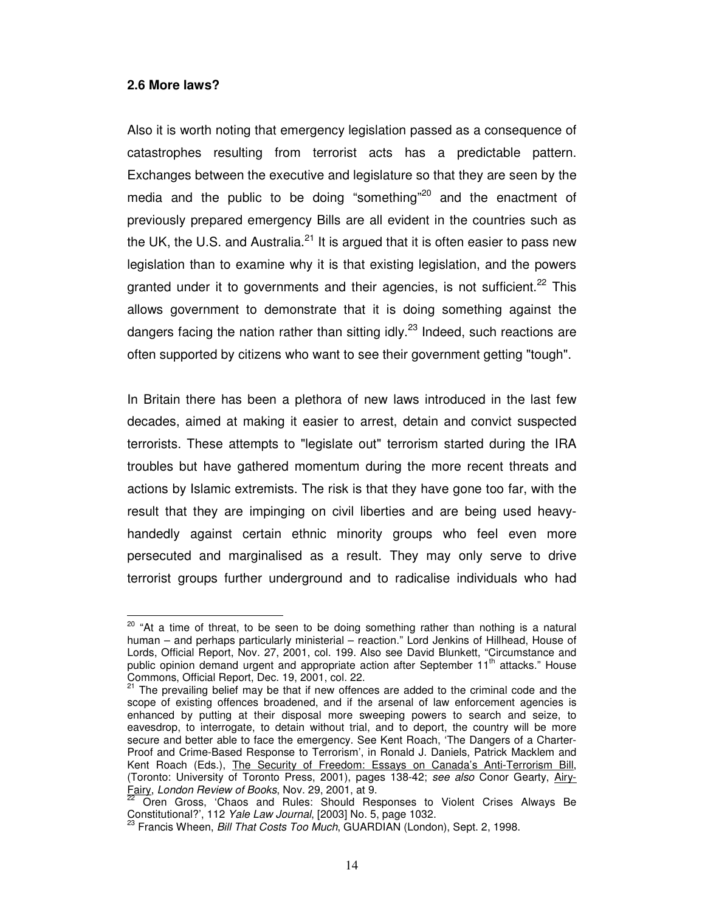### 2.6 More laws?

Also it is worth noting that emergency legislation passed as a consequence of catastrophes resulting from terrorist acts has a predictable pattern. Exchanges between the executive and legislature so that they are seen by the media and the public to be doing "something"[20] and the enactment of previously prepared emergency Bills are all evident in the countries such as the UK, the U.S. and Australia.[21] It is argued that it is often easier to pass new legislation than to examine why it is that existing legislation, and the powers granted under it to governments and their agencies, is not sufficient.[22] This allows government to demonstrate that it is doing something against the dangers facing the nation rather than sitting idly.[23] Indeed, such reactions are often supported by citizens who want to see their government getting "tough".

In Britain there has been a plethora of new laws introduced in the last few decades, aimed at making it easier to arrest, detain and convict suspected terrorists. These attempts to "legislate out" terrorism started during the IRA troubles but have gathered momentum during the more recent threats and actions by Islamic extremists. The risk is that they have gone too far, with the result that they are impinging on civil liberties and are being used heavy-handedly against certain ethnic minority groups who feel even more persecuted and marginalised as a result. They may only serve to drive terrorist groups further underground and to radicalise individuals who had

---

[20] "At a time of threat, to be seen to be doing something rather than nothing is a natural human – and perhaps particularly ministerial – reaction." Lord Jenkins of Hillhead, House of Lords, Official Report, Nov. 27, 2001, col. 199. Also see David Blunkett, "Circumstance and public opinion demand urgent and appropriate action after September 11th attacks." House Commons, Official Report, Dec. 19, 2001, col. 22.

[21] The prevailing belief may be that if new offences are added to the criminal code and the scope of existing offences broadened, and if the arsenal of law enforcement agencies is enhanced by putting at their disposal more sweeping powers to search and seize, to eavesdrop, to interrogate, to detain without trial, and to deport, the country will be more secure and better able to face the emergency. See Kent Roach, 'The Dangers of a Charter-Proof and Crime-Based Response to Terrorism', in Ronald J. Daniels, Patrick Macklem and Kent Roach (Eds.), The Security of Freedom: Essays on Canada's Anti-Terrorism Bill, (Toronto: University of Toronto Press, 2001), pages 138-42; *see also* Conor Gearty, Airy-Fairy, *London Review of Books*, Nov. 29, 2001, at 9.

[22] Oren Gross, 'Chaos and Rules: Should Responses to Violent Crises Always Be Constitutional?', 112 *Yale Law Journal*, [2003] No. 5, page 1032.

[23] Francis Wheen, *Bill That Costs Too Much*, GUARDIAN (London), Sept. 2, 1998.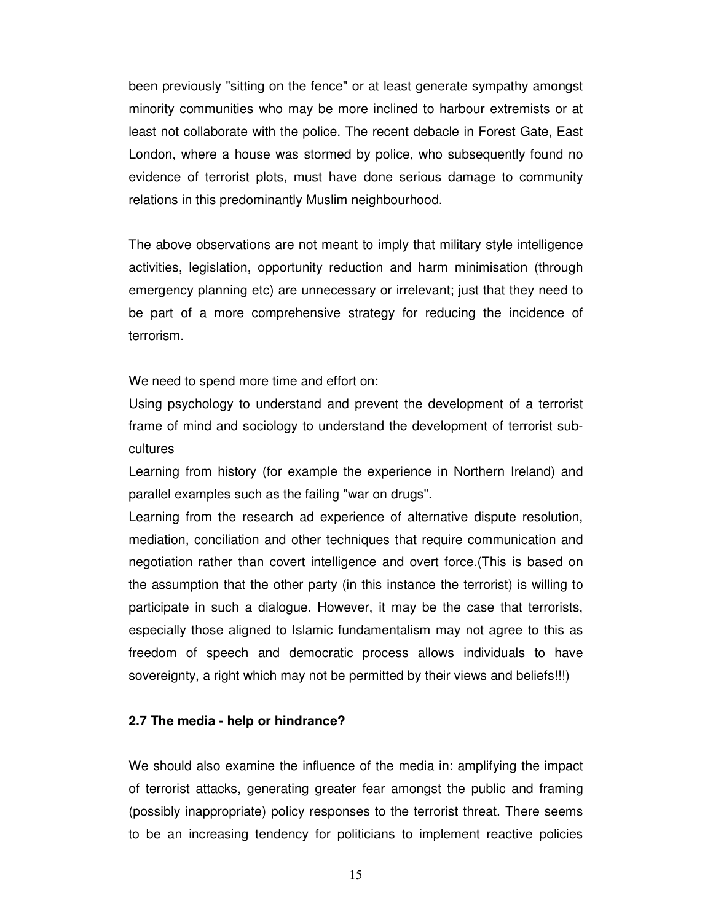been previously "sitting on the fence" or at least generate sympathy amongst minority communities who may be more inclined to harbour extremists or at least not collaborate with the police. The recent debacle in Forest Gate, East London, where a house was stormed by police, who subsequently found no evidence of terrorist plots, must have done serious damage to community relations in this predominantly Muslim neighbourhood.

The above observations are not meant to imply that military style intelligence activities, legislation, opportunity reduction and harm minimisation (through emergency planning etc) are unnecessary or irrelevant; just that they need to be part of a more comprehensive strategy for reducing the incidence of terrorism.

We need to spend more time and effort on:

Using psychology to understand and prevent the development of a terrorist frame of mind and sociology to understand the development of terrorist sub-cultures

Learning from history (for example the experience in Northern Ireland) and parallel examples such as the failing "war on drugs".

Learning from the research ad experience of alternative dispute resolution, mediation, conciliation and other techniques that require communication and negotiation rather than covert intelligence and overt force.(This is based on the assumption that the other party (in this instance the terrorist) is willing to participate in such a dialogue. However, it may be the case that terrorists, especially those aligned to Islamic fundamentalism may not agree to this as freedom of speech and democratic process allows individuals to have sovereignty, a right which may not be permitted by their views and beliefs!!!)

**2.7 The media - help or hindrance?**

We should also examine the influence of the media in: amplifying the impact of terrorist attacks, generating greater fear amongst the public and framing (possibly inappropriate) policy responses to the terrorist threat. There seems to be an increasing tendency for politicians to implement reactive policies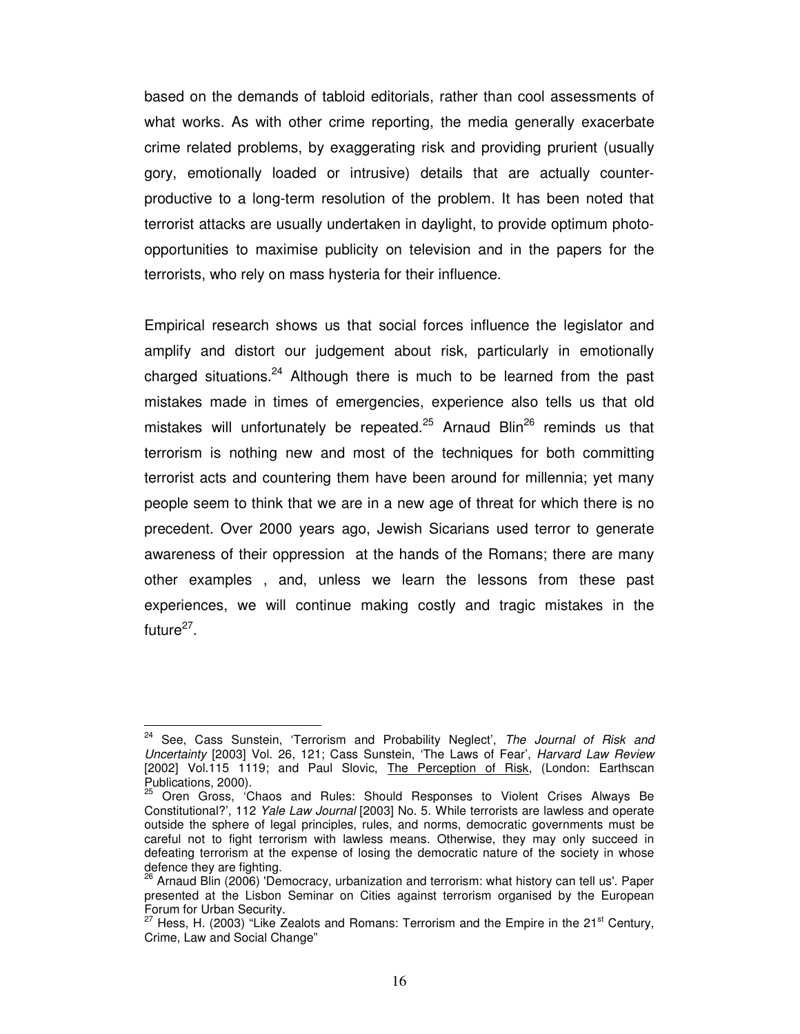based on the demands of tabloid editorials, rather than cool assessments of what works. As with other crime reporting, the media generally exacerbate crime related problems, by exaggerating risk and providing prurient (usually gory, emotionally loaded or intrusive) details that are actually counter-productive to a long-term resolution of the problem. It has been noted that terrorist attacks are usually undertaken in daylight, to provide optimum photo-opportunities to maximise publicity on television and in the papers for the terrorists, who rely on mass hysteria for their influence.

Empirical research shows us that social forces influence the legislator and amplify and distort our judgement about risk, particularly in emotionally charged situations.[24] Although there is much to be learned from the past mistakes made in times of emergencies, experience also tells us that old mistakes will unfortunately be repeated.[25] Arnaud Blin[26] reminds us that terrorism is nothing new and most of the techniques for both committing terrorist acts and countering them have been around for millennia; yet many people seem to think that we are in a new age of threat for which there is no precedent. Over 2000 years ago, Jewish Sicarians used terror to generate awareness of their oppression at the hands of the Romans; there are many other examples , and, unless we learn the lessons from these past experiences, we will continue making costly and tragic mistakes in the future[27].

---

[24] See, Cass Sunstein, 'Terrorism and Probability Neglect', *The Journal of Risk and Uncertainty* [2003] Vol. 26, 121; Cass Sunstein, 'The Laws of Fear', *Harvard Law Review* [2002] Vol.115 1119; and Paul Slovic, The Perception of Risk, (London: Earthscan Publications, 2000).

[25] Oren Gross, 'Chaos and Rules: Should Responses to Violent Crises Always Be Constitutional?', 112 *Yale Law Journal* [2003] No. 5. While terrorists are lawless and operate outside the sphere of legal principles, rules, and norms, democratic governments must be careful not to fight terrorism with lawless means. Otherwise, they may only succeed in defeating terrorism at the expense of losing the democratic nature of the society in whose defence they are fighting.

[26] Arnaud Blin (2006) 'Democracy, urbanization and terrorism: what history can tell us'. Paper presented at the Lisbon Seminar on Cities against terrorism organised by the European Forum for Urban Security.

[27] Hess, H. (2003) "Like Zealots and Romans: Terrorism and the Empire in the 21st Century, Crime, Law and Social Change"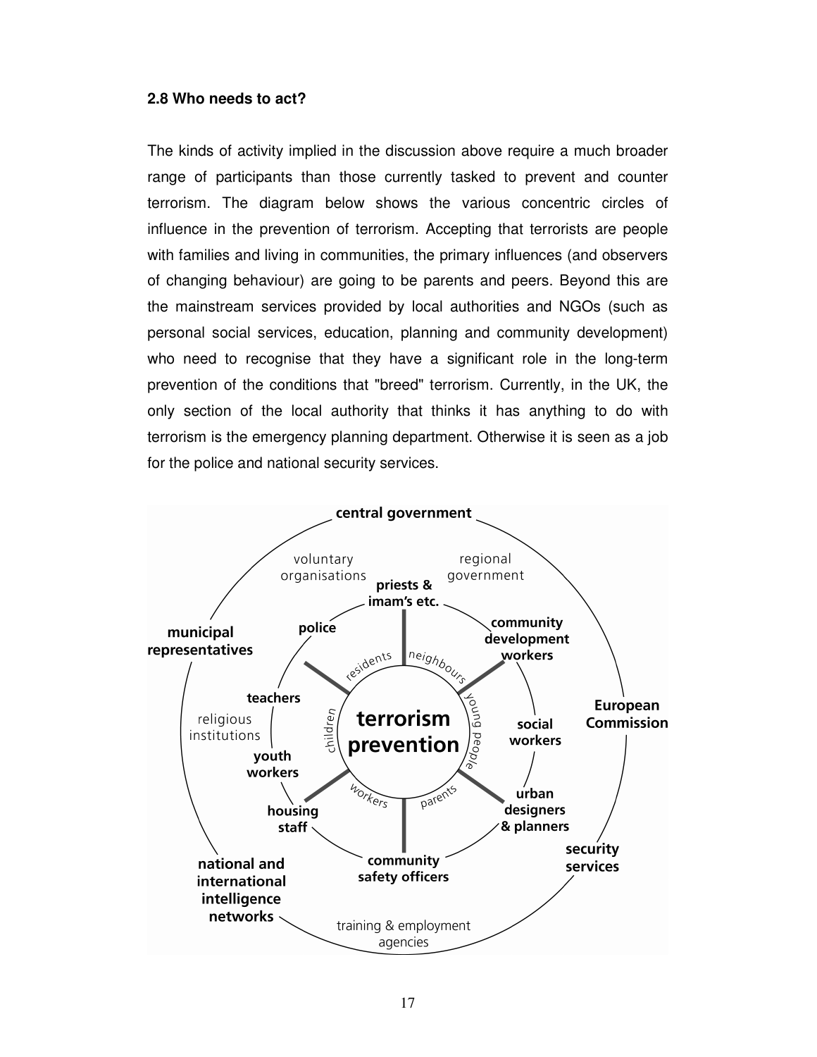### 2.8 Who needs to act?

The kinds of activity implied in the discussion above require a much broader range of participants than those currently tasked to prevent and counter terrorism. The diagram below shows the various concentric circles of influence in the prevention of terrorism. Accepting that terrorists are people with families and living in communities, the primary influences (and observers of changing behaviour) are going to be parents and peers. Beyond this are the mainstream services provided by local authorities and NGOs (such as personal social services, education, planning and community development) who need to recognise that they have a significant role in the long-term prevention of the conditions that "breed" terrorism. Currently, in the UK, the only section of the local authority that thinks it has anything to do with terrorism is the emergency planning department. Otherwise it is seen as a job for the police and national security services.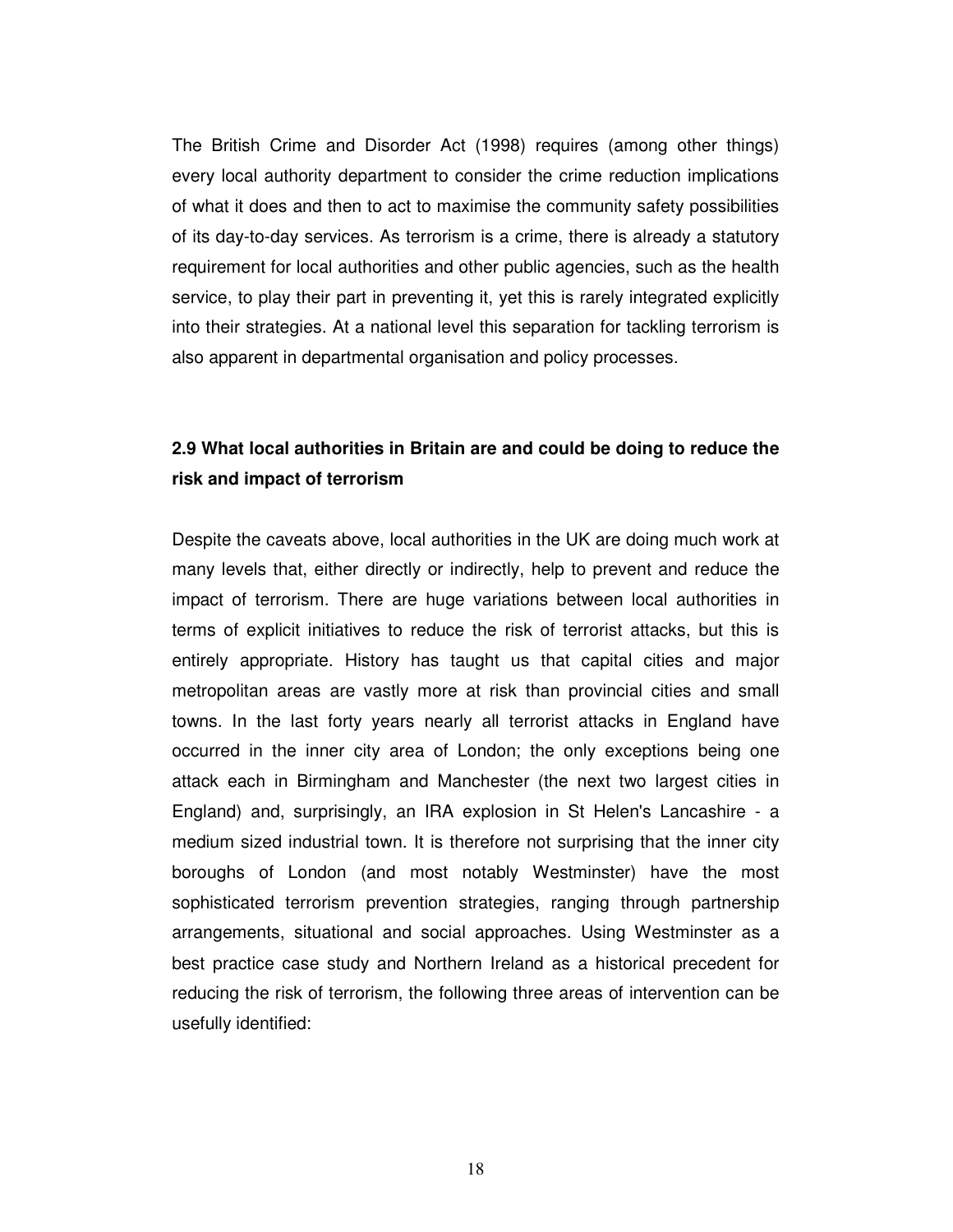The British Crime and Disorder Act (1998) requires (among other things) every local authority department to consider the crime reduction implications of what it does and then to act to maximise the community safety possibilities of its day-to-day services. As terrorism is a crime, there is already a statutory requirement for local authorities and other public agencies, such as the health service, to play their part in preventing it, yet this is rarely integrated explicitly into their strategies. At a national level this separation for tackling terrorism is also apparent in departmental organisation and policy processes.

### 2.9 What local authorities in Britain are and could be doing to reduce the risk and impact of terrorism

Despite the caveats above, local authorities in the UK are doing much work at many levels that, either directly or indirectly, help to prevent and reduce the impact of terrorism. There are huge variations between local authorities in terms of explicit initiatives to reduce the risk of terrorist attacks, but this is entirely appropriate. History has taught us that capital cities and major metropolitan areas are vastly more at risk than provincial cities and small towns. In the last forty years nearly all terrorist attacks in England have occurred in the inner city area of London; the only exceptions being one attack each in Birmingham and Manchester (the next two largest cities in England) and, surprisingly, an IRA explosion in St Helen's Lancashire - a medium sized industrial town. It is therefore not surprising that the inner city boroughs of London (and most notably Westminster) have the most sophisticated terrorism prevention strategies, ranging through partnership arrangements, situational and social approaches. Using Westminster as a best practice case study and Northern Ireland as a historical precedent for reducing the risk of terrorism, the following three areas of intervention can be usefully identified: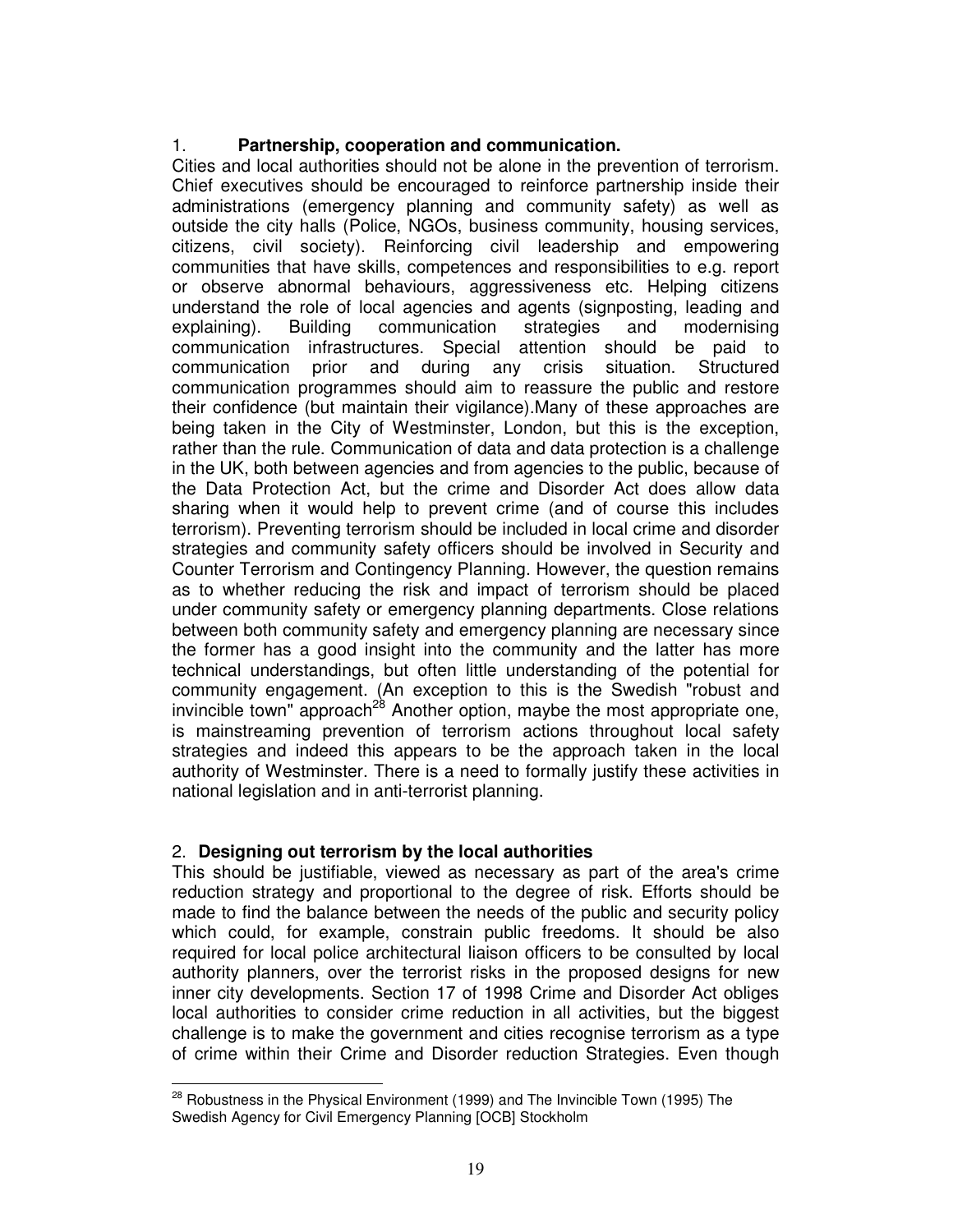1. **Partnership, cooperation and communication.**

Cities and local authorities should not be alone in the prevention of terrorism. Chief executives should be encouraged to reinforce partnership inside their administrations (emergency planning and community safety) as well as outside the city halls (Police, NGOs, business community, housing services, citizens, civil society). Reinforcing civil leadership and empowering communities that have skills, competences and responsibilities to e.g. report or observe abnormal behaviours, aggressiveness etc. Helping citizens understand the role of local agencies and agents (signposting, leading and explaining). Building communication strategies and modernising communication infrastructures. Special attention should be paid to communication prior and during any crisis situation. Structured communication programmes should aim to reassure the public and restore their confidence (but maintain their vigilance).Many of these approaches are being taken in the City of Westminster, London, but this is the exception, rather than the rule. Communication of data and data protection is a challenge in the UK, both between agencies and from agencies to the public, because of the Data Protection Act, but the crime and Disorder Act does allow data sharing when it would help to prevent crime (and of course this includes terrorism). Preventing terrorism should be included in local crime and disorder strategies and community safety officers should be involved in Security and Counter Terrorism and Contingency Planning. However, the question remains as to whether reducing the risk and impact of terrorism should be placed under community safety or emergency planning departments. Close relations between both community safety and emergency planning are necessary since the former has a good insight into the community and the latter has more technical understandings, but often little understanding of the potential for community engagement. (An exception to this is the Swedish "robust and invincible town" approach[28] Another option, maybe the most appropriate one, is mainstreaming prevention of terrorism actions throughout local safety strategies and indeed this appears to be the approach taken in the local authority of Westminster. There is a need to formally justify these activities in national legislation and in anti-terrorist planning.

2. **Designing out terrorism by the local authorities**

This should be justifiable, viewed as necessary as part of the area's crime reduction strategy and proportional to the degree of risk. Efforts should be made to find the balance between the needs of the public and security policy which could, for example, constrain public freedoms. It should be also required for local police architectural liaison officers to be consulted by local authority planners, over the terrorist risks in the proposed designs for new inner city developments. Section 17 of 1998 Crime and Disorder Act obliges local authorities to consider crime reduction in all activities, but the biggest challenge is to make the government and cities recognise terrorism as a type of crime within their Crime and Disorder reduction Strategies. Even though

[28] Robustness in the Physical Environment (1999) and The Invincible Town (1995) The Swedish Agency for Civil Emergency Planning [OCB] Stockholm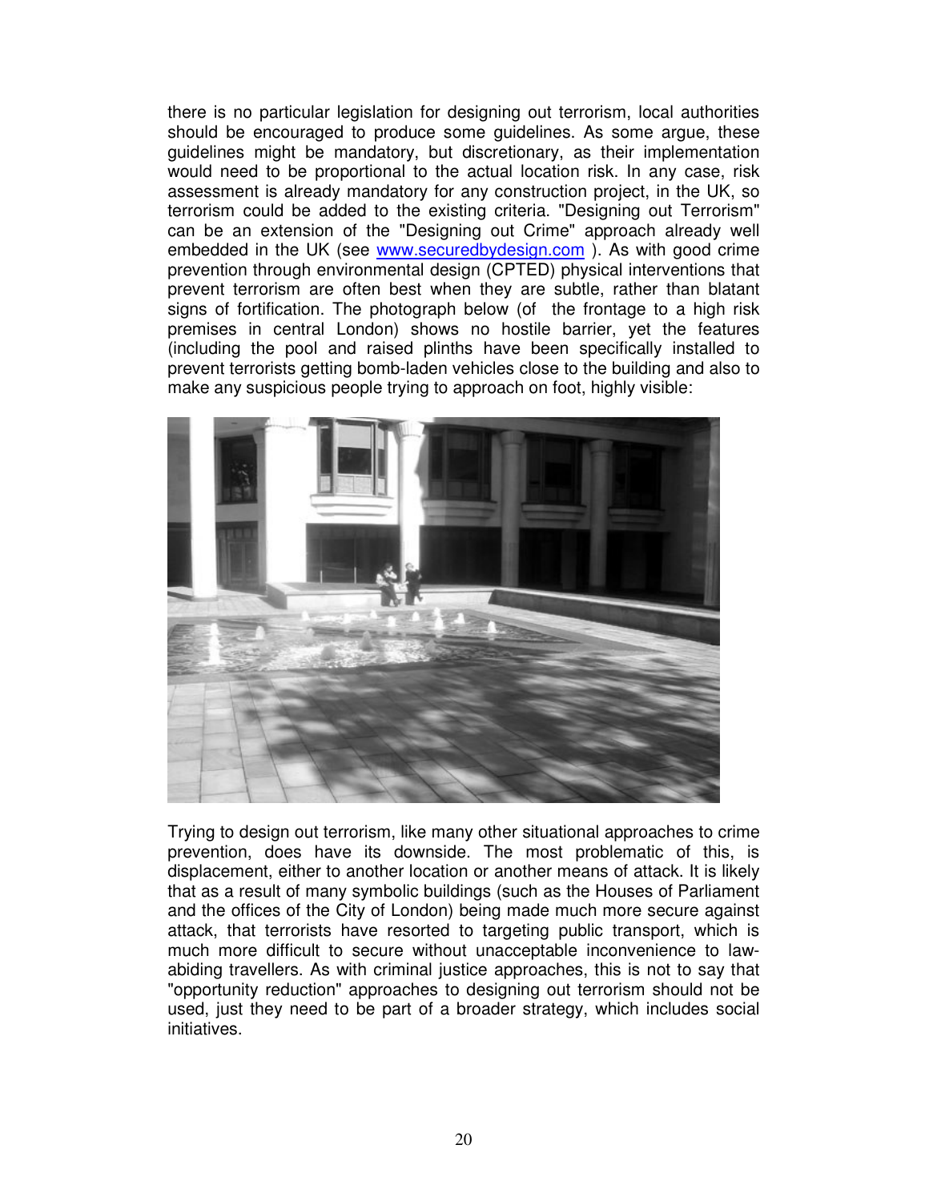there is no particular legislation for designing out terrorism, local authorities should be encouraged to produce some guidelines. As some argue, these guidelines might be mandatory, but discretionary, as their implementation would need to be proportional to the actual location risk. In any case, risk assessment is already mandatory for any construction project, in the UK, so terrorism could be added to the existing criteria. "Designing out Terrorism" can be an extension of the "Designing out Crime" approach already well embedded in the UK (see www.securedbydesign.com ). As with good crime prevention through environmental design (CPTED) physical interventions that prevent terrorism are often best when they are subtle, rather than blatant signs of fortification. The photograph below (of the frontage to a high risk premises in central London) shows no hostile barrier, yet the features (including the pool and raised plinths have been specifically installed to prevent terrorists getting bomb-laden vehicles close to the building and also to make any suspicious people trying to approach on foot, highly visible:

Trying to design out terrorism, like many other situational approaches to crime prevention, does have its downside. The most problematic of this, is displacement, either to another location or another means of attack. It is likely that as a result of many symbolic buildings (such as the Houses of Parliament and the offices of the City of London) being made much more secure against attack, that terrorists have resorted to targeting public transport, which is much more difficult to secure without unacceptable inconvenience to law-abiding travellers. As with criminal justice approaches, this is not to say that "opportunity reduction" approaches to designing out terrorism should not be used, just they need to be part of a broader strategy, which includes social initiatives.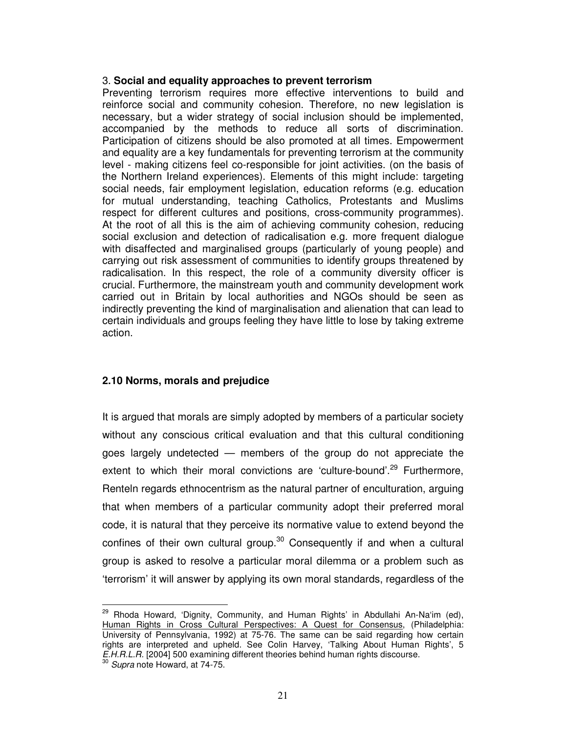3. **Social and equality approaches to prevent terrorism**

Preventing terrorism requires more effective interventions to build and reinforce social and community cohesion. Therefore, no new legislation is necessary, but a wider strategy of social inclusion should be implemented, accompanied by the methods to reduce all sorts of discrimination. Participation of citizens should be also promoted at all times. Empowerment and equality are a key fundamentals for preventing terrorism at the community level - making citizens feel co-responsible for joint activities. (on the basis of the Northern Ireland experiences). Elements of this might include: targeting social needs, fair employment legislation, education reforms (e.g. education for mutual understanding, teaching Catholics, Protestants and Muslims respect for different cultures and positions, cross-community programmes). At the root of all this is the aim of achieving community cohesion, reducing social exclusion and detection of radicalisation e.g. more frequent dialogue with disaffected and marginalised groups (particularly of young people) and carrying out risk assessment of communities to identify groups threatened by radicalisation. In this respect, the role of a community diversity officer is crucial. Furthermore, the mainstream youth and community development work carried out in Britain by local authorities and NGOs should be seen as indirectly preventing the kind of marginalisation and alienation that can lead to certain individuals and groups feeling they have little to lose by taking extreme action.

### 2.10 Norms, morals and prejudice

It is argued that morals are simply adopted by members of a particular society without any conscious critical evaluation and that this cultural conditioning goes largely undetected — members of the group do not appreciate the extent to which their moral convictions are 'culture-bound'.[29] Furthermore, Renteln regards ethnocentrism as the natural partner of enculturation, arguing that when members of a particular community adopt their preferred moral code, it is natural that they perceive its normative value to extend beyond the confines of their own cultural group.[30] Consequently if and when a cultural group is asked to resolve a particular moral dilemma or a problem such as 'terrorism' it will answer by applying its own moral standards, regardless of the

---

[29] Rhoda Howard, 'Dignity, Community, and Human Rights' in Abdullahi An-Na'im (ed), Human Rights in Cross Cultural Perspectives: A Quest for Consensus, (Philadelphia: University of Pennsylvania, 1992) at 75-76. The same can be said regarding how certain rights are interpreted and upheld. See Colin Harvey, 'Talking About Human Rights', 5 *E.H.R.L.R.* [2004] 500 examining different theories behind human rights discourse.

[30] *Supra* note Howard, at 74-75.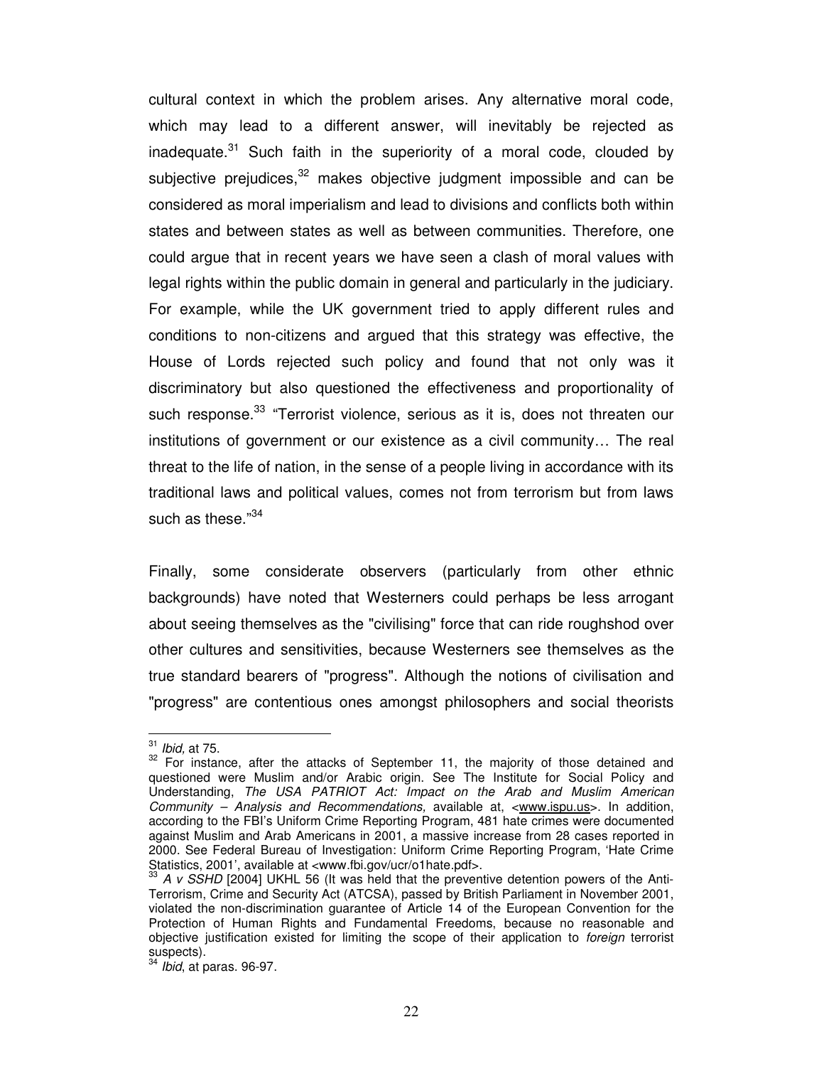cultural context in which the problem arises. Any alternative moral code, which may lead to a different answer, will inevitably be rejected as inadequate.[31] Such faith in the superiority of a moral code, clouded by subjective prejudices,[32] makes objective judgment impossible and can be considered as moral imperialism and lead to divisions and conflicts both within states and between states as well as between communities. Therefore, one could argue that in recent years we have seen a clash of moral values with legal rights within the public domain in general and particularly in the judiciary. For example, while the UK government tried to apply different rules and conditions to non-citizens and argued that this strategy was effective, the House of Lords rejected such policy and found that not only was it discriminatory but also questioned the effectiveness and proportionality of such response.[33] "Terrorist violence, serious as it is, does not threaten our institutions of government or our existence as a civil community… The real threat to the life of nation, in the sense of a people living in accordance with its traditional laws and political values, comes not from terrorism but from laws such as these."[34]

Finally, some considerate observers (particularly from other ethnic backgrounds) have noted that Westerners could perhaps be less arrogant about seeing themselves as the "civilising" force that can ride roughshod over other cultures and sensitivities, because Westerners see themselves as the true standard bearers of "progress". Although the notions of civilisation and "progress" are contentious ones amongst philosophers and social theorists

---

[31] *Ibid,* at 75.

[32] For instance, after the attacks of September 11, the majority of those detained and questioned were Muslim and/or Arabic origin. See The Institute for Social Policy and Understanding, *The USA PATRIOT Act: Impact on the Arab and Muslim American Community – Analysis and Recommendations,* available at, <www.ispu.us>. In addition, according to the FBI's Uniform Crime Reporting Program, 481 hate crimes were documented against Muslim and Arab Americans in 2001, a massive increase from 28 cases reported in 2000. See Federal Bureau of Investigation: Uniform Crime Reporting Program, 'Hate Crime Statistics, 2001', available at <www.fbi.gov/ucr/o1hate.pdf>.

[33] *A v SSHD* [2004] UKHL 56 (It was held that the preventive detention powers of the Anti-Terrorism, Crime and Security Act (ATCSA), passed by British Parliament in November 2001, violated the non-discrimination guarantee of Article 14 of the European Convention for the Protection of Human Rights and Fundamental Freedoms, because no reasonable and objective justification existed for limiting the scope of their application to *foreign* terrorist suspects).

[34] *Ibid*, at paras. 96-97.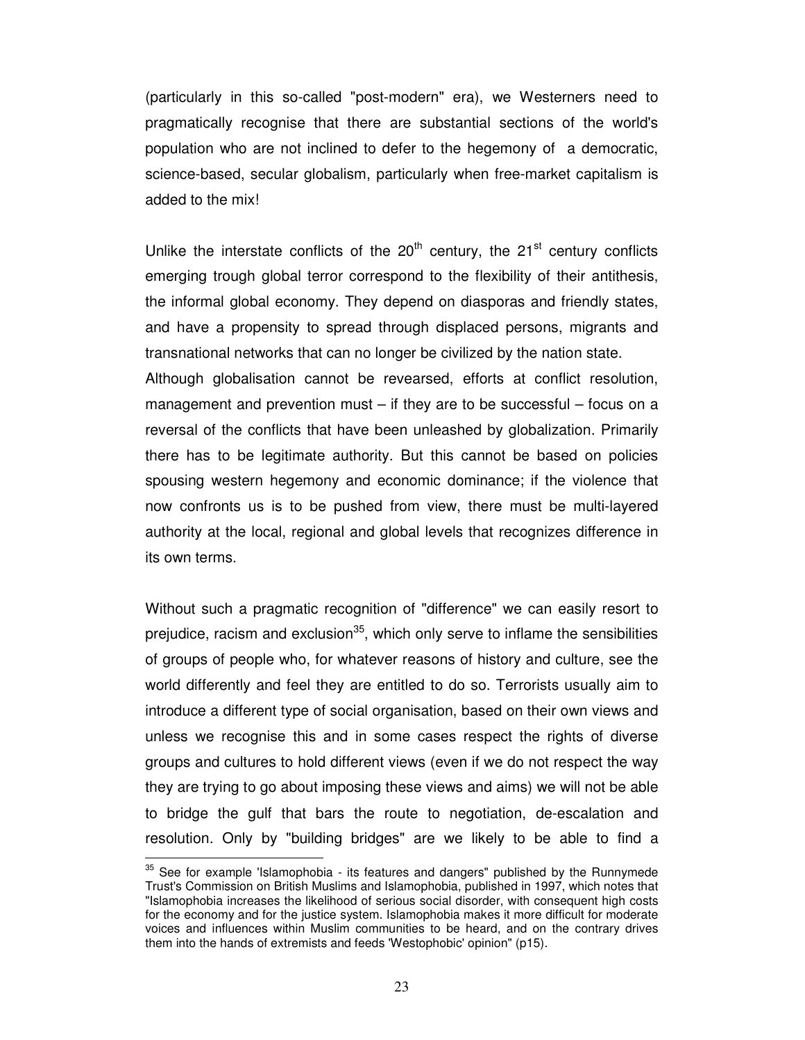(particularly in this so-called "post-modern" era), we Westerners need to pragmatically recognise that there are substantial sections of the world's population who are not inclined to defer to the hegemony of a democratic, science-based, secular globalism, particularly when free-market capitalism is added to the mix!

Unlike the interstate conflicts of the 20th century, the 21st century conflicts emerging trough global terror correspond to the flexibility of their antithesis, the informal global economy. They depend on diasporas and friendly states, and have a propensity to spread through displaced persons, migrants and transnational networks that can no longer be civilized by the nation state.

Although globalisation cannot be revearsed, efforts at conflict resolution, management and prevention must – if they are to be successful – focus on a reversal of the conflicts that have been unleashed by globalization. Primarily there has to be legitimate authority. But this cannot be based on policies spousing western hegemony and economic dominance; if the violence that now confronts us is to be pushed from view, there must be multi-layered authority at the local, regional and global levels that recognizes difference in its own terms.

Without such a pragmatic recognition of "difference" we can easily resort to prejudice, racism and exclusion[35], which only serve to inflame the sensibilities of groups of people who, for whatever reasons of history and culture, see the world differently and feel they are entitled to do so. Terrorists usually aim to introduce a different type of social organisation, based on their own views and unless we recognise this and in some cases respect the rights of diverse groups and cultures to hold different views (even if we do not respect the way they are trying to go about imposing these views and aims) we will not be able to bridge the gulf that bars the route to negotiation, de-escalation and resolution. Only by "building bridges" are we likely to be able to find a

---

[35] See for example 'Islamophobia - its features and dangers" published by the Runnymede Trust's Commission on British Muslims and Islamophobia, published in 1997, which notes that "Islamophobia increases the likelihood of serious social disorder, with consequent high costs for the economy and for the justice system. Islamophobia makes it more difficult for moderate voices and influences within Muslim communities to be heard, and on the contrary drives them into the hands of extremists and feeds 'Westophobic' opinion" (p15).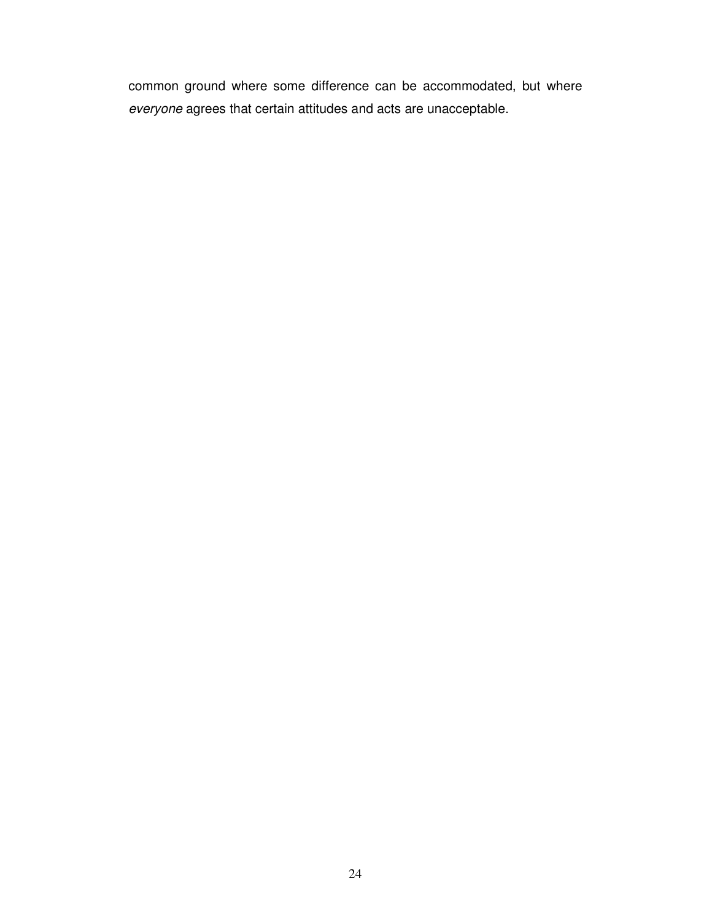common ground where some difference can be accommodated, but where *everyone* agrees that certain attitudes and acts are unacceptable.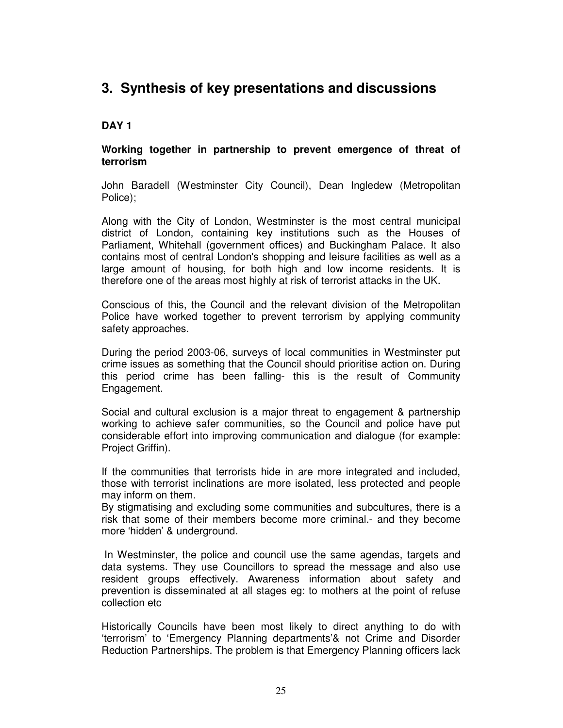# 3. Synthesis of key presentations and discussions

## DAY 1

### Working together in partnership to prevent emergence of threat of terrorism

John Baradell (Westminster City Council), Dean Ingledew (Metropolitan Police);

Along with the City of London, Westminster is the most central municipal district of London, containing key institutions such as the Houses of Parliament, Whitehall (government offices) and Buckingham Palace. It also contains most of central London's shopping and leisure facilities as well as a large amount of housing, for both high and low income residents. It is therefore one of the areas most highly at risk of terrorist attacks in the UK.

Conscious of this, the Council and the relevant division of the Metropolitan Police have worked together to prevent terrorism by applying community safety approaches.

During the period 2003-06, surveys of local communities in Westminster put crime issues as something that the Council should prioritise action on. During this period crime has been falling- this is the result of Community Engagement.

Social and cultural exclusion is a major threat to engagement & partnership working to achieve safer communities, so the Council and police have put considerable effort into improving communication and dialogue (for example: Project Griffin).

If the communities that terrorists hide in are more integrated and included, those with terrorist inclinations are more isolated, less protected and people may inform on them.
By stigmatising and excluding some communities and subcultures, there is a risk that some of their members become more criminal.- and they become more 'hidden' & underground.

In Westminster, the police and council use the same agendas, targets and data systems. They use Councillors to spread the message and also use resident groups effectively. Awareness information about safety and prevention is disseminated at all stages eg: to mothers at the point of refuse collection etc

Historically Councils have been most likely to direct anything to do with 'terrorism' to 'Emergency Planning departments'& not Crime and Disorder Reduction Partnerships. The problem is that Emergency Planning officers lack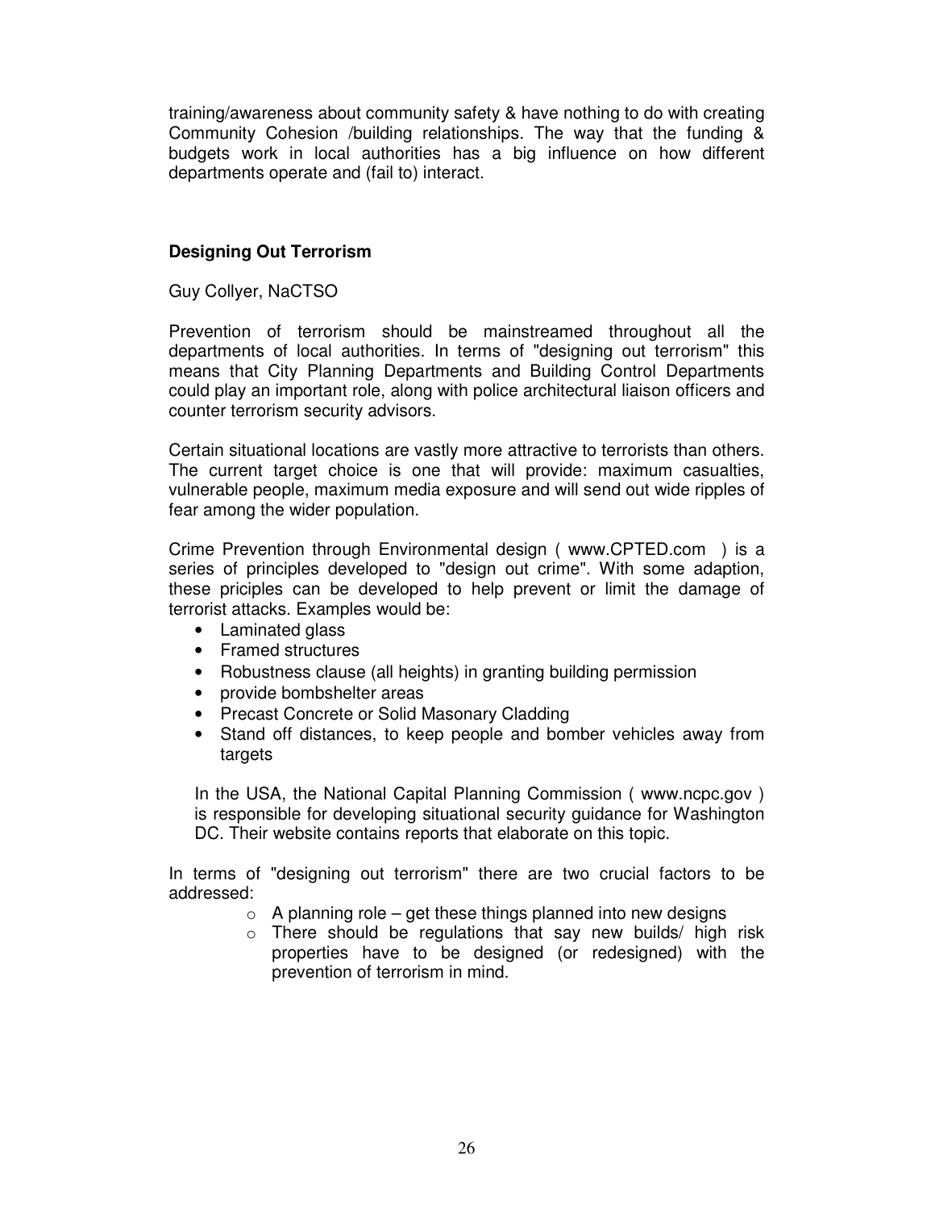training/awareness about community safety & have nothing to do with creating Community Cohesion /building relationships. The way that the funding & budgets work in local authorities has a big influence on how different departments operate and (fail to) interact.

## Designing Out Terrorism

Guy Collyer, NaCTSO

Prevention of terrorism should be mainstreamed throughout all the departments of local authorities. In terms of "designing out terrorism" this means that City Planning Departments and Building Control Departments could play an important role, along with police architectural liaison officers and counter terrorism security advisors.

Certain situational locations are vastly more attractive to terrorists than others. The current target choice is one that will provide: maximum casualties, vulnerable people, maximum media exposure and will send out wide ripples of fear among the wider population.

Crime Prevention through Environmental design ( www.CPTED.com ) is a series of principles developed to "design out crime". With some adaption, these priciples can be developed to help prevent or limit the damage of terrorist attacks. Examples would be:

- Laminated glass
- Framed structures
- Robustness clause (all heights) in granting building permission
- provide bombshelter areas
- Precast Concrete or Solid Masonary Cladding
- Stand off distances, to keep people and bomber vehicles away from targets

In the USA, the National Capital Planning Commission ( www.ncpc.gov ) is responsible for developing situational security guidance for Washington DC. Their website contains reports that elaborate on this topic.

In terms of "designing out terrorism" there are two crucial factors to be addressed:

- A planning role – get these things planned into new designs
- There should be regulations that say new builds/ high risk properties have to be designed (or redesigned) with the prevention of terrorism in mind.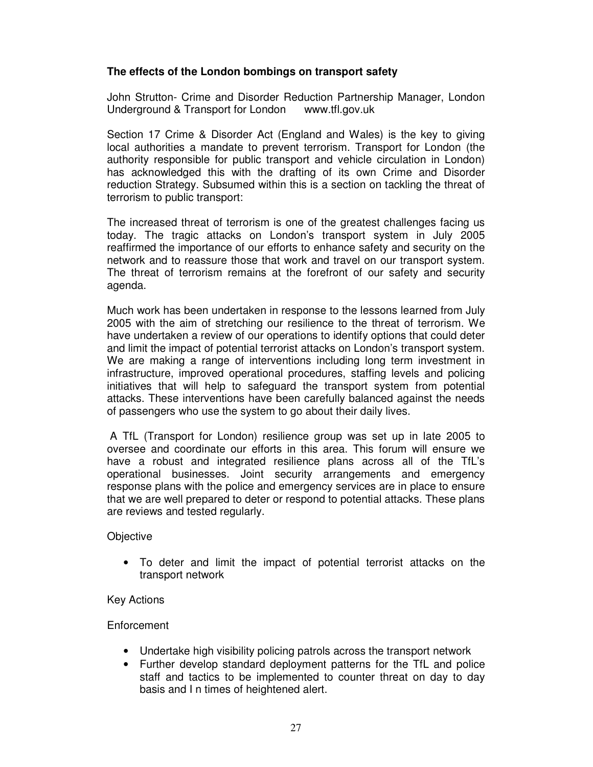**The effects of the London bombings on transport safety**

John Strutton- Crime and Disorder Reduction Partnership Manager, London Underground & Transport for London www.tfl.gov.uk

Section 17 Crime & Disorder Act (England and Wales) is the key to giving local authorities a mandate to prevent terrorism. Transport for London (the authority responsible for public transport and vehicle circulation in London) has acknowledged this with the drafting of its own Crime and Disorder reduction Strategy. Subsumed within this is a section on tackling the threat of terrorism to public transport:

The increased threat of terrorism is one of the greatest challenges facing us today. The tragic attacks on London's transport system in July 2005 reaffirmed the importance of our efforts to enhance safety and security on the network and to reassure those that work and travel on our transport system. The threat of terrorism remains at the forefront of our safety and security agenda.

Much work has been undertaken in response to the lessons learned from July 2005 with the aim of stretching our resilience to the threat of terrorism. We have undertaken a review of our operations to identify options that could deter and limit the impact of potential terrorist attacks on London's transport system. We are making a range of interventions including long term investment in infrastructure, improved operational procedures, staffing levels and policing initiatives that will help to safeguard the transport system from potential attacks. These interventions have been carefully balanced against the needs of passengers who use the system to go about their daily lives.

A TfL (Transport for London) resilience group was set up in late 2005 to oversee and coordinate our efforts in this area. This forum will ensure we have a robust and integrated resilience plans across all of the TfL's operational businesses. Joint security arrangements and emergency response plans with the police and emergency services are in place to ensure that we are well prepared to deter or respond to potential attacks. These plans are reviews and tested regularly.

Objective

- To deter and limit the impact of potential terrorist attacks on the transport network

Key Actions

Enforcement

- Undertake high visibility policing patrols across the transport network
- Further develop standard deployment patterns for the TfL and police staff and tactics to be implemented to counter threat on day to day basis and I n times of heightened alert.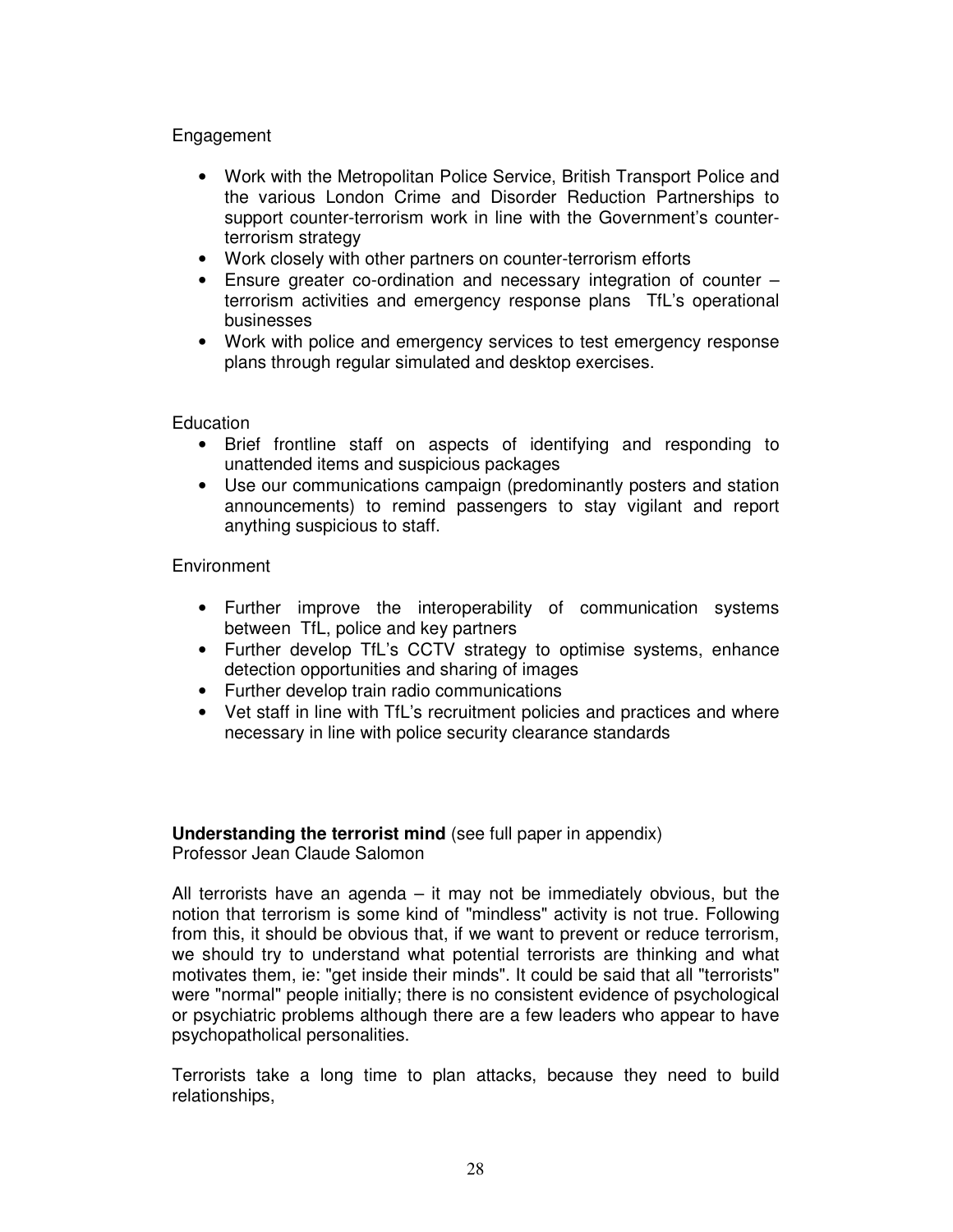Engagement

- Work with the Metropolitan Police Service, British Transport Police and the various London Crime and Disorder Reduction Partnerships to support counter-terrorism work in line with the Government's counter-terrorism strategy
- Work closely with other partners on counter-terrorism efforts
- Ensure greater co-ordination and necessary integration of counter – terrorism activities and emergency response plans TfL's operational businesses
- Work with police and emergency services to test emergency response plans through regular simulated and desktop exercises.

Education

- Brief frontline staff on aspects of identifying and responding to unattended items and suspicious packages
- Use our communications campaign (predominantly posters and station announcements) to remind passengers to stay vigilant and report anything suspicious to staff.

Environment

- Further improve the interoperability of communication systems between TfL, police and key partners
- Further develop TfL's CCTV strategy to optimise systems, enhance detection opportunities and sharing of images
- Further develop train radio communications
- Vet staff in line with TfL's recruitment policies and practices and where necessary in line with police security clearance standards

**Understanding the terrorist mind** (see full paper in appendix)
Professor Jean Claude Salomon

All terrorists have an agenda – it may not be immediately obvious, but the notion that terrorism is some kind of "mindless" activity is not true. Following from this, it should be obvious that, if we want to prevent or reduce terrorism, we should try to understand what potential terrorists are thinking and what motivates them, ie: "get inside their minds". It could be said that all "terrorists" were "normal" people initially; there is no consistent evidence of psychological or psychiatric problems although there are a few leaders who appear to have psychopatholical personalities.

Terrorists take a long time to plan attacks, because they need to build relationships,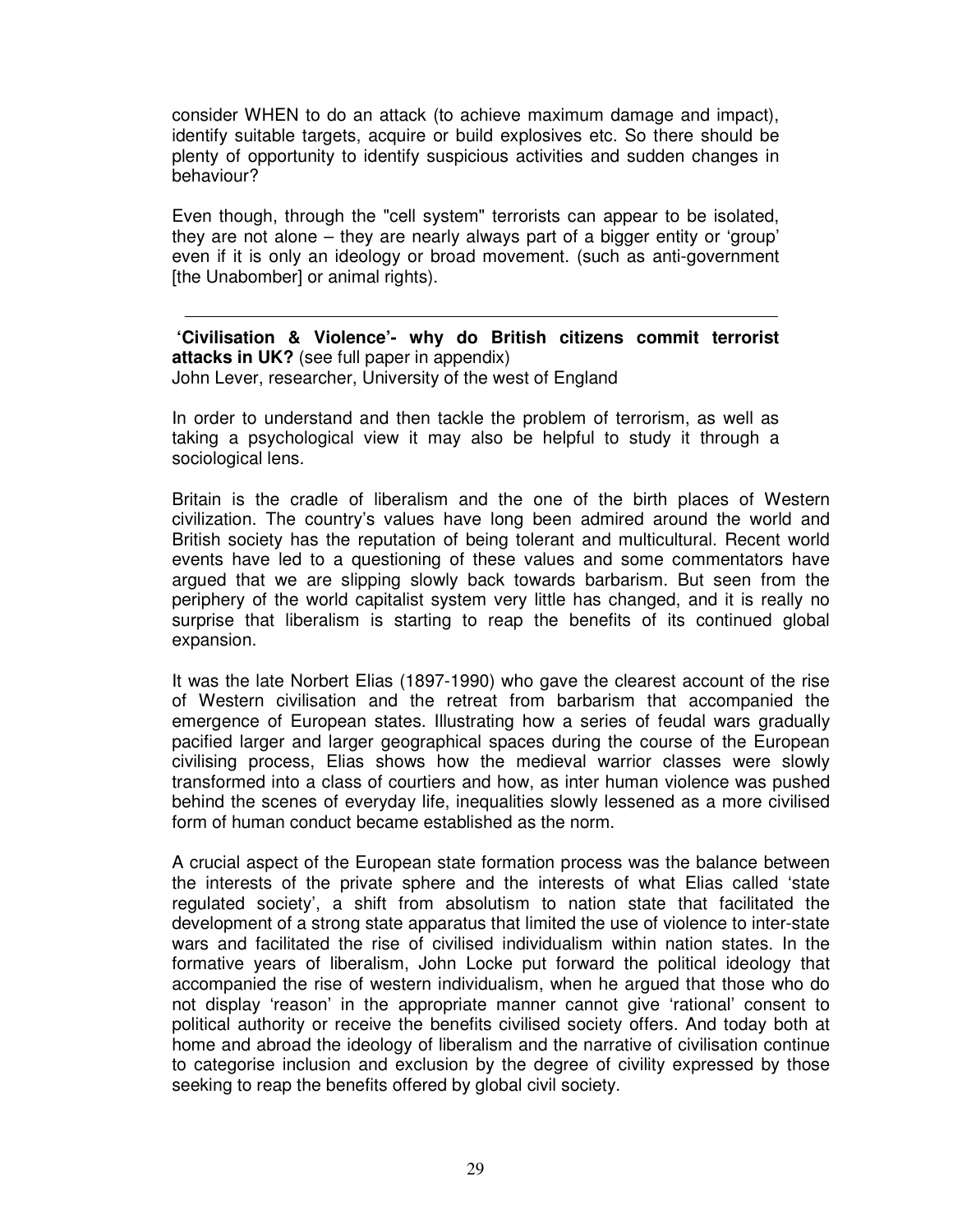consider WHEN to do an attack (to achieve maximum damage and impact), identify suitable targets, acquire or build explosives etc. So there should be plenty of opportunity to identify suspicious activities and sudden changes in behaviour?

Even though, through the "cell system" terrorists can appear to be isolated, they are not alone – they are nearly always part of a bigger entity or 'group' even if it is only an ideology or broad movement. (such as anti-government [the Unabomber] or animal rights).

---

**'Civilisation & Violence'- why do British citizens commit terrorist attacks in UK?** (see full paper in appendix)
John Lever, researcher, University of the west of England

In order to understand and then tackle the problem of terrorism, as well as taking a psychological view it may also be helpful to study it through a sociological lens.

Britain is the cradle of liberalism and the one of the birth places of Western civilization. The country's values have long been admired around the world and British society has the reputation of being tolerant and multicultural. Recent world events have led to a questioning of these values and some commentators have argued that we are slipping slowly back towards barbarism. But seen from the periphery of the world capitalist system very little has changed, and it is really no surprise that liberalism is starting to reap the benefits of its continued global expansion.

It was the late Norbert Elias (1897-1990) who gave the clearest account of the rise of Western civilisation and the retreat from barbarism that accompanied the emergence of European states. Illustrating how a series of feudal wars gradually pacified larger and larger geographical spaces during the course of the European civilising process, Elias shows how the medieval warrior classes were slowly transformed into a class of courtiers and how, as inter human violence was pushed behind the scenes of everyday life, inequalities slowly lessened as a more civilised form of human conduct became established as the norm.

A crucial aspect of the European state formation process was the balance between the interests of the private sphere and the interests of what Elias called 'state regulated society', a shift from absolutism to nation state that facilitated the development of a strong state apparatus that limited the use of violence to inter-state wars and facilitated the rise of civilised individualism within nation states. In the formative years of liberalism, John Locke put forward the political ideology that accompanied the rise of western individualism, when he argued that those who do not display 'reason' in the appropriate manner cannot give 'rational' consent to political authority or receive the benefits civilised society offers. And today both at home and abroad the ideology of liberalism and the narrative of civilisation continue to categorise inclusion and exclusion by the degree of civility expressed by those seeking to reap the benefits offered by global civil society.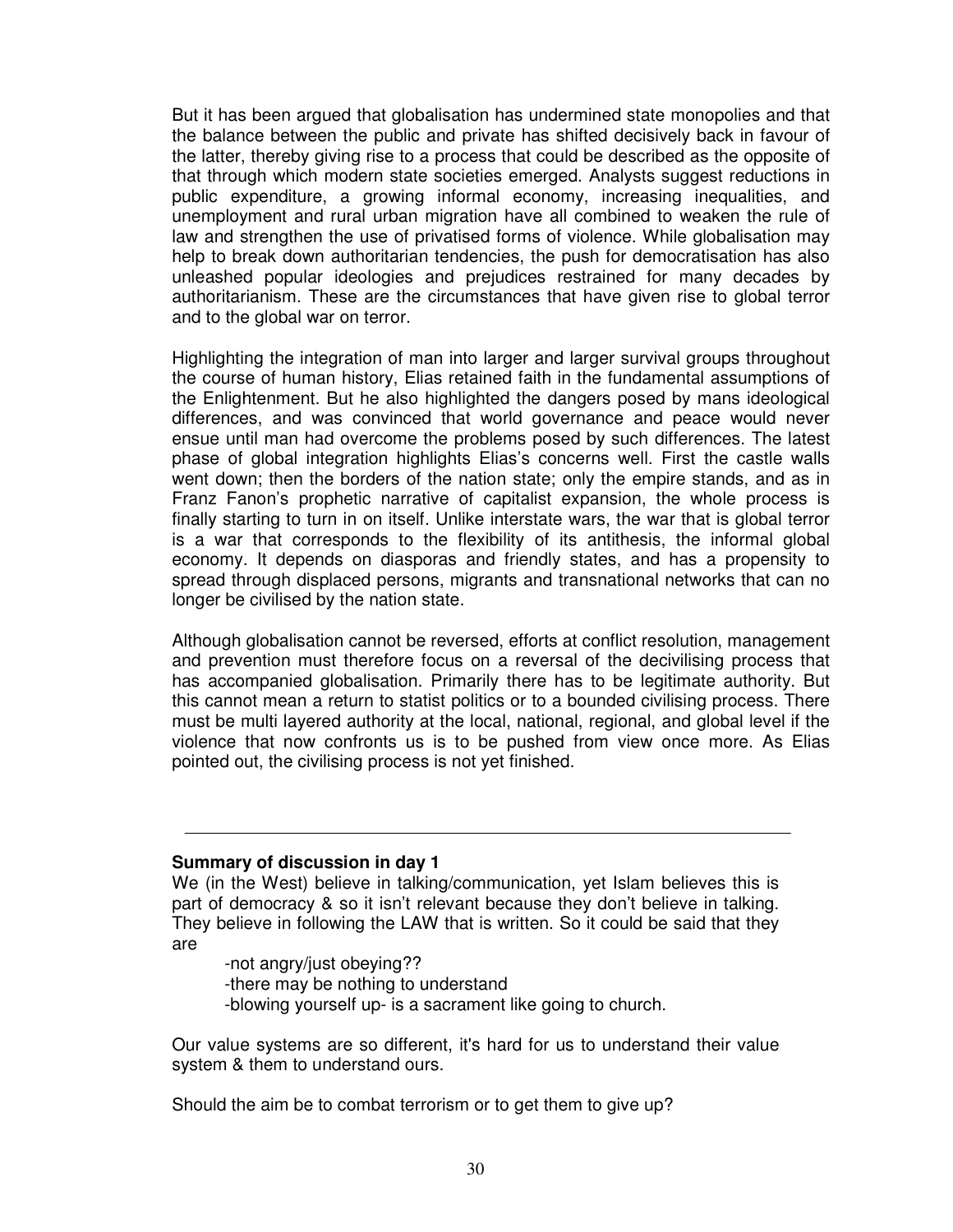But it has been argued that globalisation has undermined state monopolies and that the balance between the public and private has shifted decisively back in favour of the latter, thereby giving rise to a process that could be described as the opposite of that through which modern state societies emerged. Analysts suggest reductions in public expenditure, a growing informal economy, increasing inequalities, and unemployment and rural urban migration have all combined to weaken the rule of law and strengthen the use of privatised forms of violence. While globalisation may help to break down authoritarian tendencies, the push for democratisation has also unleashed popular ideologies and prejudices restrained for many decades by authoritarianism. These are the circumstances that have given rise to global terror and to the global war on terror.

Highlighting the integration of man into larger and larger survival groups throughout the course of human history, Elias retained faith in the fundamental assumptions of the Enlightenment. But he also highlighted the dangers posed by mans ideological differences, and was convinced that world governance and peace would never ensue until man had overcome the problems posed by such differences. The latest phase of global integration highlights Elias's concerns well. First the castle walls went down; then the borders of the nation state; only the empire stands, and as in Franz Fanon's prophetic narrative of capitalist expansion, the whole process is finally starting to turn in on itself. Unlike interstate wars, the war that is global terror is a war that corresponds to the flexibility of its antithesis, the informal global economy. It depends on diasporas and friendly states, and has a propensity to spread through displaced persons, migrants and transnational networks that can no longer be civilised by the nation state.

Although globalisation cannot be reversed, efforts at conflict resolution, management and prevention must therefore focus on a reversal of the decivilising process that has accompanied globalisation. Primarily there has to be legitimate authority. But this cannot mean a return to statist politics or to a bounded civilising process. There must be multi layered authority at the local, national, regional, and global level if the violence that now confronts us is to be pushed from view once more. As Elias pointed out, the civilising process is not yet finished.

---

**Summary of discussion in day 1**

We (in the West) believe in talking/communication, yet Islam believes this is part of democracy & so it isn't relevant because they don't believe in talking. They believe in following the LAW that is written. So it could be said that they are

- -not angry/just obeying??
- -there may be nothing to understand
- -blowing yourself up- is a sacrament like going to church.

Our value systems are so different, it's hard for us to understand their value system & them to understand ours.

Should the aim be to combat terrorism or to get them to give up?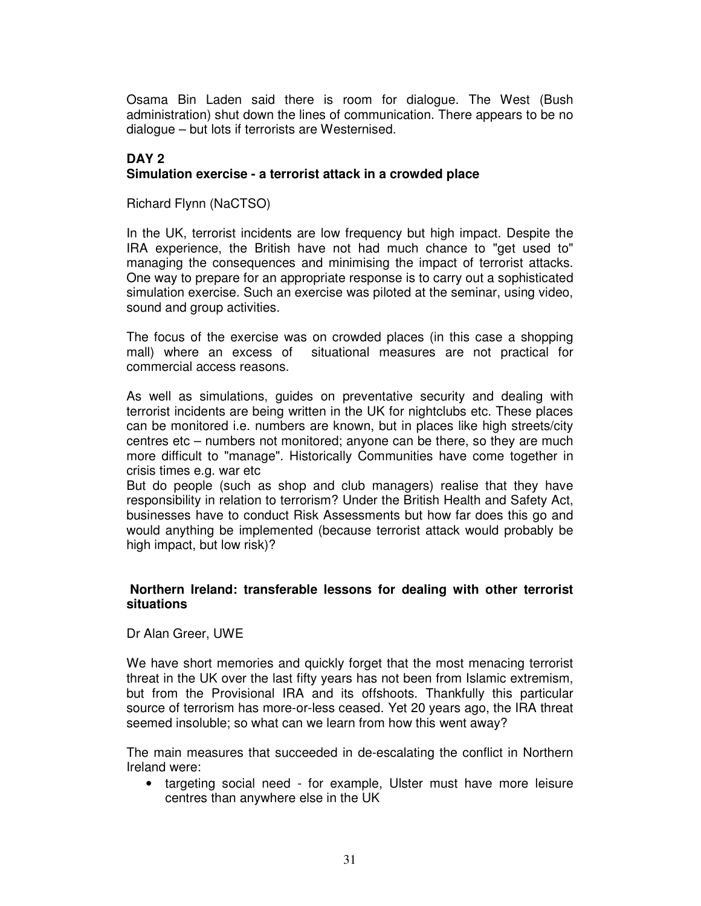Osama Bin Laden said there is room for dialogue. The West (Bush administration) shut down the lines of communication. There appears to be no dialogue – but lots if terrorists are Westernised.

## DAY 2

### Simulation exercise - a terrorist attack in a crowded place

Richard Flynn (NaCTSO)

In the UK, terrorist incidents are low frequency but high impact. Despite the IRA experience, the British have not had much chance to "get used to" managing the consequences and minimising the impact of terrorist attacks. One way to prepare for an appropriate response is to carry out a sophisticated simulation exercise. Such an exercise was piloted at the seminar, using video, sound and group activities.

The focus of the exercise was on crowded places (in this case a shopping mall) where an excess of situational measures are not practical for commercial access reasons.

As well as simulations, guides on preventative security and dealing with terrorist incidents are being written in the UK for nightclubs etc. These places can be monitored i.e. numbers are known, but in places like high streets/city centres etc – numbers not monitored; anyone can be there, so they are much more difficult to "manage". Historically Communities have come together in crisis times e.g. war etc

But do people (such as shop and club managers) realise that they have responsibility in relation to terrorism? Under the British Health and Safety Act, businesses have to conduct Risk Assessments but how far does this go and would anything be implemented (because terrorist attack would probably be high impact, but low risk)?

### Northern Ireland: transferable lessons for dealing with other terrorist situations

Dr Alan Greer, UWE

We have short memories and quickly forget that the most menacing terrorist threat in the UK over the last fifty years has not been from Islamic extremism, but from the Provisional IRA and its offshoots. Thankfully this particular source of terrorism has more-or-less ceased. Yet 20 years ago, the IRA threat seemed insoluble; so what can we learn from how this went away?

The main measures that succeeded in de-escalating the conflict in Northern Ireland were:

- targeting social need - for example, Ulster must have more leisure centres than anywhere else in the UK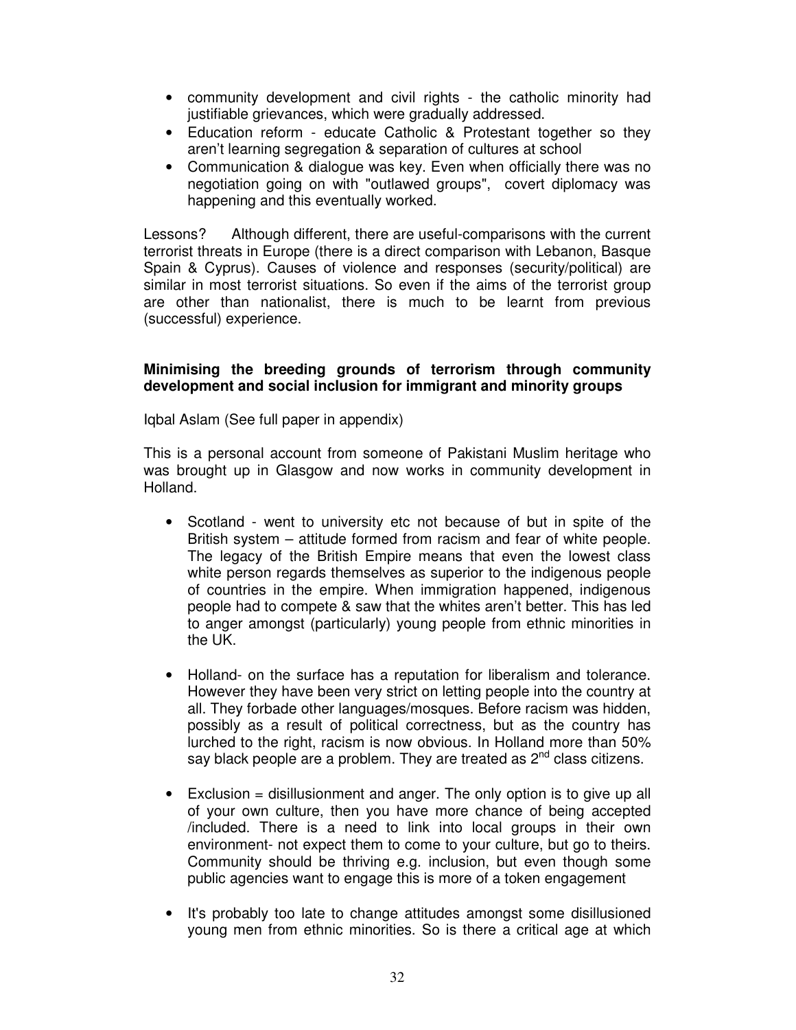- community development and civil rights - the catholic minority had justifiable grievances, which were gradually addressed.
- Education reform - educate Catholic & Protestant together so they aren't learning segregation & separation of cultures at school
- Communication & dialogue was key. Even when officially there was no negotiation going on with "outlawed groups", covert diplomacy was happening and this eventually worked.

Lessons? Although different, there are useful-comparisons with the current terrorist threats in Europe (there is a direct comparison with Lebanon, Basque Spain & Cyprus). Causes of violence and responses (security/political) are similar in most terrorist situations. So even if the aims of the terrorist group are other than nationalist, there is much to be learnt from previous (successful) experience.

**Minimising the breeding grounds of terrorism through community development and social inclusion for immigrant and minority groups**

Iqbal Aslam (See full paper in appendix)

This is a personal account from someone of Pakistani Muslim heritage who was brought up in Glasgow and now works in community development in Holland.

- Scotland - went to university etc not because of but in spite of the British system – attitude formed from racism and fear of white people. The legacy of the British Empire means that even the lowest class white person regards themselves as superior to the indigenous people of countries in the empire. When immigration happened, indigenous people had to compete & saw that the whites aren't better. This has led to anger amongst (particularly) young people from ethnic minorities in the UK.

- Holland- on the surface has a reputation for liberalism and tolerance. However they have been very strict on letting people into the country at all. They forbade other languages/mosques. Before racism was hidden, possibly as a result of political correctness, but as the country has lurched to the right, racism is now obvious. In Holland more than 50% say black people are a problem. They are treated as 2nd class citizens.

- Exclusion = disillusionment and anger. The only option is to give up all of your own culture, then you have more chance of being accepted /included. There is a need to link into local groups in their own environment- not expect them to come to your culture, but go to theirs. Community should be thriving e.g. inclusion, but even though some public agencies want to engage this is more of a token engagement

- It's probably too late to change attitudes amongst some disillusioned young men from ethnic minorities. So is there a critical age at which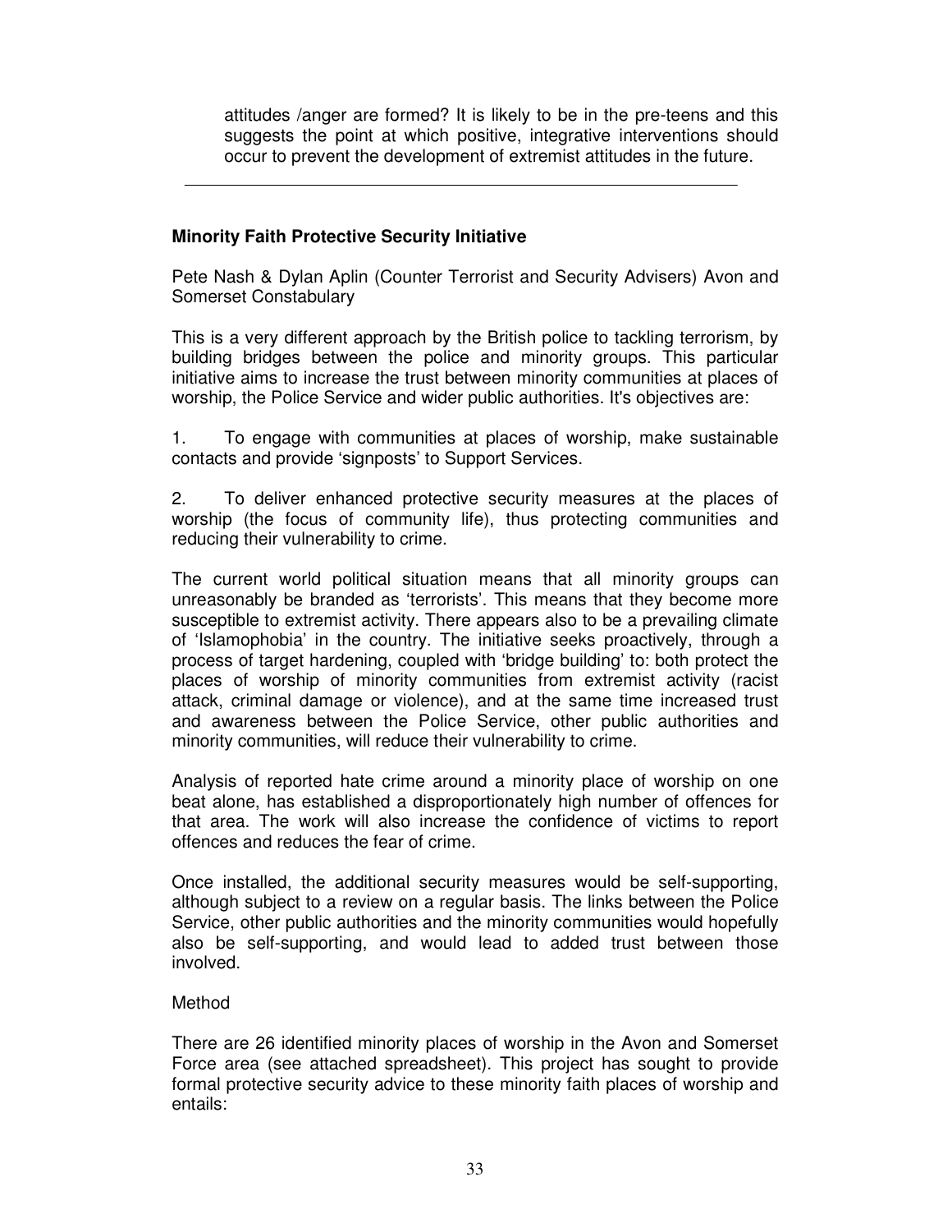attitudes /anger are formed? It is likely to be in the pre-teens and this suggests the point at which positive, integrative interventions should occur to prevent the development of extremist attitudes in the future.

---

**Minority Faith Protective Security Initiative**

Pete Nash & Dylan Aplin (Counter Terrorist and Security Advisers) Avon and Somerset Constabulary

This is a very different approach by the British police to tackling terrorism, by building bridges between the police and minority groups. This particular initiative aims to increase the trust between minority communities at places of worship, the Police Service and wider public authorities. It's objectives are:

1. To engage with communities at places of worship, make sustainable contacts and provide 'signposts' to Support Services.

2. To deliver enhanced protective security measures at the places of worship (the focus of community life), thus protecting communities and reducing their vulnerability to crime.

The current world political situation means that all minority groups can unreasonably be branded as 'terrorists'. This means that they become more susceptible to extremist activity. There appears also to be a prevailing climate of 'Islamophobia' in the country. The initiative seeks proactively, through a process of target hardening, coupled with 'bridge building' to: both protect the places of worship of minority communities from extremist activity (racist attack, criminal damage or violence), and at the same time increased trust and awareness between the Police Service, other public authorities and minority communities, will reduce their vulnerability to crime.

Analysis of reported hate crime around a minority place of worship on one beat alone, has established a disproportionately high number of offences for that area. The work will also increase the confidence of victims to report offences and reduces the fear of crime.

Once installed, the additional security measures would be self-supporting, although subject to a review on a regular basis. The links between the Police Service, other public authorities and the minority communities would hopefully also be self-supporting, and would lead to added trust between those involved.

Method

There are 26 identified minority places of worship in the Avon and Somerset Force area (see attached spreadsheet). This project has sought to provide formal protective security advice to these minority faith places of worship and entails: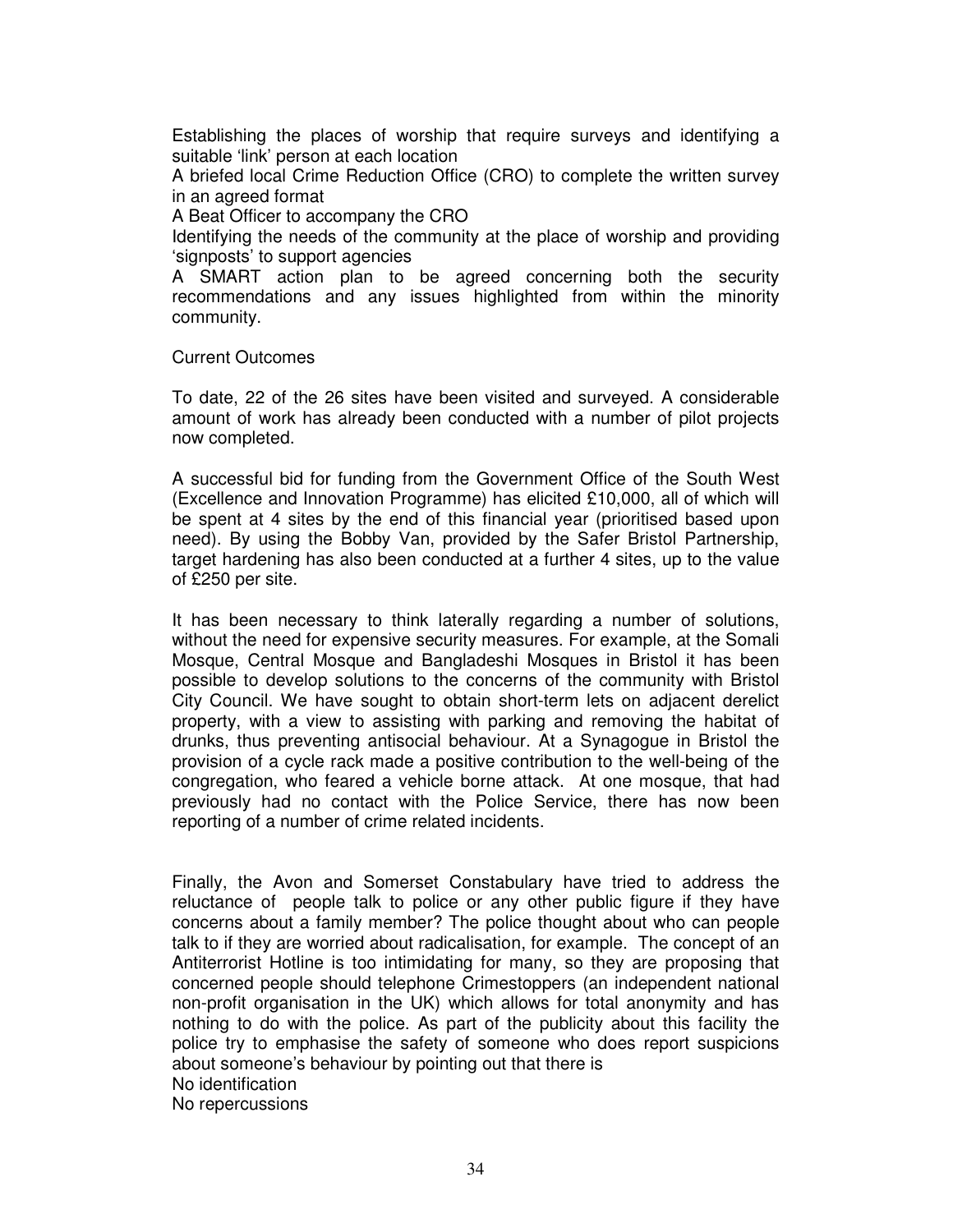Establishing the places of worship that require surveys and identifying a suitable 'link' person at each location

A briefed local Crime Reduction Office (CRO) to complete the written survey in an agreed format

A Beat Officer to accompany the CRO

Identifying the needs of the community at the place of worship and providing 'signposts' to support agencies

A SMART action plan to be agreed concerning both the security recommendations and any issues highlighted from within the minority community.

Current Outcomes

To date, 22 of the 26 sites have been visited and surveyed. A considerable amount of work has already been conducted with a number of pilot projects now completed.

A successful bid for funding from the Government Office of the South West (Excellence and Innovation Programme) has elicited £10,000, all of which will be spent at 4 sites by the end of this financial year (prioritised based upon need). By using the Bobby Van, provided by the Safer Bristol Partnership, target hardening has also been conducted at a further 4 sites, up to the value of £250 per site.

It has been necessary to think laterally regarding a number of solutions, without the need for expensive security measures. For example, at the Somali Mosque, Central Mosque and Bangladeshi Mosques in Bristol it has been possible to develop solutions to the concerns of the community with Bristol City Council. We have sought to obtain short-term lets on adjacent derelict property, with a view to assisting with parking and removing the habitat of drunks, thus preventing antisocial behaviour. At a Synagogue in Bristol the provision of a cycle rack made a positive contribution to the well-being of the congregation, who feared a vehicle borne attack. At one mosque, that had previously had no contact with the Police Service, there has now been reporting of a number of crime related incidents.

Finally, the Avon and Somerset Constabulary have tried to address the reluctance of people talk to police or any other public figure if they have concerns about a family member? The police thought about who can people talk to if they are worried about radicalisation, for example. The concept of an Antiterrorist Hotline is too intimidating for many, so they are proposing that concerned people should telephone Crimestoppers (an independent national non-profit organisation in the UK) which allows for total anonymity and has nothing to do with the police. As part of the publicity about this facility the police try to emphasise the safety of someone who does report suspicions about someone's behaviour by pointing out that there is

No identification

No repercussions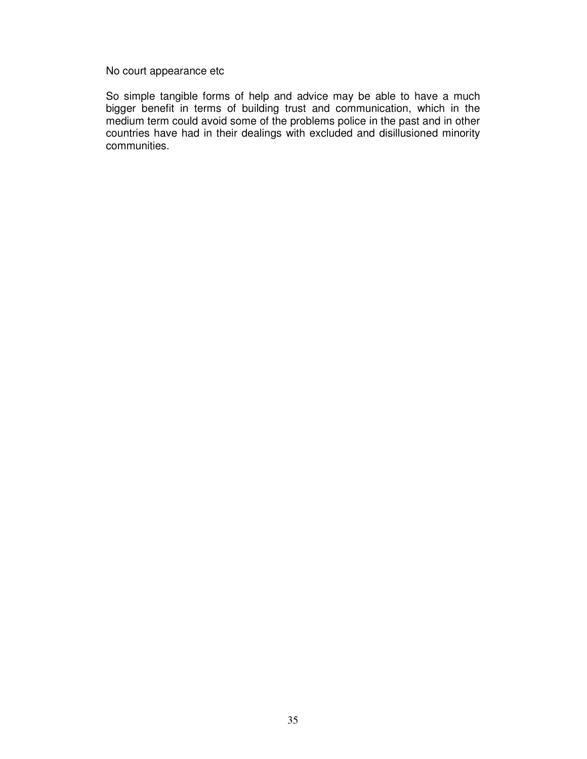No court appearance etc

So simple tangible forms of help and advice may be able to have a much bigger benefit in terms of building trust and communication, which in the medium term could avoid some of the problems police in the past and in other countries have had in their dealings with excluded and disillusioned minority communities.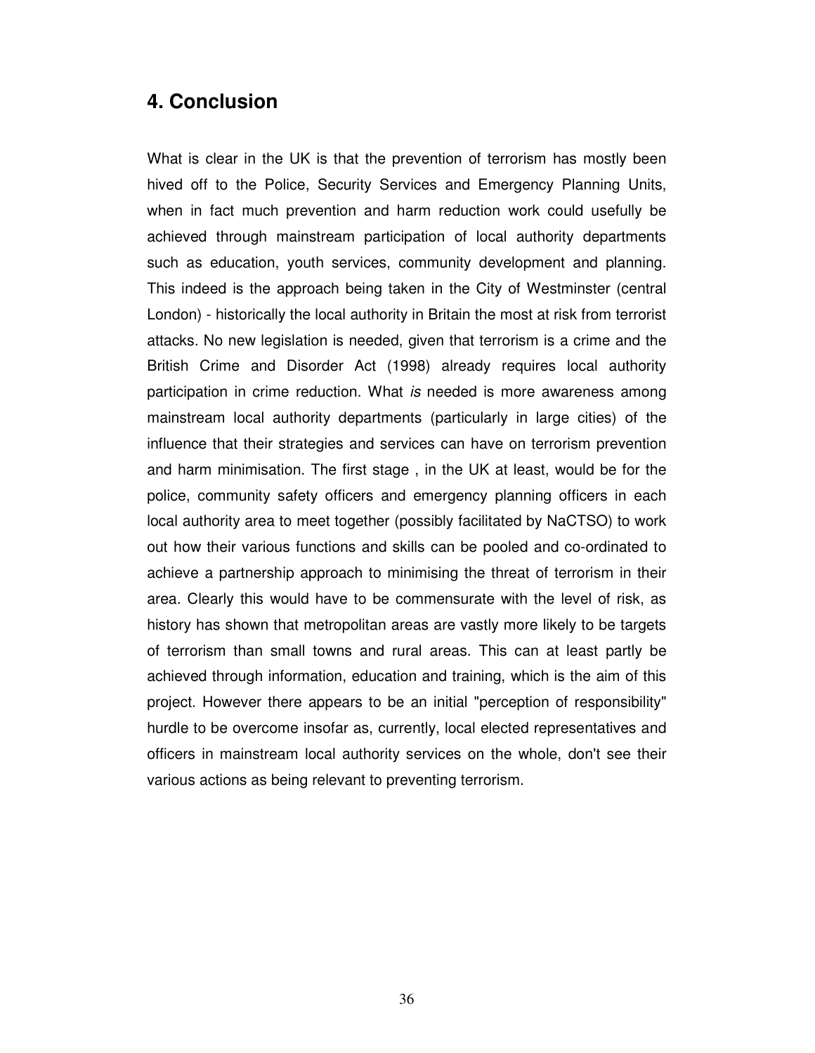## 4. Conclusion

What is clear in the UK is that the prevention of terrorism has mostly been hived off to the Police, Security Services and Emergency Planning Units, when in fact much prevention and harm reduction work could usefully be achieved through mainstream participation of local authority departments such as education, youth services, community development and planning. This indeed is the approach being taken in the City of Westminster (central London) - historically the local authority in Britain the most at risk from terrorist attacks. No new legislation is needed, given that terrorism is a crime and the British Crime and Disorder Act (1998) already requires local authority participation in crime reduction. What *is* needed is more awareness among mainstream local authority departments (particularly in large cities) of the influence that their strategies and services can have on terrorism prevention and harm minimisation. The first stage , in the UK at least, would be for the police, community safety officers and emergency planning officers in each local authority area to meet together (possibly facilitated by NaCTSO) to work out how their various functions and skills can be pooled and co-ordinated to achieve a partnership approach to minimising the threat of terrorism in their area. Clearly this would have to be commensurate with the level of risk, as history has shown that metropolitan areas are vastly more likely to be targets of terrorism than small towns and rural areas. This can at least partly be achieved through information, education and training, which is the aim of this project. However there appears to be an initial "perception of responsibility" hurdle to be overcome insofar as, currently, local elected representatives and officers in mainstream local authority services on the whole, don't see their various actions as being relevant to preventing terrorism.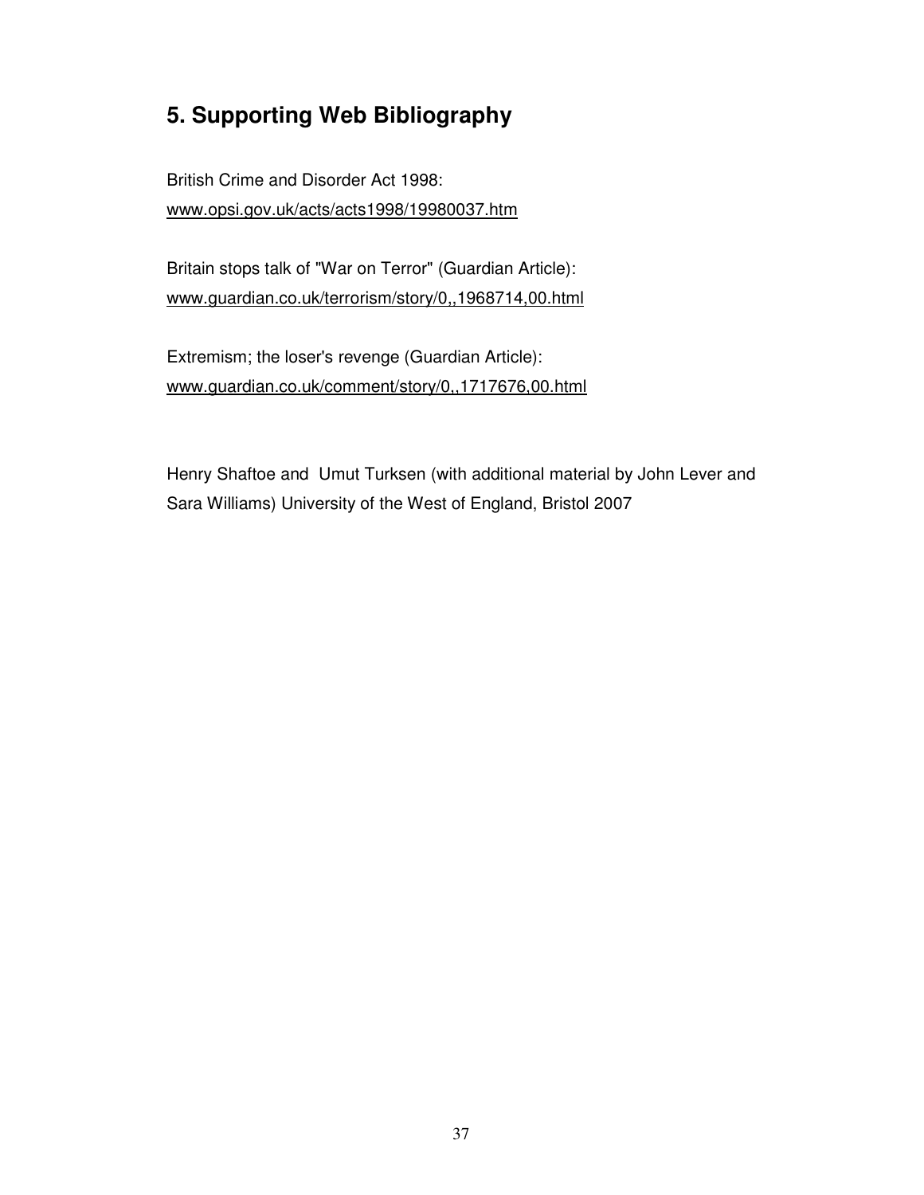## 5. Supporting Web Bibliography

British Crime and Disorder Act 1998:
www.opsi.gov.uk/acts/acts1998/19980037.htm

Britain stops talk of "War on Terror" (Guardian Article):
www.guardian.co.uk/terrorism/story/0,,1968714,00.html

Extremism; the loser's revenge (Guardian Article):
www.guardian.co.uk/comment/story/0,,1717676,00.html

Henry Shaftoe and Umut Turksen (with additional material by John Lever and Sara Williams) University of the West of England, Bristol 2007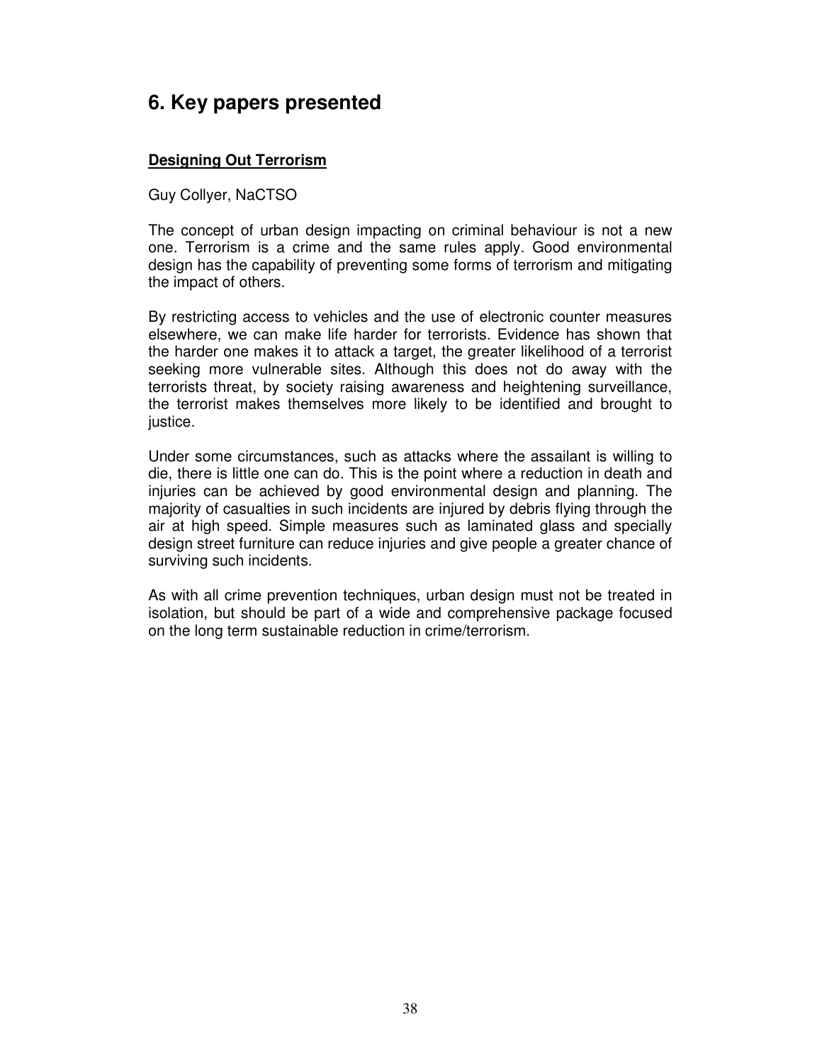# 6. Key papers presented

**Designing Out Terrorism**

Guy Collyer, NaCTSO

The concept of urban design impacting on criminal behaviour is not a new one. Terrorism is a crime and the same rules apply. Good environmental design has the capability of preventing some forms of terrorism and mitigating the impact of others.

By restricting access to vehicles and the use of electronic counter measures elsewhere, we can make life harder for terrorists. Evidence has shown that the harder one makes it to attack a target, the greater likelihood of a terrorist seeking more vulnerable sites. Although this does not do away with the terrorists threat, by society raising awareness and heightening surveillance, the terrorist makes themselves more likely to be identified and brought to justice.

Under some circumstances, such as attacks where the assailant is willing to die, there is little one can do. This is the point where a reduction in death and injuries can be achieved by good environmental design and planning. The majority of casualties in such incidents are injured by debris flying through the air at high speed. Simple measures such as laminated glass and specially design street furniture can reduce injuries and give people a greater chance of surviving such incidents.

As with all crime prevention techniques, urban design must not be treated in isolation, but should be part of a wide and comprehensive package focused on the long term sustainable reduction in crime/terrorism.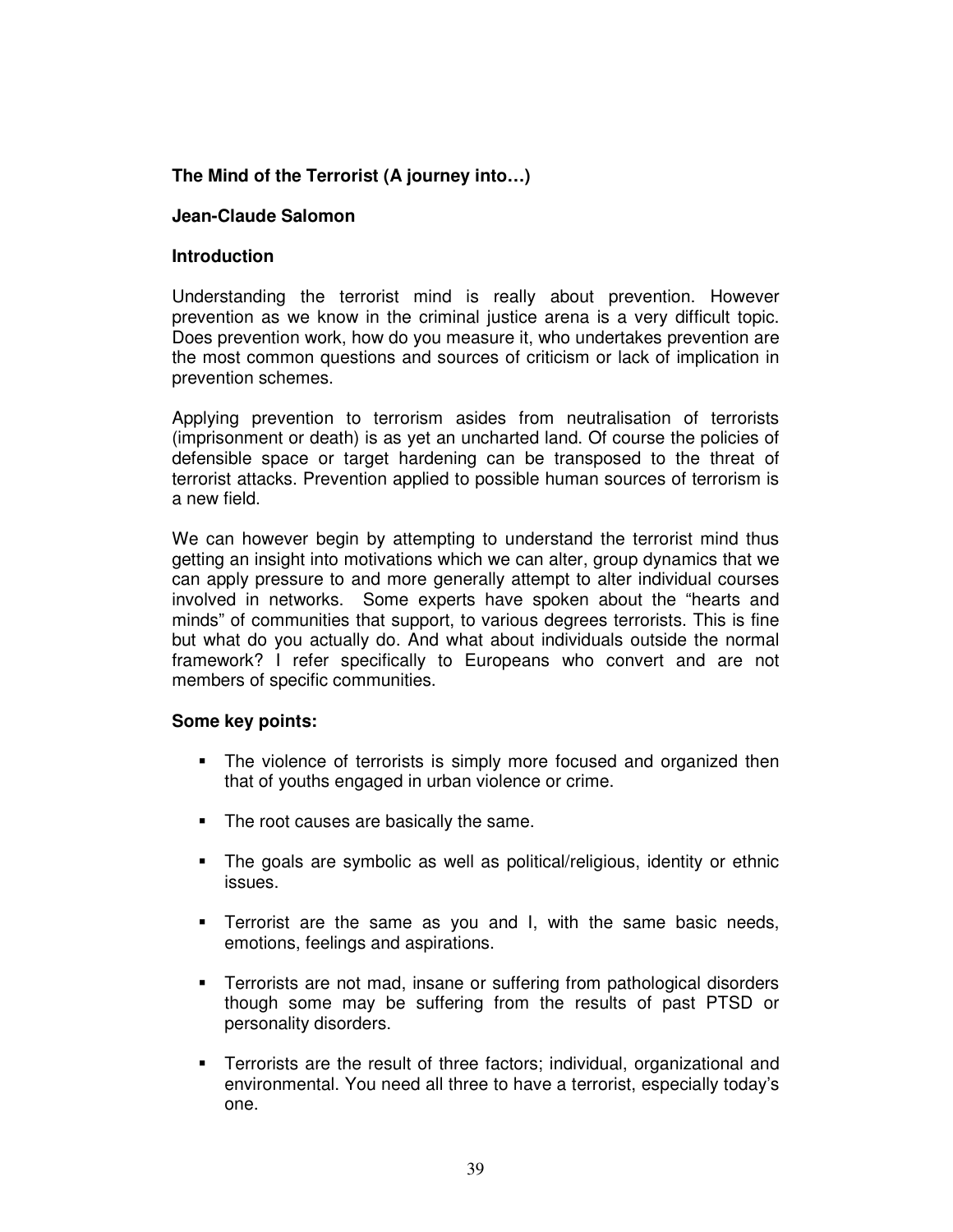# The Mind of the Terrorist (A journey into…)

**Jean-Claude Salomon**

## Introduction

Understanding the terrorist mind is really about prevention. However prevention as we know in the criminal justice arena is a very difficult topic. Does prevention work, how do you measure it, who undertakes prevention are the most common questions and sources of criticism or lack of implication in prevention schemes.

Applying prevention to terrorism asides from neutralisation of terrorists (imprisonment or death) is as yet an uncharted land. Of course the policies of defensible space or target hardening can be transposed to the threat of terrorist attacks. Prevention applied to possible human sources of terrorism is a new field.

We can however begin by attempting to understand the terrorist mind thus getting an insight into motivations which we can alter, group dynamics that we can apply pressure to and more generally attempt to alter individual courses involved in networks. Some experts have spoken about the "hearts and minds" of communities that support, to various degrees terrorists. This is fine but what do you actually do. And what about individuals outside the normal framework? I refer specifically to Europeans who convert and are not members of specific communities.

## Some key points:

- The violence of terrorists is simply more focused and organized then that of youths engaged in urban violence or crime.
- The root causes are basically the same.
- The goals are symbolic as well as political/religious, identity or ethnic issues.
- Terrorist are the same as you and I, with the same basic needs, emotions, feelings and aspirations.
- Terrorists are not mad, insane or suffering from pathological disorders though some may be suffering from the results of past PTSD or personality disorders.
- Terrorists are the result of three factors; individual, organizational and environmental. You need all three to have a terrorist, especially today's one.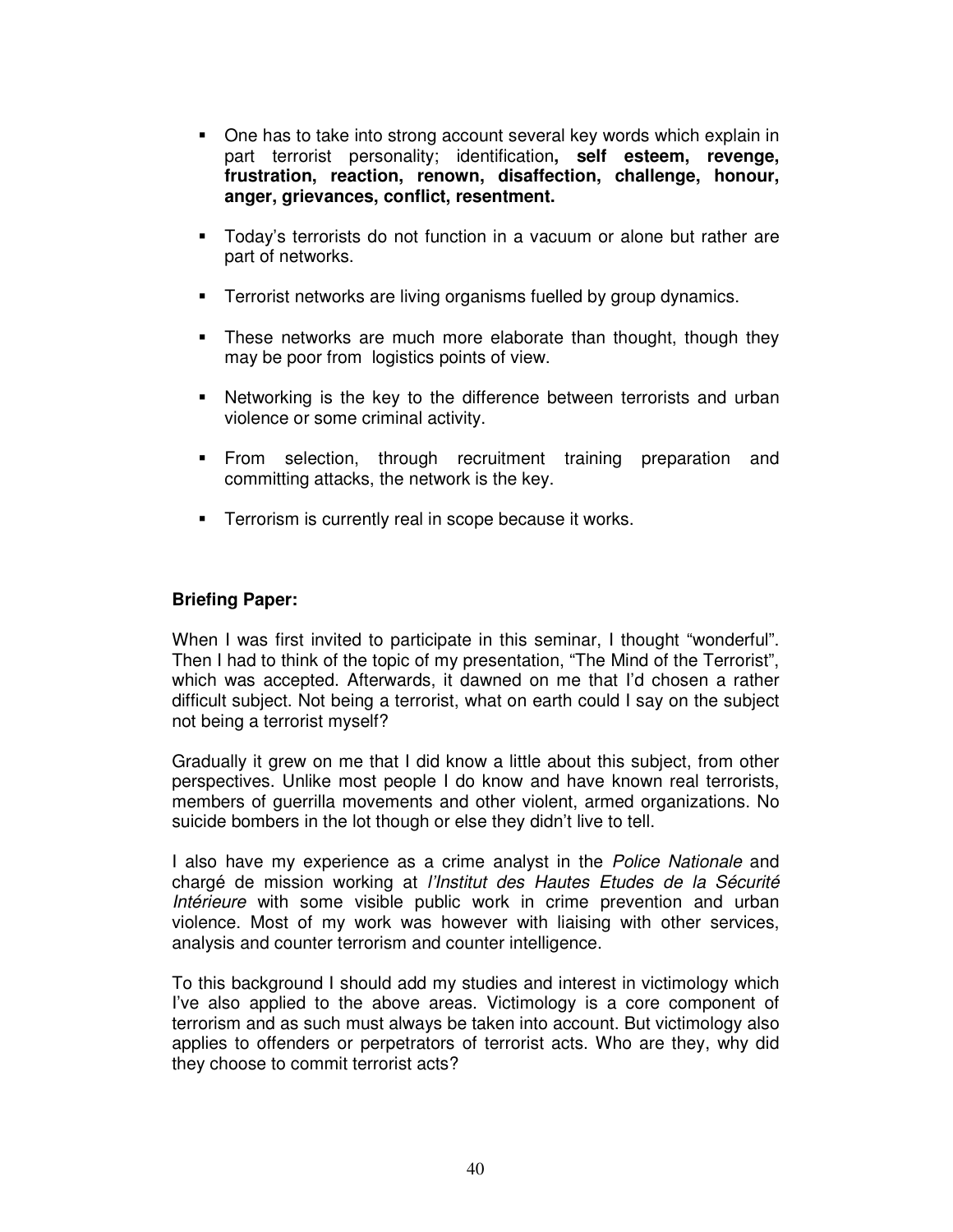- One has to take into strong account several key words which explain in part terrorist personality; identification**, self esteem, revenge, frustration, reaction, renown, disaffection, challenge, honour, anger, grievances, conflict, resentment.**

- Today's terrorists do not function in a vacuum or alone but rather are part of networks.

- Terrorist networks are living organisms fuelled by group dynamics.

- These networks are much more elaborate than thought, though they may be poor from logistics points of view.

- Networking is the key to the difference between terrorists and urban violence or some criminal activity.

- From selection, through recruitment training preparation and committing attacks, the network is the key.

- Terrorism is currently real in scope because it works.

**Briefing Paper:**

When I was first invited to participate in this seminar, I thought "wonderful". Then I had to think of the topic of my presentation, "The Mind of the Terrorist", which was accepted. Afterwards, it dawned on me that I'd chosen a rather difficult subject. Not being a terrorist, what on earth could I say on the subject not being a terrorist myself?

Gradually it grew on me that I did know a little about this subject, from other perspectives. Unlike most people I do know and have known real terrorists, members of guerrilla movements and other violent, armed organizations. No suicide bombers in the lot though or else they didn't live to tell.

I also have my experience as a crime analyst in the *Police Nationale* and chargé de mission working at *l'Institut des Hautes Etudes de la Sécurité Intérieure* with some visible public work in crime prevention and urban violence. Most of my work was however with liaising with other services, analysis and counter terrorism and counter intelligence.

To this background I should add my studies and interest in victimology which I've also applied to the above areas. Victimology is a core component of terrorism and as such must always be taken into account. But victimology also applies to offenders or perpetrators of terrorist acts. Who are they, why did they choose to commit terrorist acts?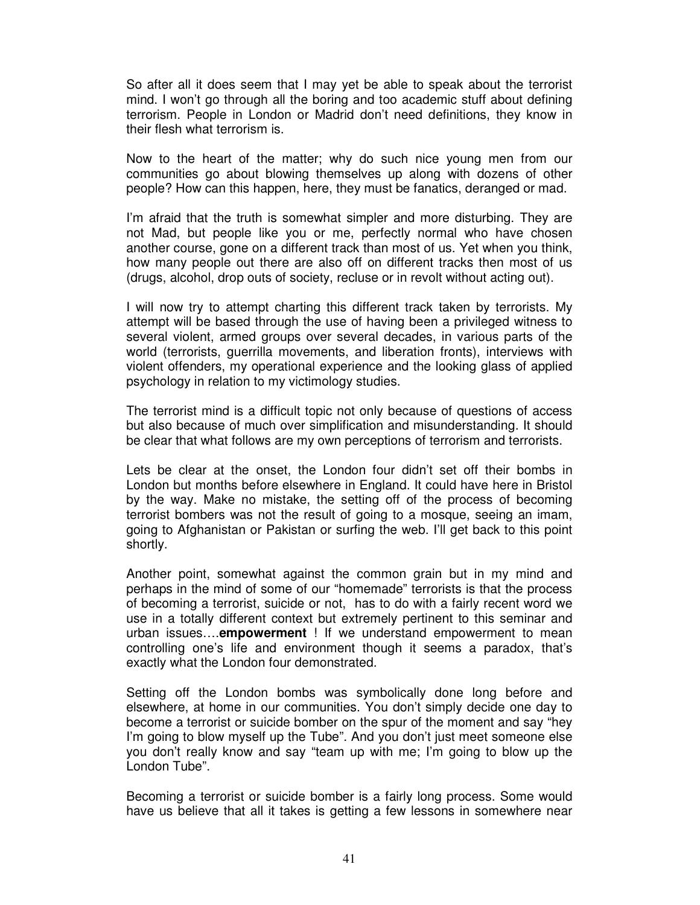So after all it does seem that I may yet be able to speak about the terrorist mind. I won't go through all the boring and too academic stuff about defining terrorism. People in London or Madrid don't need definitions, they know in their flesh what terrorism is.

Now to the heart of the matter; why do such nice young men from our communities go about blowing themselves up along with dozens of other people? How can this happen, here, they must be fanatics, deranged or mad.

I'm afraid that the truth is somewhat simpler and more disturbing. They are not Mad, but people like you or me, perfectly normal who have chosen another course, gone on a different track than most of us. Yet when you think, how many people out there are also off on different tracks then most of us (drugs, alcohol, drop outs of society, recluse or in revolt without acting out).

I will now try to attempt charting this different track taken by terrorists. My attempt will be based through the use of having been a privileged witness to several violent, armed groups over several decades, in various parts of the world (terrorists, guerrilla movements, and liberation fronts), interviews with violent offenders, my operational experience and the looking glass of applied psychology in relation to my victimology studies.

The terrorist mind is a difficult topic not only because of questions of access but also because of much over simplification and misunderstanding. It should be clear that what follows are my own perceptions of terrorism and terrorists.

Lets be clear at the onset, the London four didn't set off their bombs in London but months before elsewhere in England. It could have here in Bristol by the way. Make no mistake, the setting off of the process of becoming terrorist bombers was not the result of going to a mosque, seeing an imam, going to Afghanistan or Pakistan or surfing the web. I'll get back to this point shortly.

Another point, somewhat against the common grain but in my mind and perhaps in the mind of some of our "homemade" terrorists is that the process of becoming a terrorist, suicide or not, has to do with a fairly recent word we use in a totally different context but extremely pertinent to this seminar and urban issues….**empowerment** ! If we understand empowerment to mean controlling one's life and environment though it seems a paradox, that's exactly what the London four demonstrated.

Setting off the London bombs was symbolically done long before and elsewhere, at home in our communities. You don't simply decide one day to become a terrorist or suicide bomber on the spur of the moment and say "hey I'm going to blow myself up the Tube". And you don't just meet someone else you don't really know and say "team up with me; I'm going to blow up the London Tube".

Becoming a terrorist or suicide bomber is a fairly long process. Some would have us believe that all it takes is getting a few lessons in somewhere near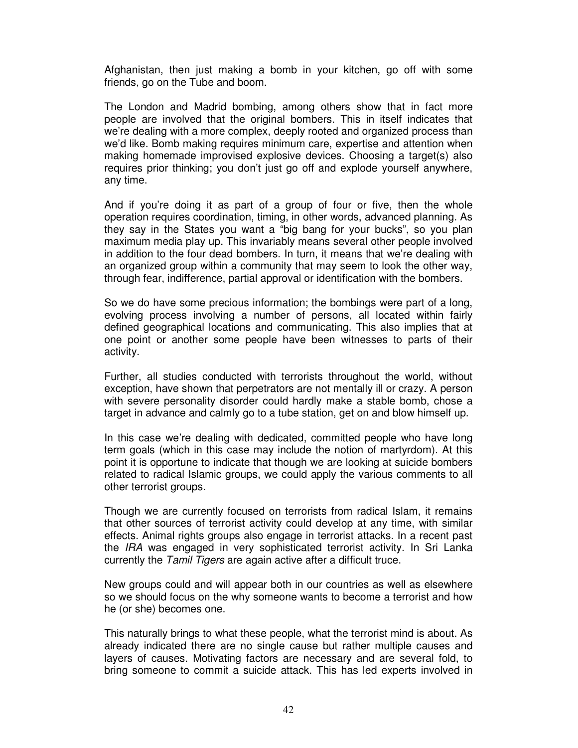Afghanistan, then just making a bomb in your kitchen, go off with some friends, go on the Tube and boom.

The London and Madrid bombing, among others show that in fact more people are involved that the original bombers. This in itself indicates that we're dealing with a more complex, deeply rooted and organized process than we'd like. Bomb making requires minimum care, expertise and attention when making homemade improvised explosive devices. Choosing a target(s) also requires prior thinking; you don't just go off and explode yourself anywhere, any time.

And if you're doing it as part of a group of four or five, then the whole operation requires coordination, timing, in other words, advanced planning. As they say in the States you want a "big bang for your bucks", so you plan maximum media play up. This invariably means several other people involved in addition to the four dead bombers. In turn, it means that we're dealing with an organized group within a community that may seem to look the other way, through fear, indifference, partial approval or identification with the bombers.

So we do have some precious information; the bombings were part of a long, evolving process involving a number of persons, all located within fairly defined geographical locations and communicating. This also implies that at one point or another some people have been witnesses to parts of their activity.

Further, all studies conducted with terrorists throughout the world, without exception, have shown that perpetrators are not mentally ill or crazy. A person with severe personality disorder could hardly make a stable bomb, chose a target in advance and calmly go to a tube station, get on and blow himself up.

In this case we're dealing with dedicated, committed people who have long term goals (which in this case may include the notion of martyrdom). At this point it is opportune to indicate that though we are looking at suicide bombers related to radical Islamic groups, we could apply the various comments to all other terrorist groups.

Though we are currently focused on terrorists from radical Islam, it remains that other sources of terrorist activity could develop at any time, with similar effects. Animal rights groups also engage in terrorist attacks. In a recent past the *IRA* was engaged in very sophisticated terrorist activity. In Sri Lanka currently the *Tamil Tigers* are again active after a difficult truce.

New groups could and will appear both in our countries as well as elsewhere so we should focus on the why someone wants to become a terrorist and how he (or she) becomes one.

This naturally brings to what these people, what the terrorist mind is about. As already indicated there are no single cause but rather multiple causes and layers of causes. Motivating factors are necessary and are several fold, to bring someone to commit a suicide attack. This has led experts involved in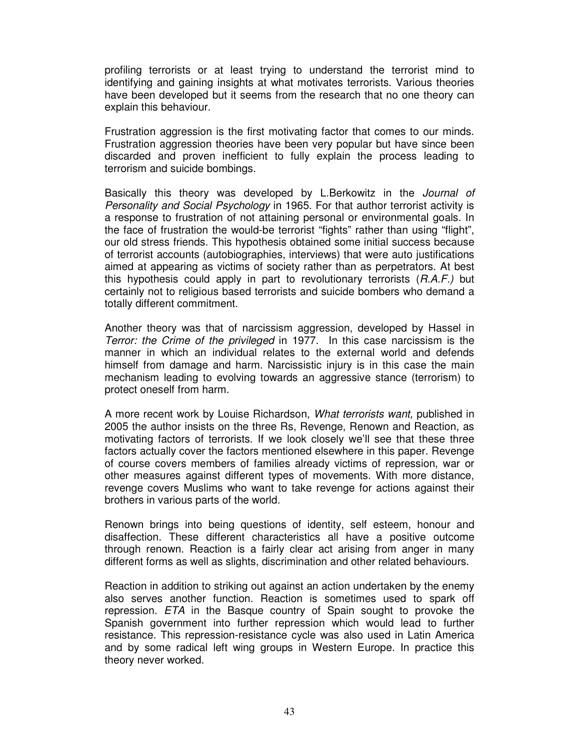profiling terrorists or at least trying to understand the terrorist mind to identifying and gaining insights at what motivates terrorists. Various theories have been developed but it seems from the research that no one theory can explain this behaviour.

Frustration aggression is the first motivating factor that comes to our minds. Frustration aggression theories have been very popular but have since been discarded and proven inefficient to fully explain the process leading to terrorism and suicide bombings.

Basically this theory was developed by L.Berkowitz in the *Journal of Personality and Social Psychology* in 1965. For that author terrorist activity is a response to frustration of not attaining personal or environmental goals. In the face of frustration the would-be terrorist "fights" rather than using "flight", our old stress friends. This hypothesis obtained some initial success because of terrorist accounts (autobiographies, interviews) that were auto justifications aimed at appearing as victims of society rather than as perpetrators. At best this hypothesis could apply in part to revolutionary terrorists (*R.A.F.)* but certainly not to religious based terrorists and suicide bombers who demand a totally different commitment.

Another theory was that of narcissism aggression, developed by Hassel in *Terror: the Crime of the privileged* in 1977. In this case narcissism is the manner in which an individual relates to the external world and defends himself from damage and harm. Narcissistic injury is in this case the main mechanism leading to evolving towards an aggressive stance (terrorism) to protect oneself from harm.

A more recent work by Louise Richardson, *What terrorists want,* published in 2005 the author insists on the three Rs, Revenge, Renown and Reaction, as motivating factors of terrorists. If we look closely we'll see that these three factors actually cover the factors mentioned elsewhere in this paper. Revenge of course covers members of families already victims of repression, war or other measures against different types of movements. With more distance, revenge covers Muslims who want to take revenge for actions against their brothers in various parts of the world.

Renown brings into being questions of identity, self esteem, honour and disaffection. These different characteristics all have a positive outcome through renown. Reaction is a fairly clear act arising from anger in many different forms as well as slights, discrimination and other related behaviours.

Reaction in addition to striking out against an action undertaken by the enemy also serves another function. Reaction is sometimes used to spark off repression. *ETA* in the Basque country of Spain sought to provoke the Spanish government into further repression which would lead to further resistance. This repression-resistance cycle was also used in Latin America and by some radical left wing groups in Western Europe. In practice this theory never worked.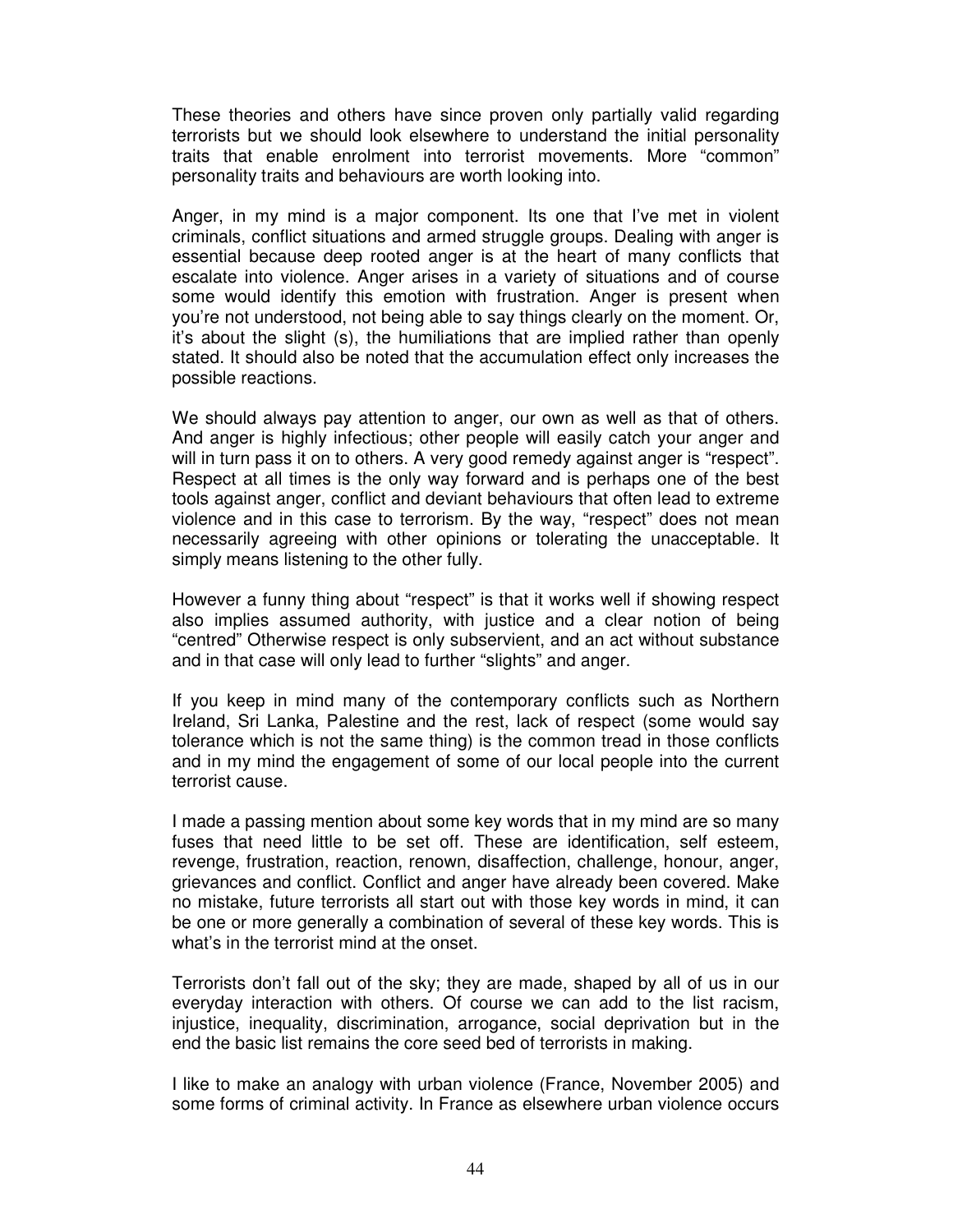These theories and others have since proven only partially valid regarding terrorists but we should look elsewhere to understand the initial personality traits that enable enrolment into terrorist movements. More "common" personality traits and behaviours are worth looking into.

Anger, in my mind is a major component. Its one that I've met in violent criminals, conflict situations and armed struggle groups. Dealing with anger is essential because deep rooted anger is at the heart of many conflicts that escalate into violence. Anger arises in a variety of situations and of course some would identify this emotion with frustration. Anger is present when you're not understood, not being able to say things clearly on the moment. Or, it's about the slight (s), the humiliations that are implied rather than openly stated. It should also be noted that the accumulation effect only increases the possible reactions.

We should always pay attention to anger, our own as well as that of others. And anger is highly infectious; other people will easily catch your anger and will in turn pass it on to others. A very good remedy against anger is "respect". Respect at all times is the only way forward and is perhaps one of the best tools against anger, conflict and deviant behaviours that often lead to extreme violence and in this case to terrorism. By the way, "respect" does not mean necessarily agreeing with other opinions or tolerating the unacceptable. It simply means listening to the other fully.

However a funny thing about "respect" is that it works well if showing respect also implies assumed authority, with justice and a clear notion of being "centred" Otherwise respect is only subservient, and an act without substance and in that case will only lead to further "slights" and anger.

If you keep in mind many of the contemporary conflicts such as Northern Ireland, Sri Lanka, Palestine and the rest, lack of respect (some would say tolerance which is not the same thing) is the common tread in those conflicts and in my mind the engagement of some of our local people into the current terrorist cause.

I made a passing mention about some key words that in my mind are so many fuses that need little to be set off. These are identification, self esteem, revenge, frustration, reaction, renown, disaffection, challenge, honour, anger, grievances and conflict. Conflict and anger have already been covered. Make no mistake, future terrorists all start out with those key words in mind, it can be one or more generally a combination of several of these key words. This is what's in the terrorist mind at the onset.

Terrorists don't fall out of the sky; they are made, shaped by all of us in our everyday interaction with others. Of course we can add to the list racism, injustice, inequality, discrimination, arrogance, social deprivation but in the end the basic list remains the core seed bed of terrorists in making.

I like to make an analogy with urban violence (France, November 2005) and some forms of criminal activity. In France as elsewhere urban violence occurs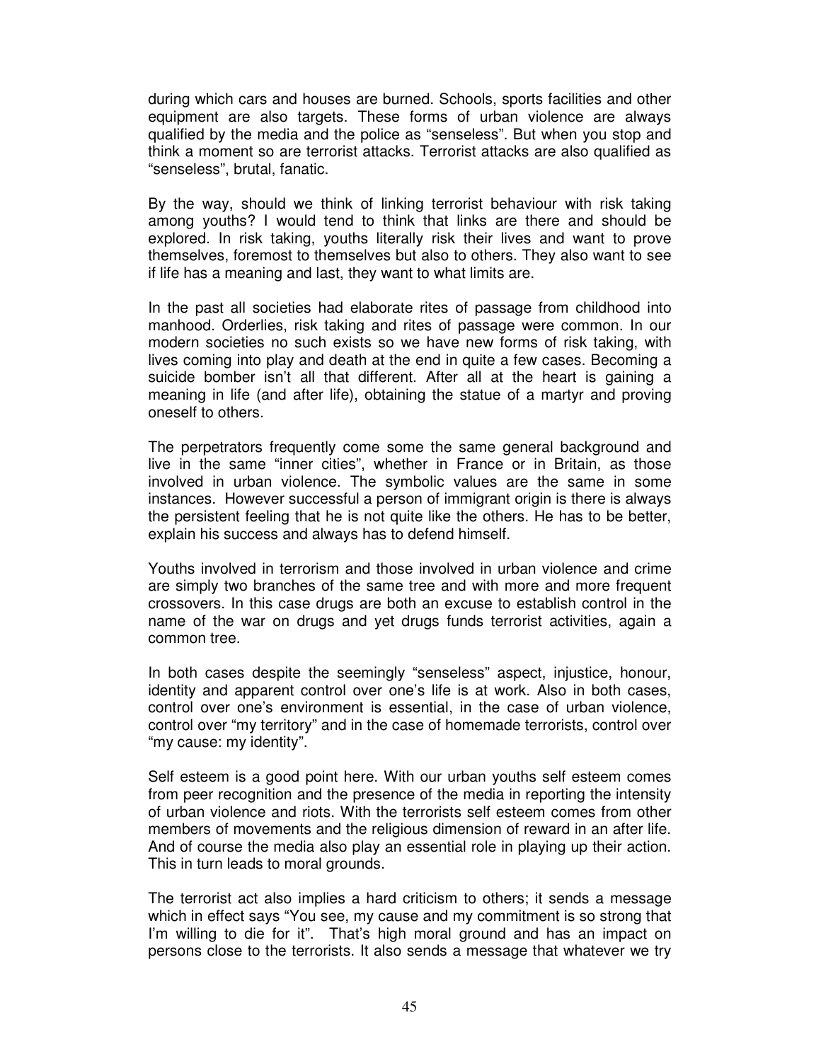during which cars and houses are burned. Schools, sports facilities and other equipment are also targets. These forms of urban violence are always qualified by the media and the police as “senseless”. But when you stop and think a moment so are terrorist attacks. Terrorist attacks are also qualified as “senseless”, brutal, fanatic.

By the way, should we think of linking terrorist behaviour with risk taking among youths? I would tend to think that links are there and should be explored. In risk taking, youths literally risk their lives and want to prove themselves, foremost to themselves but also to others. They also want to see if life has a meaning and last, they want to what limits are.

In the past all societies had elaborate rites of passage from childhood into manhood. Orderlies, risk taking and rites of passage were common. In our modern societies no such exists so we have new forms of risk taking, with lives coming into play and death at the end in quite a few cases. Becoming a suicide bomber isn’t all that different. After all at the heart is gaining a meaning in life (and after life), obtaining the statue of a martyr and proving oneself to others.

The perpetrators frequently come some the same general background and live in the same “inner cities”, whether in France or in Britain, as those involved in urban violence. The symbolic values are the same in some instances. However successful a person of immigrant origin is there is always the persistent feeling that he is not quite like the others. He has to be better, explain his success and always has to defend himself.

Youths involved in terrorism and those involved in urban violence and crime are simply two branches of the same tree and with more and more frequent crossovers. In this case drugs are both an excuse to establish control in the name of the war on drugs and yet drugs funds terrorist activities, again a common tree.

In both cases despite the seemingly “senseless” aspect, injustice, honour, identity and apparent control over one’s life is at work. Also in both cases, control over one’s environment is essential, in the case of urban violence, control over “my territory” and in the case of homemade terrorists, control over “my cause: my identity”.

Self esteem is a good point here. With our urban youths self esteem comes from peer recognition and the presence of the media in reporting the intensity of urban violence and riots. With the terrorists self esteem comes from other members of movements and the religious dimension of reward in an after life. And of course the media also play an essential role in playing up their action. This in turn leads to moral grounds.

The terrorist act also implies a hard criticism to others; it sends a message which in effect says “You see, my cause and my commitment is so strong that I’m willing to die for it”. That’s high moral ground and has an impact on persons close to the terrorists. It also sends a message that whatever we try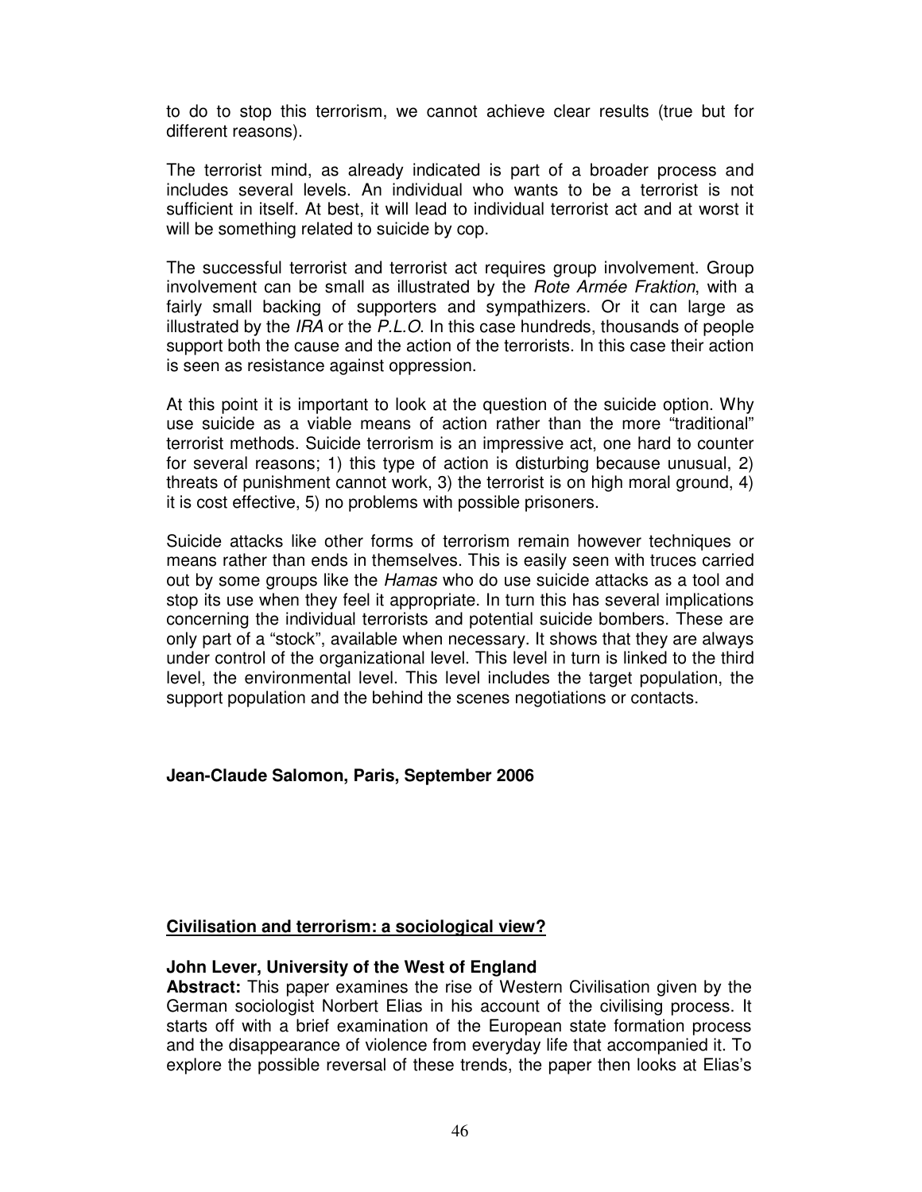to do to stop this terrorism, we cannot achieve clear results (true but for different reasons).

The terrorist mind, as already indicated is part of a broader process and includes several levels. An individual who wants to be a terrorist is not sufficient in itself. At best, it will lead to individual terrorist act and at worst it will be something related to suicide by cop.

The successful terrorist and terrorist act requires group involvement. Group involvement can be small as illustrated by the *Rote Armée Fraktion*, with a fairly small backing of supporters and sympathizers. Or it can large as illustrated by the *IRA* or the *P.L.O.* In this case hundreds, thousands of people support both the cause and the action of the terrorists. In this case their action is seen as resistance against oppression.

At this point it is important to look at the question of the suicide option. Why use suicide as a viable means of action rather than the more "traditional" terrorist methods. Suicide terrorism is an impressive act, one hard to counter for several reasons; 1) this type of action is disturbing because unusual, 2) threats of punishment cannot work, 3) the terrorist is on high moral ground, 4) it is cost effective, 5) no problems with possible prisoners.

Suicide attacks like other forms of terrorism remain however techniques or means rather than ends in themselves. This is easily seen with truces carried out by some groups like the *Hamas* who do use suicide attacks as a tool and stop its use when they feel it appropriate. In turn this has several implications concerning the individual terrorists and potential suicide bombers. These are only part of a "stock", available when necessary. It shows that they are always under control of the organizational level. This level in turn is linked to the third level, the environmental level. This level includes the target population, the support population and the behind the scenes negotiations or contacts.

**Jean-Claude Salomon, Paris, September 2006**

## Civilisation and terrorism: a sociological view?

**John Lever, University of the West of England**

**Abstract:** This paper examines the rise of Western Civilisation given by the German sociologist Norbert Elias in his account of the civilising process. It starts off with a brief examination of the European state formation process and the disappearance of violence from everyday life that accompanied it. To explore the possible reversal of these trends, the paper then looks at Elias's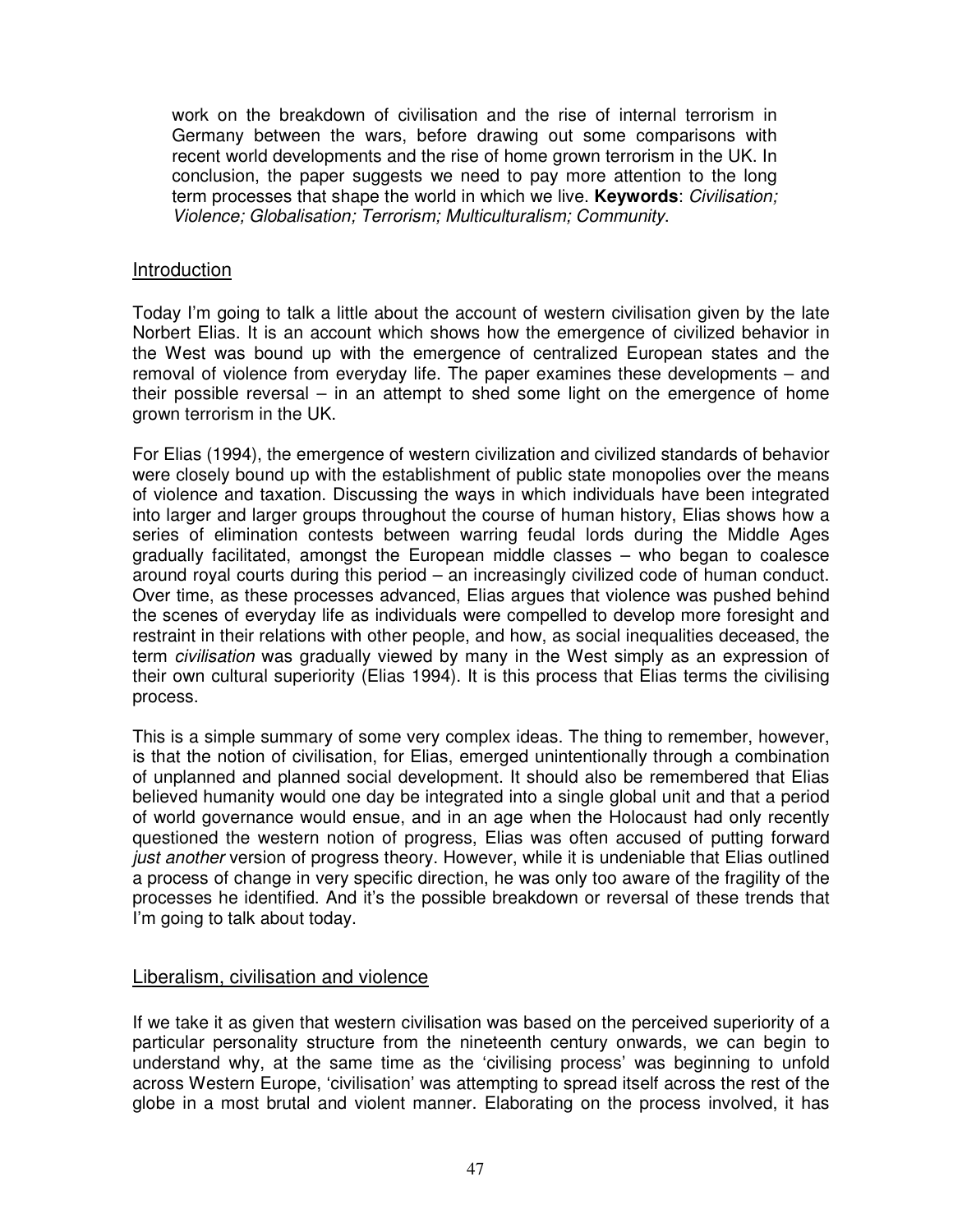work on the breakdown of civilisation and the rise of internal terrorism in Germany between the wars, before drawing out some comparisons with recent world developments and the rise of home grown terrorism in the UK. In conclusion, the paper suggests we need to pay more attention to the long term processes that shape the world in which we live. **Keywords**: *Civilisation; Violence; Globalisation; Terrorism; Multiculturalism; Community*.

## Introduction

Today I'm going to talk a little about the account of western civilisation given by the late Norbert Elias. It is an account which shows how the emergence of civilized behavior in the West was bound up with the emergence of centralized European states and the removal of violence from everyday life. The paper examines these developments – and their possible reversal – in an attempt to shed some light on the emergence of home grown terrorism in the UK.

For Elias (1994), the emergence of western civilization and civilized standards of behavior were closely bound up with the establishment of public state monopolies over the means of violence and taxation. Discussing the ways in which individuals have been integrated into larger and larger groups throughout the course of human history, Elias shows how a series of elimination contests between warring feudal lords during the Middle Ages gradually facilitated, amongst the European middle classes – who began to coalesce around royal courts during this period – an increasingly civilized code of human conduct. Over time, as these processes advanced, Elias argues that violence was pushed behind the scenes of everyday life as individuals were compelled to develop more foresight and restraint in their relations with other people, and how, as social inequalities deceased, the term *civilisation* was gradually viewed by many in the West simply as an expression of their own cultural superiority (Elias 1994). It is this process that Elias terms the civilising process.

This is a simple summary of some very complex ideas. The thing to remember, however, is that the notion of civilisation, for Elias, emerged unintentionally through a combination of unplanned and planned social development. It should also be remembered that Elias believed humanity would one day be integrated into a single global unit and that a period of world governance would ensue, and in an age when the Holocaust had only recently questioned the western notion of progress, Elias was often accused of putting forward *just another* version of progress theory. However, while it is undeniable that Elias outlined a process of change in very specific direction, he was only too aware of the fragility of the processes he identified. And it's the possible breakdown or reversal of these trends that I'm going to talk about today.

## Liberalism, civilisation and violence

If we take it as given that western civilisation was based on the perceived superiority of a particular personality structure from the nineteenth century onwards, we can begin to understand why, at the same time as the 'civilising process' was beginning to unfold across Western Europe, 'civilisation' was attempting to spread itself across the rest of the globe in a most brutal and violent manner. Elaborating on the process involved, it has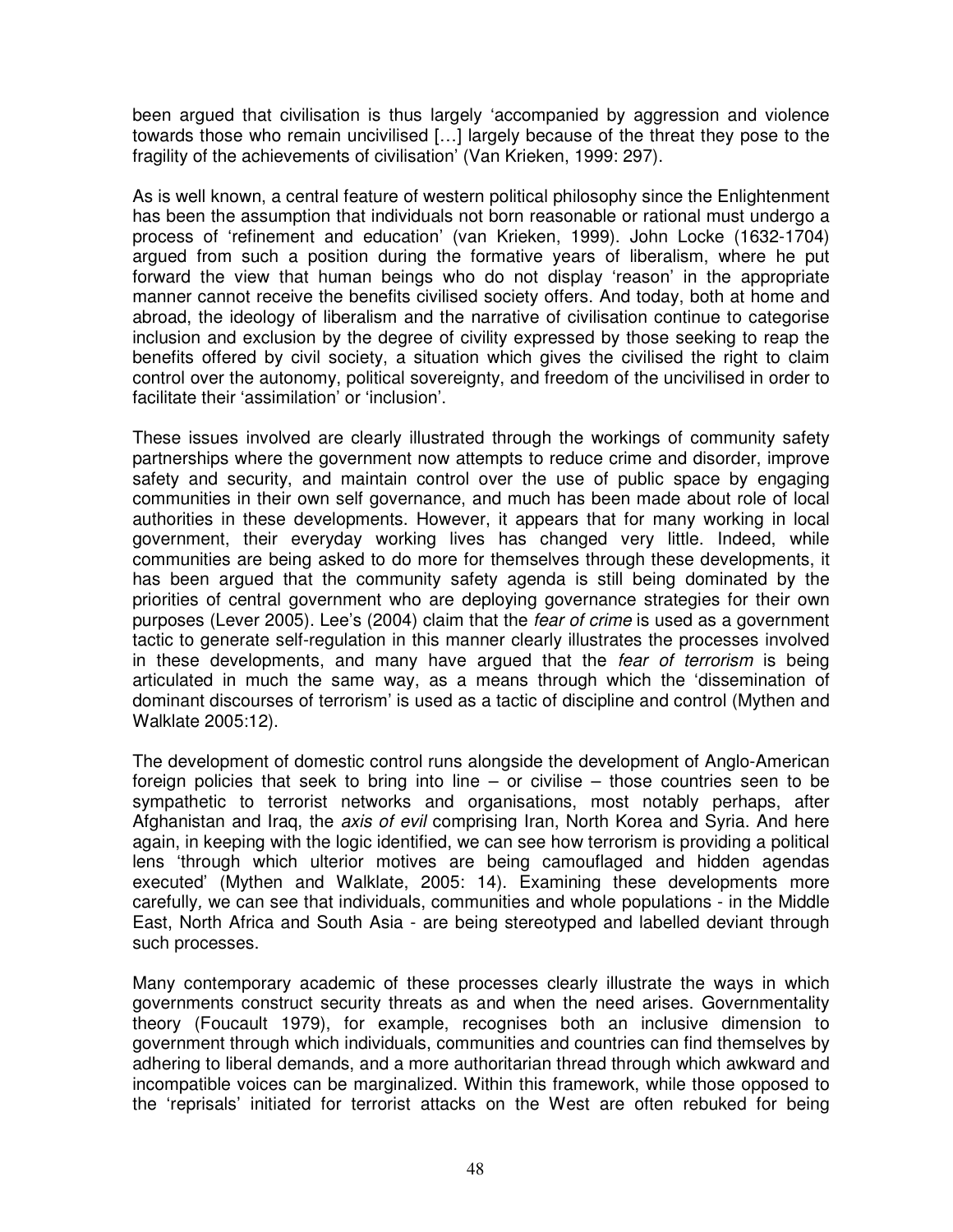been argued that civilisation is thus largely 'accompanied by aggression and violence towards those who remain uncivilised […] largely because of the threat they pose to the fragility of the achievements of civilisation' (Van Krieken, 1999: 297).

As is well known, a central feature of western political philosophy since the Enlightenment has been the assumption that individuals not born reasonable or rational must undergo a process of 'refinement and education' (van Krieken, 1999). John Locke (1632-1704) argued from such a position during the formative years of liberalism, where he put forward the view that human beings who do not display 'reason' in the appropriate manner cannot receive the benefits civilised society offers. And today, both at home and abroad, the ideology of liberalism and the narrative of civilisation continue to categorise inclusion and exclusion by the degree of civility expressed by those seeking to reap the benefits offered by civil society, a situation which gives the civilised the right to claim control over the autonomy, political sovereignty, and freedom of the uncivilised in order to facilitate their 'assimilation' or 'inclusion'.

These issues involved are clearly illustrated through the workings of community safety partnerships where the government now attempts to reduce crime and disorder, improve safety and security, and maintain control over the use of public space by engaging communities in their own self governance, and much has been made about role of local authorities in these developments. However, it appears that for many working in local government, their everyday working lives has changed very little. Indeed, while communities are being asked to do more for themselves through these developments, it has been argued that the community safety agenda is still being dominated by the priorities of central government who are deploying governance strategies for their own purposes (Lever 2005). Lee's (2004) claim that the *fear of crime* is used as a government tactic to generate self-regulation in this manner clearly illustrates the processes involved in these developments, and many have argued that the *fear of terrorism* is being articulated in much the same way, as a means through which the 'dissemination of dominant discourses of terrorism' is used as a tactic of discipline and control (Mythen and Walklate 2005:12).

The development of domestic control runs alongside the development of Anglo-American foreign policies that seek to bring into line – or civilise – those countries seen to be sympathetic to terrorist networks and organisations, most notably perhaps, after Afghanistan and Iraq, the *axis of evil* comprising Iran, North Korea and Syria. And here again, in keeping with the logic identified, we can see how terrorism is providing a political lens 'through which ulterior motives are being camouflaged and hidden agendas executed' (Mythen and Walklate, 2005: 14). Examining these developments more carefully, we can see that individuals, communities and whole populations - in the Middle East, North Africa and South Asia - are being stereotyped and labelled deviant through such processes.

Many contemporary academic of these processes clearly illustrate the ways in which governments construct security threats as and when the need arises. Governmentality theory (Foucault 1979), for example, recognises both an inclusive dimension to government through which individuals, communities and countries can find themselves by adhering to liberal demands, and a more authoritarian thread through which awkward and incompatible voices can be marginalized. Within this framework, while those opposed to the 'reprisals' initiated for terrorist attacks on the West are often rebuked for being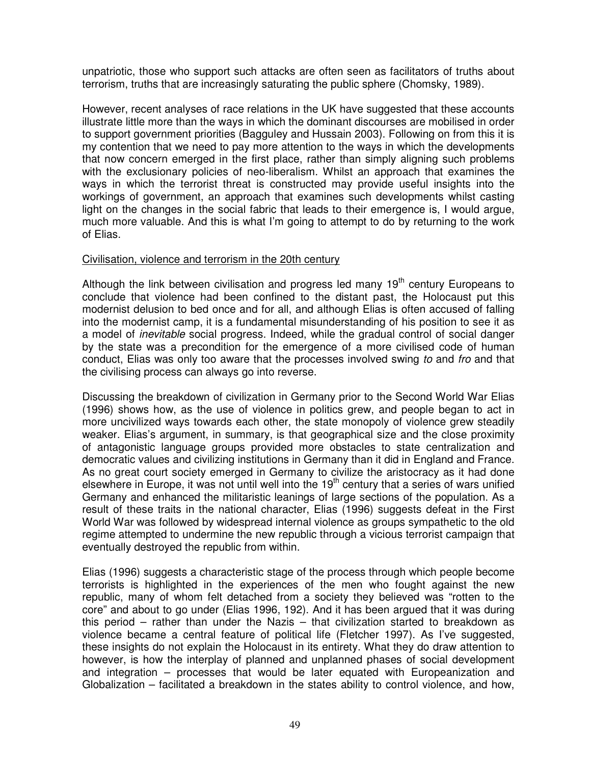unpatriotic, those who support such attacks are often seen as facilitators of truths about terrorism, truths that are increasingly saturating the public sphere (Chomsky, 1989).

However, recent analyses of race relations in the UK have suggested that these accounts illustrate little more than the ways in which the dominant discourses are mobilised in order to support government priorities (Bagguley and Hussain 2003). Following on from this it is my contention that we need to pay more attention to the ways in which the developments that now concern emerged in the first place, rather than simply aligning such problems with the exclusionary policies of neo-liberalism. Whilst an approach that examines the ways in which the terrorist threat is constructed may provide useful insights into the workings of government, an approach that examines such developments whilst casting light on the changes in the social fabric that leads to their emergence is, I would argue, much more valuable. And this is what I'm going to attempt to do by returning to the work of Elias.

<u>Civilisation, violence and terrorism in the 20th century</u>

Although the link between civilisation and progress led many 19th century Europeans to conclude that violence had been confined to the distant past, the Holocaust put this modernist delusion to bed once and for all, and although Elias is often accused of falling into the modernist camp, it is a fundamental misunderstanding of his position to see it as a model of *inevitable* social progress. Indeed, while the gradual control of social danger by the state was a precondition for the emergence of a more civilised code of human conduct, Elias was only too aware that the processes involved swing *to* and *fro* and that the civilising process can always go into reverse.

Discussing the breakdown of civilization in Germany prior to the Second World War Elias (1996) shows how, as the use of violence in politics grew, and people began to act in more uncivilized ways towards each other, the state monopoly of violence grew steadily weaker. Elias's argument, in summary, is that geographical size and the close proximity of antagonistic language groups provided more obstacles to state centralization and democratic values and civilizing institutions in Germany than it did in England and France. As no great court society emerged in Germany to civilize the aristocracy as it had done elsewhere in Europe, it was not until well into the 19th century that a series of wars unified Germany and enhanced the militaristic leanings of large sections of the population. As a result of these traits in the national character, Elias (1996) suggests defeat in the First World War was followed by widespread internal violence as groups sympathetic to the old regime attempted to undermine the new republic through a vicious terrorist campaign that eventually destroyed the republic from within.

Elias (1996) suggests a characteristic stage of the process through which people become terrorists is highlighted in the experiences of the men who fought against the new republic, many of whom felt detached from a society they believed was "rotten to the core" and about to go under (Elias 1996, 192). And it has been argued that it was during this period – rather than under the Nazis – that civilization started to breakdown as violence became a central feature of political life (Fletcher 1997). As I've suggested, these insights do not explain the Holocaust in its entirety. What they do draw attention to however, is how the interplay of planned and unplanned phases of social development and integration – processes that would be later equated with Europeanization and Globalization – facilitated a breakdown in the states ability to control violence, and how,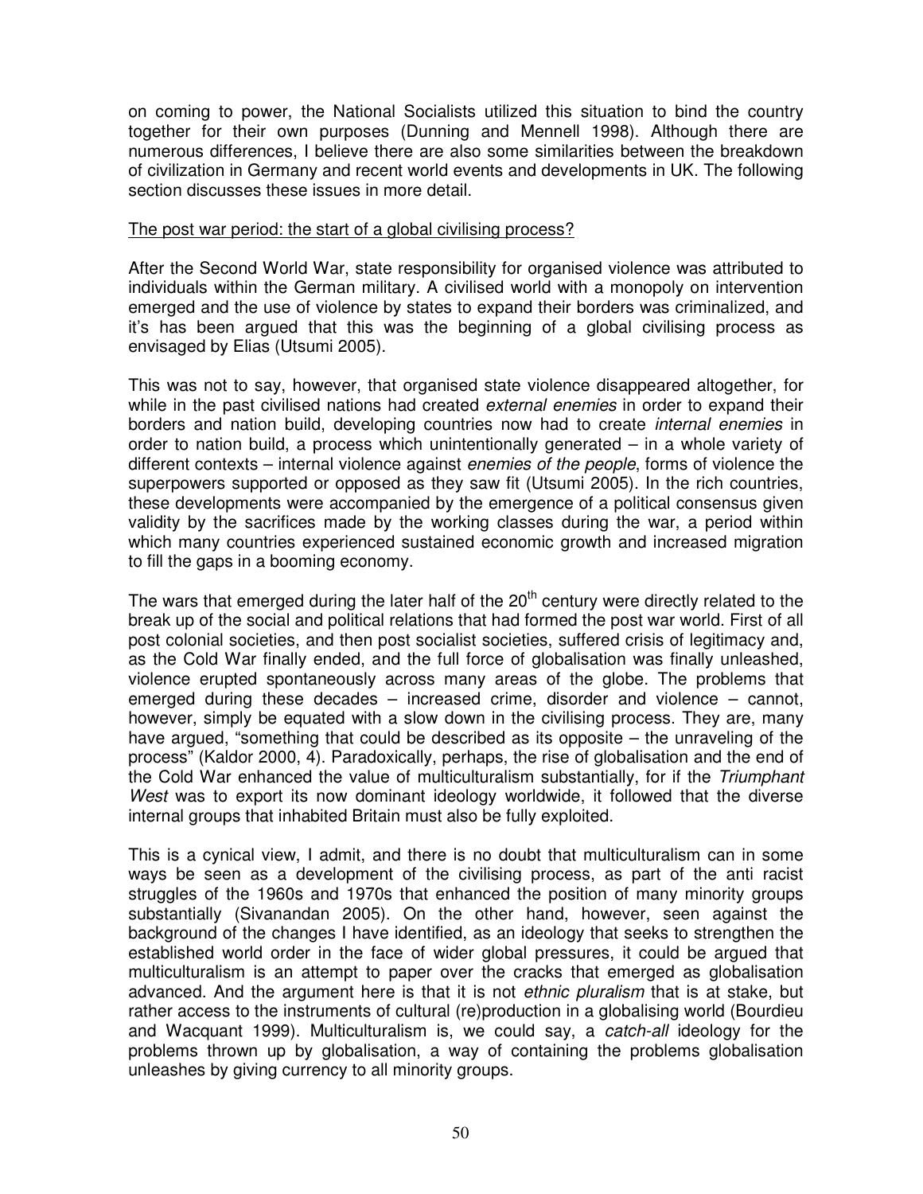on coming to power, the National Socialists utilized this situation to bind the country together for their own purposes (Dunning and Mennell 1998). Although there are numerous differences, I believe there are also some similarities between the breakdown of civilization in Germany and recent world events and developments in UK. The following section discusses these issues in more detail.

The post war period: the start of a global civilising process?

After the Second World War, state responsibility for organised violence was attributed to individuals within the German military. A civilised world with a monopoly on intervention emerged and the use of violence by states to expand their borders was criminalized, and it's has been argued that this was the beginning of a global civilising process as envisaged by Elias (Utsumi 2005).

This was not to say, however, that organised state violence disappeared altogether, for while in the past civilised nations had created *external enemies* in order to expand their borders and nation build, developing countries now had to create *internal enemies* in order to nation build, a process which unintentionally generated – in a whole variety of different contexts – internal violence against *enemies of the people*, forms of violence the superpowers supported or opposed as they saw fit (Utsumi 2005). In the rich countries, these developments were accompanied by the emergence of a political consensus given validity by the sacrifices made by the working classes during the war, a period within which many countries experienced sustained economic growth and increased migration to fill the gaps in a booming economy.

The wars that emerged during the later half of the 20th century were directly related to the break up of the social and political relations that had formed the post war world. First of all post colonial societies, and then post socialist societies, suffered crisis of legitimacy and, as the Cold War finally ended, and the full force of globalisation was finally unleashed, violence erupted spontaneously across many areas of the globe. The problems that emerged during these decades – increased crime, disorder and violence – cannot, however, simply be equated with a slow down in the civilising process. They are, many have argued, "something that could be described as its opposite – the unraveling of the process" (Kaldor 2000, 4). Paradoxically, perhaps, the rise of globalisation and the end of the Cold War enhanced the value of multiculturalism substantially, for if the *Triumphant West* was to export its now dominant ideology worldwide, it followed that the diverse internal groups that inhabited Britain must also be fully exploited.

This is a cynical view, I admit, and there is no doubt that multiculturalism can in some ways be seen as a development of the civilising process, as part of the anti racist struggles of the 1960s and 1970s that enhanced the position of many minority groups substantially (Sivanandan 2005). On the other hand, however, seen against the background of the changes I have identified, as an ideology that seeks to strengthen the established world order in the face of wider global pressures, it could be argued that multiculturalism is an attempt to paper over the cracks that emerged as globalisation advanced. And the argument here is that it is not *ethnic pluralism* that is at stake, but rather access to the instruments of cultural (re)production in a globalising world (Bourdieu and Wacquant 1999). Multiculturalism is, we could say, a *catch-all* ideology for the problems thrown up by globalisation, a way of containing the problems globalisation unleashes by giving currency to all minority groups.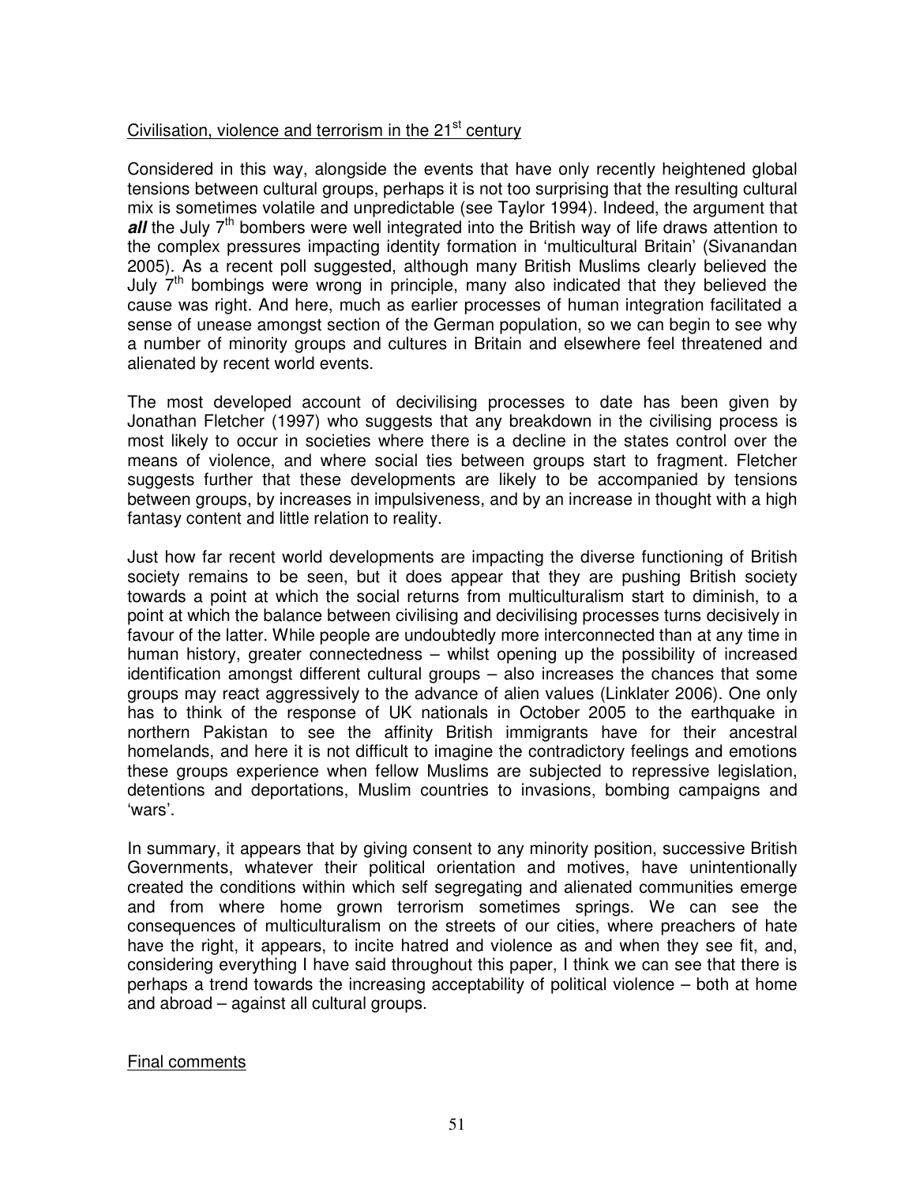## Civilisation, violence and terrorism in the 21st century

Considered in this way, alongside the events that have only recently heightened global tensions between cultural groups, perhaps it is not too surprising that the resulting cultural mix is sometimes volatile and unpredictable (see Taylor 1994). Indeed, the argument that ***all*** the July 7th bombers were well integrated into the British way of life draws attention to the complex pressures impacting identity formation in 'multicultural Britain' (Sivanandan 2005). As a recent poll suggested, although many British Muslims clearly believed the July 7th bombings were wrong in principle, many also indicated that they believed the cause was right. And here, much as earlier processes of human integration facilitated a sense of unease amongst section of the German population, so we can begin to see why a number of minority groups and cultures in Britain and elsewhere feel threatened and alienated by recent world events.

The most developed account of decivilising processes to date has been given by Jonathan Fletcher (1997) who suggests that any breakdown in the civilising process is most likely to occur in societies where there is a decline in the states control over the means of violence, and where social ties between groups start to fragment. Fletcher suggests further that these developments are likely to be accompanied by tensions between groups, by increases in impulsiveness, and by an increase in thought with a high fantasy content and little relation to reality.

Just how far recent world developments are impacting the diverse functioning of British society remains to be seen, but it does appear that they are pushing British society towards a point at which the social returns from multiculturalism start to diminish, to a point at which the balance between civilising and decivilising processes turns decisively in favour of the latter. While people are undoubtedly more interconnected than at any time in human history, greater connectedness – whilst opening up the possibility of increased identification amongst different cultural groups – also increases the chances that some groups may react aggressively to the advance of alien values (Linklater 2006). One only has to think of the response of UK nationals in October 2005 to the earthquake in northern Pakistan to see the affinity British immigrants have for their ancestral homelands, and here it is not difficult to imagine the contradictory feelings and emotions these groups experience when fellow Muslims are subjected to repressive legislation, detentions and deportations, Muslim countries to invasions, bombing campaigns and 'wars'.

In summary, it appears that by giving consent to any minority position, successive British Governments, whatever their political orientation and motives, have unintentionally created the conditions within which self segregating and alienated communities emerge and from where home grown terrorism sometimes springs. We can see the consequences of multiculturalism on the streets of our cities, where preachers of hate have the right, it appears, to incite hatred and violence as and when they see fit, and, considering everything I have said throughout this paper, I think we can see that there is perhaps a trend towards the increasing acceptability of political violence – both at home and abroad – against all cultural groups.

## Final comments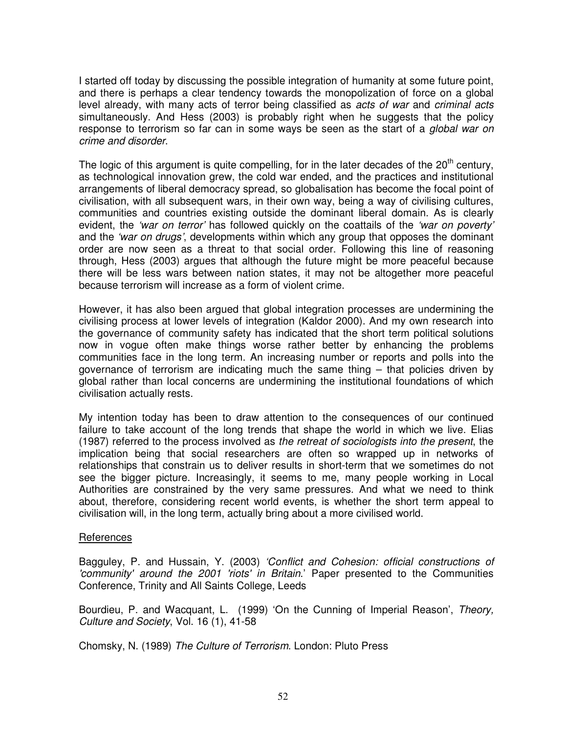I started off today by discussing the possible integration of humanity at some future point, and there is perhaps a clear tendency towards the monopolization of force on a global level already, with many acts of terror being classified as *acts of war* and *criminal acts* simultaneously. And Hess (2003) is probably right when he suggests that the policy response to terrorism so far can in some ways be seen as the start of a *global war on crime and disorder*.

The logic of this argument is quite compelling, for in the later decades of the 20th century, as technological innovation grew, the cold war ended, and the practices and institutional arrangements of liberal democracy spread, so globalisation has become the focal point of civilisation, with all subsequent wars, in their own way, being a way of civilising cultures, communities and countries existing outside the dominant liberal domain. As is clearly evident, the *'war on terror'* has followed quickly on the coattails of the *'war on poverty'* and the *'war on drugs'*, developments within which any group that opposes the dominant order are now seen as a threat to that social order. Following this line of reasoning through, Hess (2003) argues that although the future might be more peaceful because there will be less wars between nation states, it may not be altogether more peaceful because terrorism will increase as a form of violent crime.

However, it has also been argued that global integration processes are undermining the civilising process at lower levels of integration (Kaldor 2000). And my own research into the governance of community safety has indicated that the short term political solutions now in vogue often make things worse rather better by enhancing the problems communities face in the long term. An increasing number or reports and polls into the governance of terrorism are indicating much the same thing – that policies driven by global rather than local concerns are undermining the institutional foundations of which civilisation actually rests.

My intention today has been to draw attention to the consequences of our continued failure to take account of the long trends that shape the world in which we live. Elias (1987) referred to the process involved as *the retreat of sociologists into the present*, the implication being that social researchers are often so wrapped up in networks of relationships that constrain us to deliver results in short-term that we sometimes do not see the bigger picture. Increasingly, it seems to me, many people working in Local Authorities are constrained by the very same pressures. And what we need to think about, therefore, considering recent world events, is whether the short term appeal to civilisation will, in the long term, actually bring about a more civilised world.

<u>References</u>

Bagguley, P. and Hussain, Y. (2003) *'Conflict and Cohesion: official constructions of 'community' around the 2001 'riots' in Britain.'* Paper presented to the Communities Conference, Trinity and All Saints College, Leeds

Bourdieu, P. and Wacquant, L. (1999) 'On the Cunning of Imperial Reason', *Theory, Culture and Society*, Vol. 16 (1), 41-58

Chomsky, N. (1989) *The Culture of Terrorism*. London: Pluto Press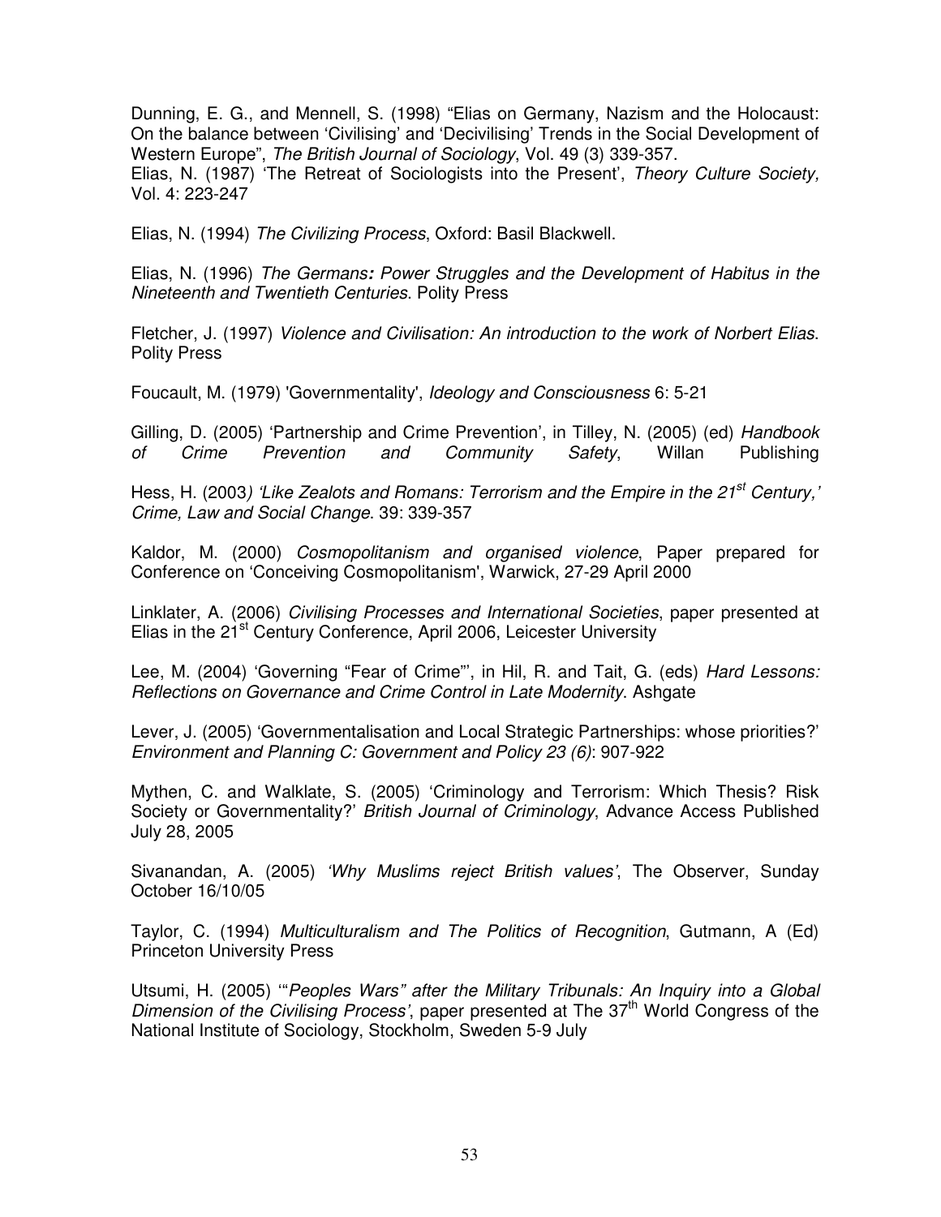Dunning, E. G., and Mennell, S. (1998) "Elias on Germany, Nazism and the Holocaust: On the balance between 'Civilising' and 'Decivilising' Trends in the Social Development of Western Europe", *The British Journal of Sociology*, Vol. 49 (3) 339-357.
Elias, N. (1987) 'The Retreat of Sociologists into the Present', *Theory Culture Society,* Vol. 4: 223-247

Elias, N. (1994) *The Civilizing Process*, Oxford: Basil Blackwell.

Elias, N. (1996) *The Germans: Power Struggles and the Development of Habitus in the Nineteenth and Twentieth Centuries*. Polity Press

Fletcher, J. (1997) *Violence and Civilisation: An introduction to the work of Norbert Elias*. Polity Press

Foucault, M. (1979) 'Governmentality', *Ideology and Consciousness* 6: 5-21

Gilling, D. (2005) 'Partnership and Crime Prevention', in Tilley, N. (2005) (ed) *Handbook of Crime Prevention and Community Safety*, Willan Publishing

Hess, H. (2003*) 'Like Zealots and Romans: Terrorism and the Empire in the 21st Century,' Crime, Law and Social Change*. 39: 339-357

Kaldor, M. (2000) *Cosmopolitanism and organised violence*, Paper prepared for Conference on 'Conceiving Cosmopolitanism', Warwick, 27-29 April 2000

Linklater, A. (2006) *Civilising Processes and International Societies*, paper presented at Elias in the 21st Century Conference, April 2006, Leicester University

Lee, M. (2004) 'Governing "Fear of Crime"', in Hil, R. and Tait, G. (eds) *Hard Lessons: Reflections on Governance and Crime Control in Late Modernity*. Ashgate

Lever, J. (2005) 'Governmentalisation and Local Strategic Partnerships: whose priorities?' *Environment and Planning C: Government and Policy 23 (6)*: 907-922

Mythen, C. and Walklate, S. (2005) 'Criminology and Terrorism: Which Thesis? Risk Society or Governmentality?' *British Journal of Criminology*, Advance Access Published July 28, 2005

Sivanandan, A. (2005) *'Why Muslims reject British values'*, The Observer, Sunday October 16/10/05

Taylor, C. (1994) *Multiculturalism and The Politics of Recognition*, Gutmann, A (Ed) Princeton University Press

Utsumi, H. (2005) '"*Peoples Wars" after the Military Tribunals: An Inquiry into a Global Dimension of the Civilising Process'*, paper presented at The 37th World Congress of the National Institute of Sociology, Stockholm, Sweden 5-9 July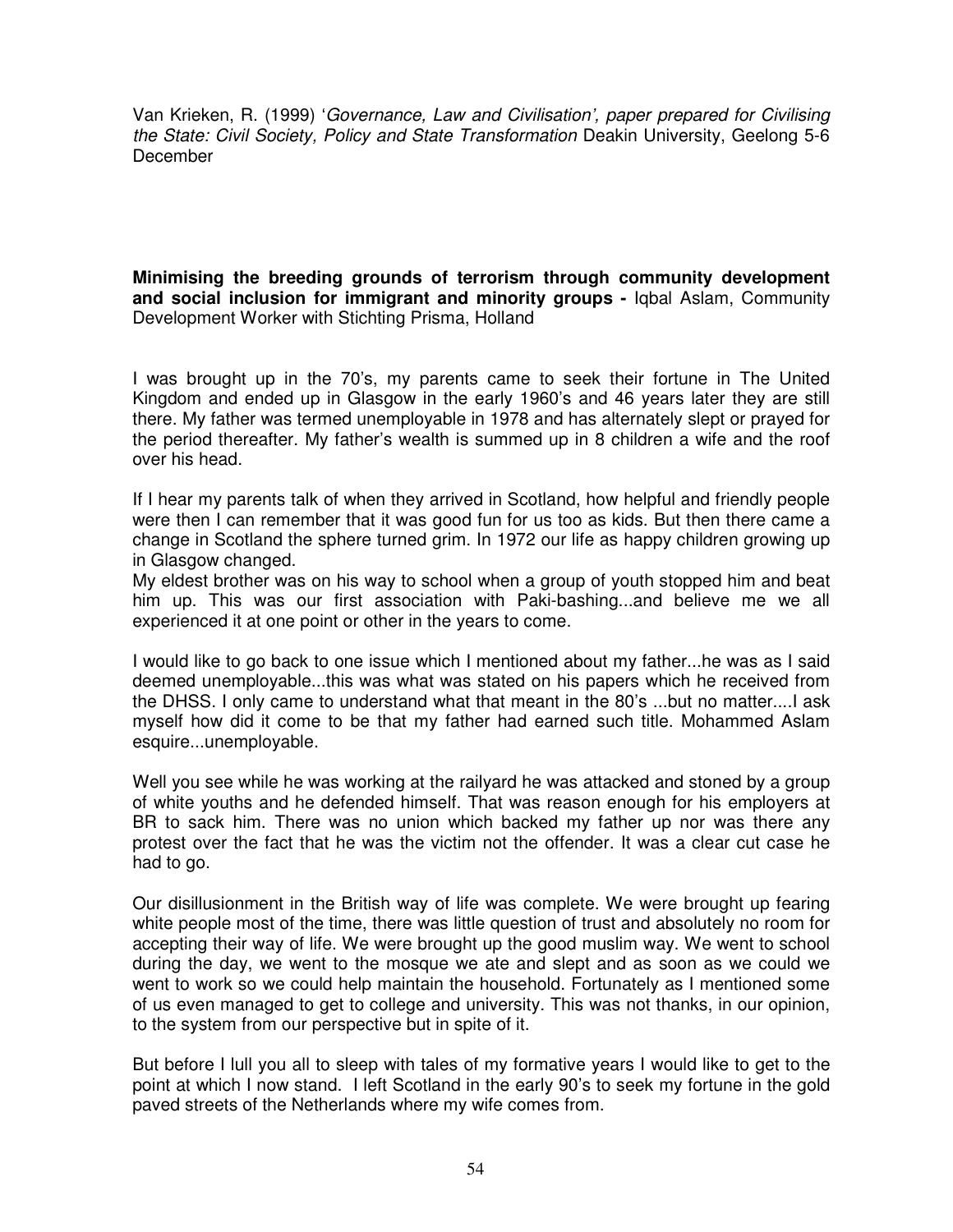Van Krieken, R. (1999) '*Governance, Law and Civilisation', paper prepared for Civilising the State: Civil Society, Policy and State Transformation* Deakin University, Geelong 5-6 December

**Minimising the breeding grounds of terrorism through community development and social inclusion for immigrant and minority groups -** Iqbal Aslam, Community Development Worker with Stichting Prisma, Holland

I was brought up in the 70's, my parents came to seek their fortune in The United Kingdom and ended up in Glasgow in the early 1960's and 46 years later they are still there. My father was termed unemployable in 1978 and has alternately slept or prayed for the period thereafter. My father's wealth is summed up in 8 children a wife and the roof over his head.

If I hear my parents talk of when they arrived in Scotland, how helpful and friendly people were then I can remember that it was good fun for us too as kids. But then there came a change in Scotland the sphere turned grim. In 1972 our life as happy children growing up in Glasgow changed.
My eldest brother was on his way to school when a group of youth stopped him and beat him up. This was our first association with Paki-bashing...and believe me we all experienced it at one point or other in the years to come.

I would like to go back to one issue which I mentioned about my father...he was as I said deemed unemployable...this was what was stated on his papers which he received from the DHSS. I only came to understand what that meant in the 80's ...but no matter....I ask myself how did it come to be that my father had earned such title. Mohammed Aslam esquire...unemployable.

Well you see while he was working at the railyard he was attacked and stoned by a group of white youths and he defended himself. That was reason enough for his employers at BR to sack him. There was no union which backed my father up nor was there any protest over the fact that he was the victim not the offender. It was a clear cut case he had to go.

Our disillusionment in the British way of life was complete. We were brought up fearing white people most of the time, there was little question of trust and absolutely no room for accepting their way of life. We were brought up the good muslim way. We went to school during the day, we went to the mosque we ate and slept and as soon as we could we went to work so we could help maintain the household. Fortunately as I mentioned some of us even managed to get to college and university. This was not thanks, in our opinion, to the system from our perspective but in spite of it.

But before I lull you all to sleep with tales of my formative years I would like to get to the point at which I now stand. I left Scotland in the early 90's to seek my fortune in the gold paved streets of the Netherlands where my wife comes from.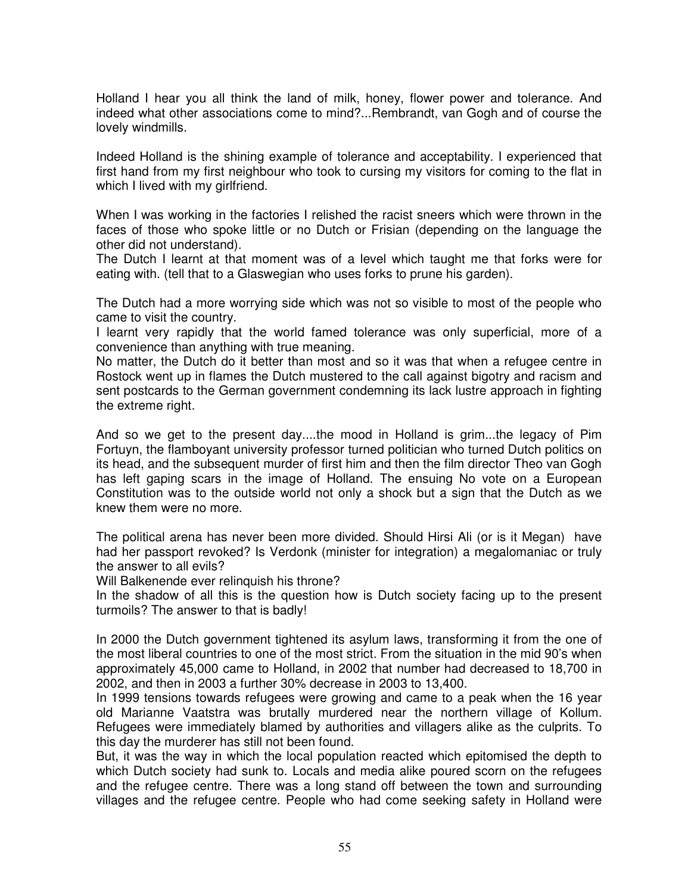Holland I hear you all think the land of milk, honey, flower power and tolerance. And indeed what other associations come to mind?...Rembrandt, van Gogh and of course the lovely windmills.

Indeed Holland is the shining example of tolerance and acceptability. I experienced that first hand from my first neighbour who took to cursing my visitors for coming to the flat in which I lived with my girlfriend.

When I was working in the factories I relished the racist sneers which were thrown in the faces of those who spoke little or no Dutch or Frisian (depending on the language the other did not understand).

The Dutch I learnt at that moment was of a level which taught me that forks were for eating with. (tell that to a Glaswegian who uses forks to prune his garden).

The Dutch had a more worrying side which was not so visible to most of the people who came to visit the country.

I learnt very rapidly that the world famed tolerance was only superficial, more of a convenience than anything with true meaning.

No matter, the Dutch do it better than most and so it was that when a refugee centre in Rostock went up in flames the Dutch mustered to the call against bigotry and racism and sent postcards to the German government condemning its lack lustre approach in fighting the extreme right.

And so we get to the present day....the mood in Holland is grim...the legacy of Pim Fortuyn, the flamboyant university professor turned politician who turned Dutch politics on its head, and the subsequent murder of first him and then the film director Theo van Gogh has left gaping scars in the image of Holland. The ensuing No vote on a European Constitution was to the outside world not only a shock but a sign that the Dutch as we knew them were no more.

The political arena has never been more divided. Should Hirsi Ali (or is it Megan) have had her passport revoked? Is Verdonk (minister for integration) a megalomaniac or truly the answer to all evils?

Will Balkenende ever relinquish his throne?

In the shadow of all this is the question how is Dutch society facing up to the present turmoils? The answer to that is badly!

In 2000 the Dutch government tightened its asylum laws, transforming it from the one of the most liberal countries to one of the most strict. From the situation in the mid 90's when approximately 45,000 came to Holland, in 2002 that number had decreased to 18,700 in 2002, and then in 2003 a further 30% decrease in 2003 to 13,400.

In 1999 tensions towards refugees were growing and came to a peak when the 16 year old Marianne Vaatstra was brutally murdered near the northern village of Kollum. Refugees were immediately blamed by authorities and villagers alike as the culprits. To this day the murderer has still not been found.

But, it was the way in which the local population reacted which epitomised the depth to which Dutch society had sunk to. Locals and media alike poured scorn on the refugees and the refugee centre. There was a long stand off between the town and surrounding villages and the refugee centre. People who had come seeking safety in Holland were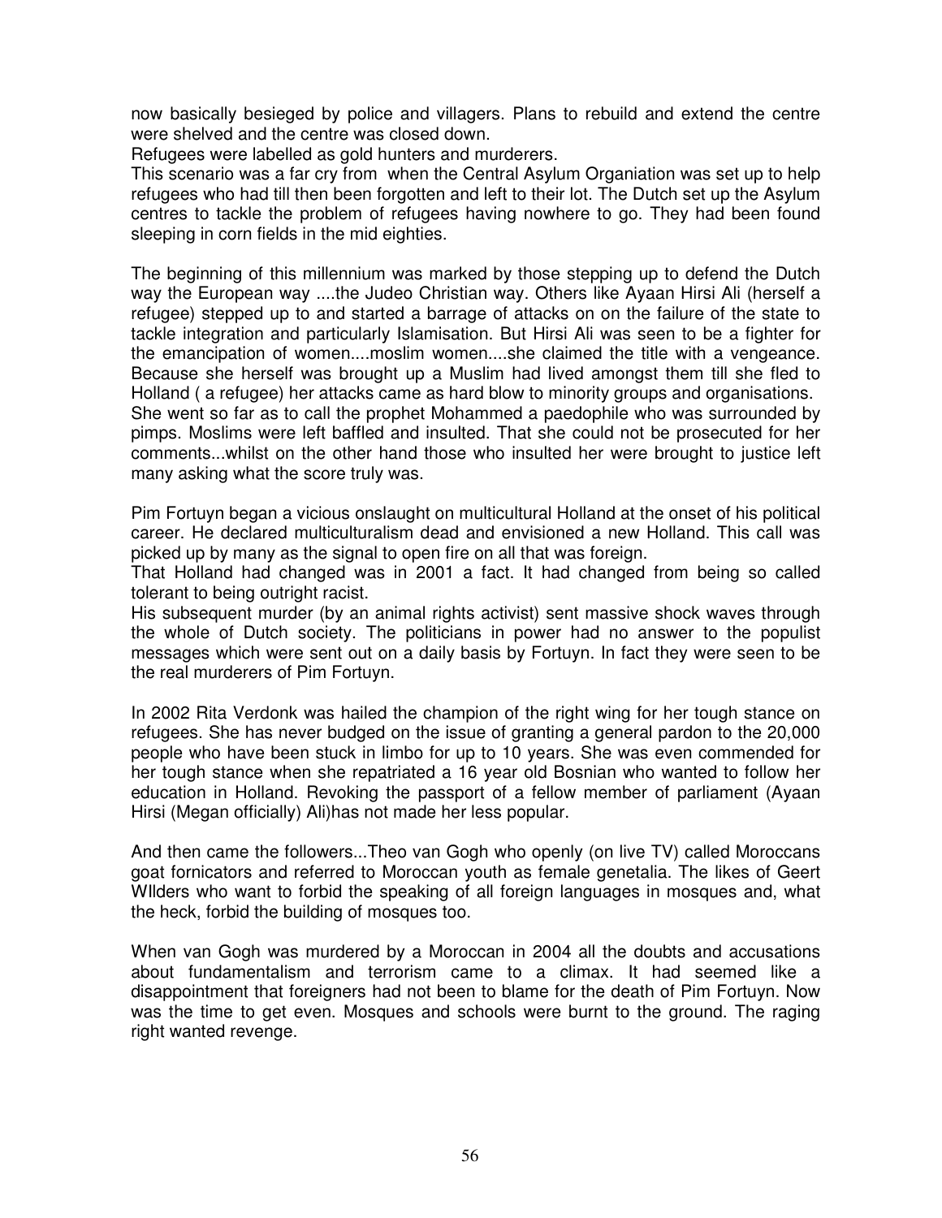now basically besieged by police and villagers. Plans to rebuild and extend the centre were shelved and the centre was closed down.

Refugees were labelled as gold hunters and murderers.

This scenario was a far cry from when the Central Asylum Organiation was set up to help refugees who had till then been forgotten and left to their lot. The Dutch set up the Asylum centres to tackle the problem of refugees having nowhere to go. They had been found sleeping in corn fields in the mid eighties.

The beginning of this millennium was marked by those stepping up to defend the Dutch way the European way ....the Judeo Christian way. Others like Ayaan Hirsi Ali (herself a refugee) stepped up to and started a barrage of attacks on on the failure of the state to tackle integration and particularly Islamisation. But Hirsi Ali was seen to be a fighter for the emancipation of women....moslim women....she claimed the title with a vengeance. Because she herself was brought up a Muslim had lived amongst them till she fled to Holland ( a refugee) her attacks came as hard blow to minority groups and organisations. She went so far as to call the prophet Mohammed a paedophile who was surrounded by pimps. Moslims were left baffled and insulted. That she could not be prosecuted for her comments...whilst on the other hand those who insulted her were brought to justice left many asking what the score truly was.

Pim Fortuyn began a vicious onslaught on multicultural Holland at the onset of his political career. He declared multiculturalism dead and envisioned a new Holland. This call was picked up by many as the signal to open fire on all that was foreign.

That Holland had changed was in 2001 a fact. It had changed from being so called tolerant to being outright racist.

His subsequent murder (by an animal rights activist) sent massive shock waves through the whole of Dutch society. The politicians in power had no answer to the populist messages which were sent out on a daily basis by Fortuyn. In fact they were seen to be the real murderers of Pim Fortuyn.

In 2002 Rita Verdonk was hailed the champion of the right wing for her tough stance on refugees. She has never budged on the issue of granting a general pardon to the 20,000 people who have been stuck in limbo for up to 10 years. She was even commended for her tough stance when she repatriated a 16 year old Bosnian who wanted to follow her education in Holland. Revoking the passport of a fellow member of parliament (Ayaan Hirsi (Megan officially) Ali)has not made her less popular.

And then came the followers...Theo van Gogh who openly (on live TV) called Moroccans goat fornicators and referred to Moroccan youth as female genetalia. The likes of Geert WIlders who want to forbid the speaking of all foreign languages in mosques and, what the heck, forbid the building of mosques too.

When van Gogh was murdered by a Moroccan in 2004 all the doubts and accusations about fundamentalism and terrorism came to a climax. It had seemed like a disappointment that foreigners had not been to blame for the death of Pim Fortuyn. Now was the time to get even. Mosques and schools were burnt to the ground. The raging right wanted revenge.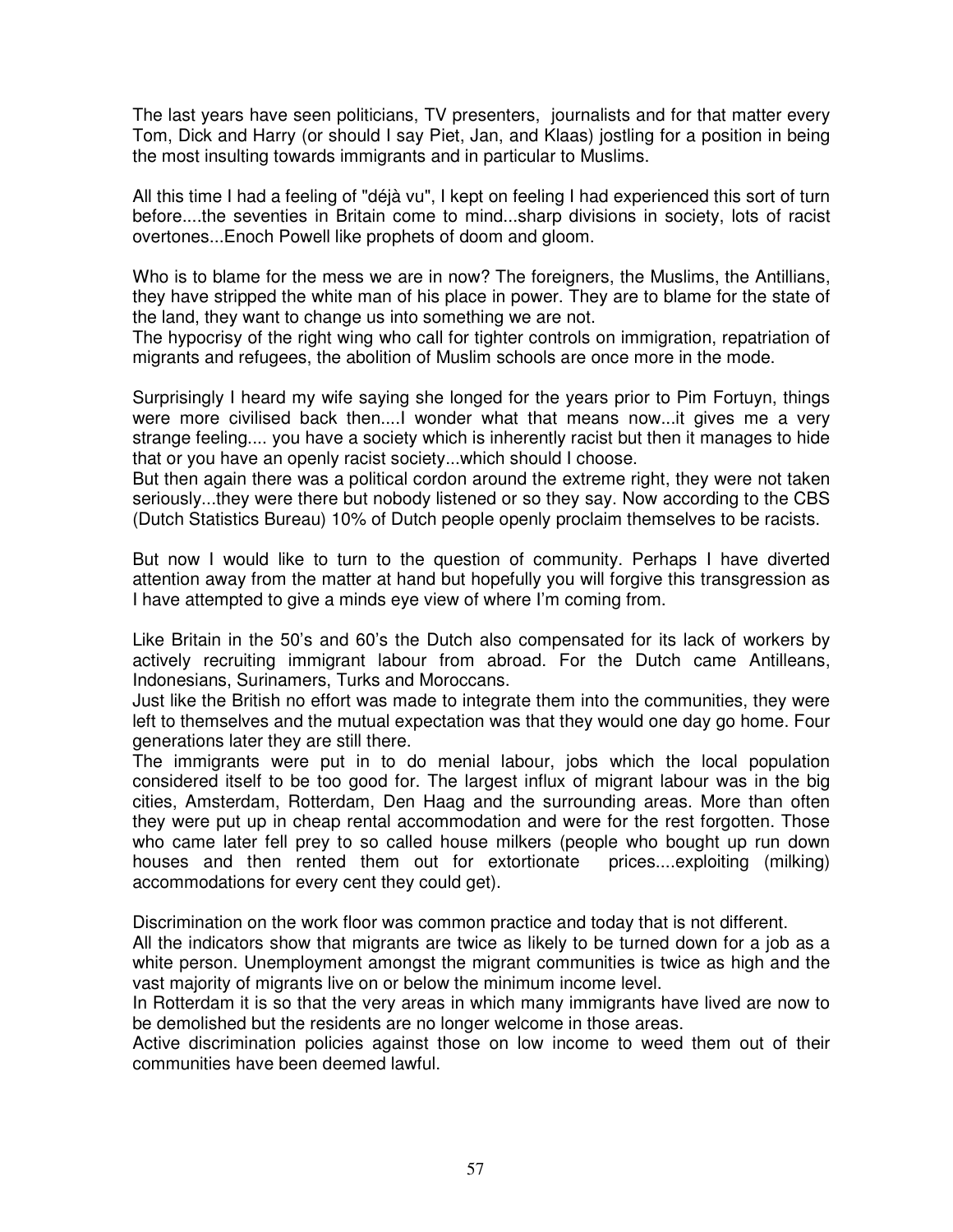The last years have seen politicians, TV presenters, journalists and for that matter every Tom, Dick and Harry (or should I say Piet, Jan, and Klaas) jostling for a position in being the most insulting towards immigrants and in particular to Muslims.

All this time I had a feeling of "déjà vu", I kept on feeling I had experienced this sort of turn before....the seventies in Britain come to mind...sharp divisions in society, lots of racist overtones...Enoch Powell like prophets of doom and gloom.

Who is to blame for the mess we are in now? The foreigners, the Muslims, the Antillians, they have stripped the white man of his place in power. They are to blame for the state of the land, they want to change us into something we are not.
The hypocrisy of the right wing who call for tighter controls on immigration, repatriation of migrants and refugees, the abolition of Muslim schools are once more in the mode.

Surprisingly I heard my wife saying she longed for the years prior to Pim Fortuyn, things were more civilised back then....I wonder what that means now...it gives me a very strange feeling.... you have a society which is inherently racist but then it manages to hide that or you have an openly racist society...which should I choose.
But then again there was a political cordon around the extreme right, they were not taken seriously...they were there but nobody listened or so they say. Now according to the CBS (Dutch Statistics Bureau) 10% of Dutch people openly proclaim themselves to be racists.

But now I would like to turn to the question of community. Perhaps I have diverted attention away from the matter at hand but hopefully you will forgive this transgression as I have attempted to give a minds eye view of where I'm coming from.

Like Britain in the 50's and 60's the Dutch also compensated for its lack of workers by actively recruiting immigrant labour from abroad. For the Dutch came Antilleans, Indonesians, Surinamers, Turks and Moroccans.
Just like the British no effort was made to integrate them into the communities, they were left to themselves and the mutual expectation was that they would one day go home. Four generations later they are still there.
The immigrants were put in to do menial labour, jobs which the local population considered itself to be too good for. The largest influx of migrant labour was in the big cities, Amsterdam, Rotterdam, Den Haag and the surrounding areas. More than often they were put up in cheap rental accommodation and were for the rest forgotten. Those who came later fell prey to so called house milkers (people who bought up run down houses and then rented them out for extortionate prices....exploiting (milking) accommodations for every cent they could get).

Discrimination on the work floor was common practice and today that is not different.
All the indicators show that migrants are twice as likely to be turned down for a job as a white person. Unemployment amongst the migrant communities is twice as high and the vast majority of migrants live on or below the minimum income level.
In Rotterdam it is so that the very areas in which many immigrants have lived are now to be demolished but the residents are no longer welcome in those areas.
Active discrimination policies against those on low income to weed them out of their communities have been deemed lawful.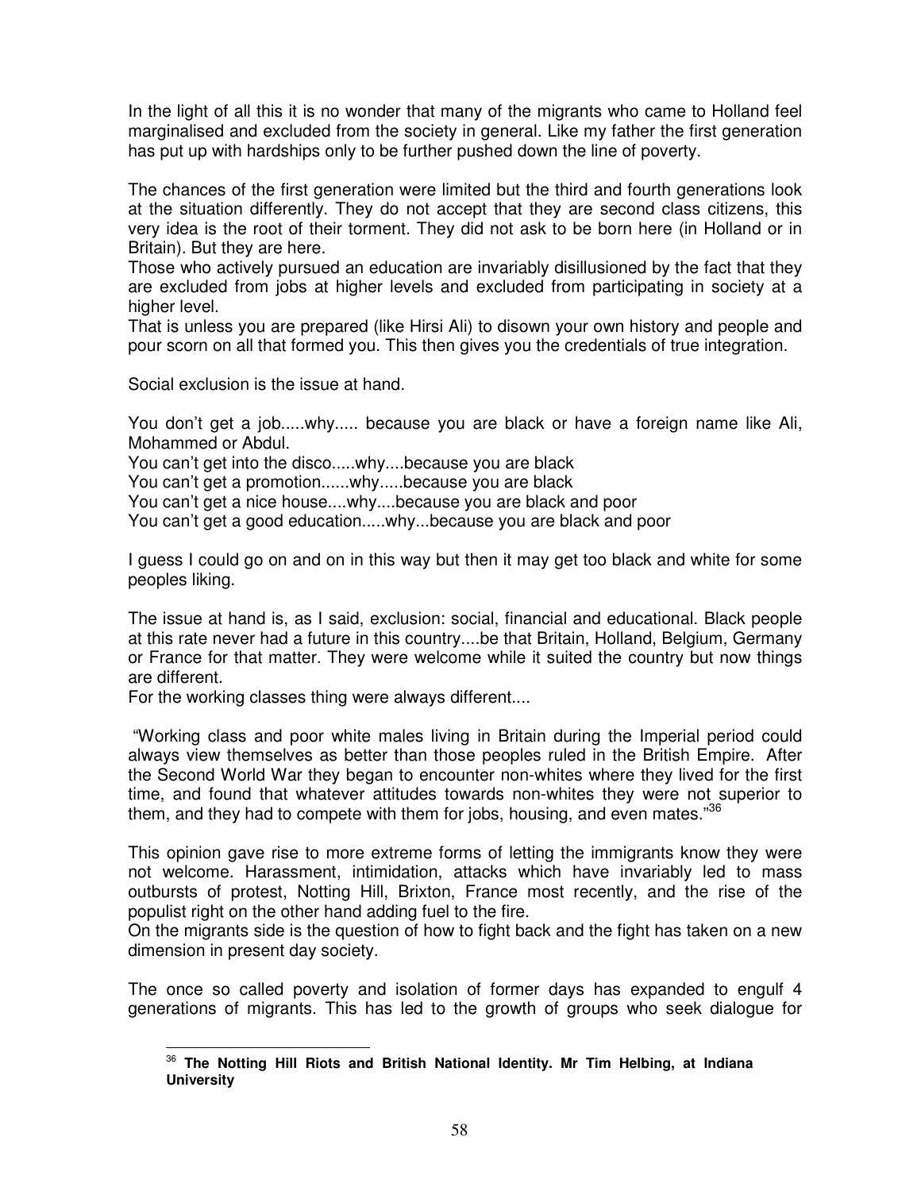In the light of all this it is no wonder that many of the migrants who came to Holland feel marginalised and excluded from the society in general. Like my father the first generation has put up with hardships only to be further pushed down the line of poverty.

The chances of the first generation were limited but the third and fourth generations look at the situation differently. They do not accept that they are second class citizens, this very idea is the root of their torment. They did not ask to be born here (in Holland or in Britain). But they are here.

Those who actively pursued an education are invariably disillusioned by the fact that they are excluded from jobs at higher levels and excluded from participating in society at a higher level.

That is unless you are prepared (like Hirsi Ali) to disown your own history and people and pour scorn on all that formed you. This then gives you the credentials of true integration.

Social exclusion is the issue at hand.

You don't get a job.....why..... because you are black or have a foreign name like Ali, Mohammed or Abdul.
You can't get into the disco.....why....because you are black
You can't get a promotion......why.....because you are black
You can't get a nice house....why....because you are black and poor
You can't get a good education.....why...because you are black and poor

I guess I could go on and on in this way but then it may get too black and white for some peoples liking.

The issue at hand is, as I said, exclusion: social, financial and educational. Black people at this rate never had a future in this country....be that Britain, Holland, Belgium, Germany or France for that matter. They were welcome while it suited the country but now things are different.

For the working classes thing were always different....

"Working class and poor white males living in Britain during the Imperial period could always view themselves as better than those peoples ruled in the British Empire. After the Second World War they began to encounter non-whites where they lived for the first time, and found that whatever attitudes towards non-whites they were not superior to them, and they had to compete with them for jobs, housing, and even mates."[36]

This opinion gave rise to more extreme forms of letting the immigrants know they were not welcome. Harassment, intimidation, attacks which have invariably led to mass outbursts of protest, Notting Hill, Brixton, France most recently, and the rise of the populist right on the other hand adding fuel to the fire.

On the migrants side is the question of how to fight back and the fight has taken on a new dimension in present day society.

The once so called poverty and isolation of former days has expanded to engulf 4 generations of migrants. This has led to the growth of groups who seek dialogue for

[36] **The Notting Hill Riots and British National Identity. Mr Tim Helbing, at Indiana University**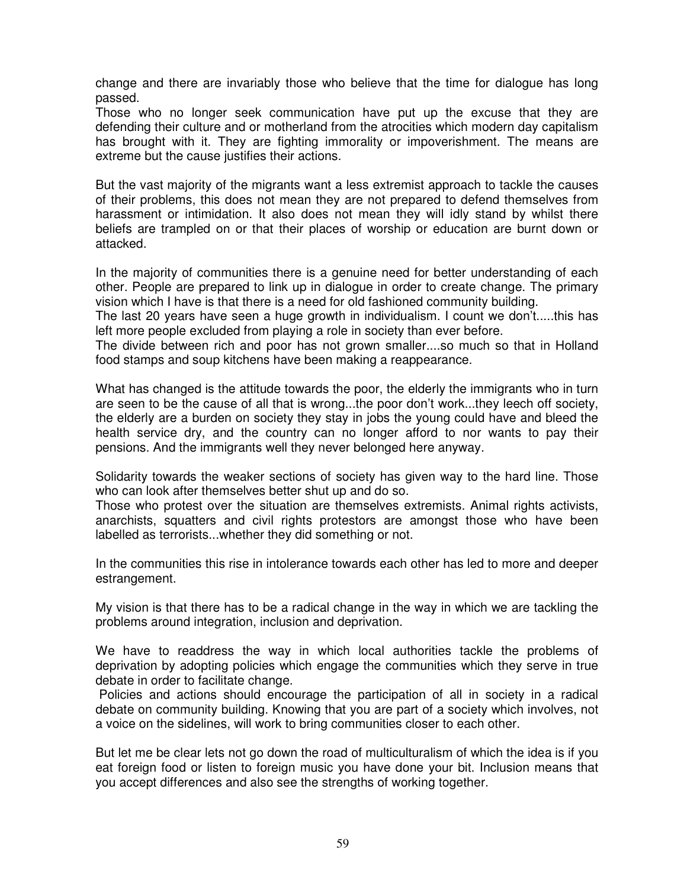change and there are invariably those who believe that the time for dialogue has long passed.

Those who no longer seek communication have put up the excuse that they are defending their culture and or motherland from the atrocities which modern day capitalism has brought with it. They are fighting immorality or impoverishment. The means are extreme but the cause justifies their actions.

But the vast majority of the migrants want a less extremist approach to tackle the causes of their problems, this does not mean they are not prepared to defend themselves from harassment or intimidation. It also does not mean they will idly stand by whilst there beliefs are trampled on or that their places of worship or education are burnt down or attacked.

In the majority of communities there is a genuine need for better understanding of each other. People are prepared to link up in dialogue in order to create change. The primary vision which I have is that there is a need for old fashioned community building.

The last 20 years have seen a huge growth in individualism. I count we don't.....this has left more people excluded from playing a role in society than ever before.

The divide between rich and poor has not grown smaller....so much so that in Holland food stamps and soup kitchens have been making a reappearance.

What has changed is the attitude towards the poor, the elderly the immigrants who in turn are seen to be the cause of all that is wrong...the poor don't work...they leech off society, the elderly are a burden on society they stay in jobs the young could have and bleed the health service dry, and the country can no longer afford to nor wants to pay their pensions. And the immigrants well they never belonged here anyway.

Solidarity towards the weaker sections of society has given way to the hard line. Those who can look after themselves better shut up and do so.

Those who protest over the situation are themselves extremists. Animal rights activists, anarchists, squatters and civil rights protestors are amongst those who have been labelled as terrorists...whether they did something or not.

In the communities this rise in intolerance towards each other has led to more and deeper estrangement.

My vision is that there has to be a radical change in the way in which we are tackling the problems around integration, inclusion and deprivation.

We have to readdress the way in which local authorities tackle the problems of deprivation by adopting policies which engage the communities which they serve in true debate in order to facilitate change.

Policies and actions should encourage the participation of all in society in a radical debate on community building. Knowing that you are part of a society which involves, not a voice on the sidelines, will work to bring communities closer to each other.

But let me be clear lets not go down the road of multiculturalism of which the idea is if you eat foreign food or listen to foreign music you have done your bit. Inclusion means that you accept differences and also see the strengths of working together.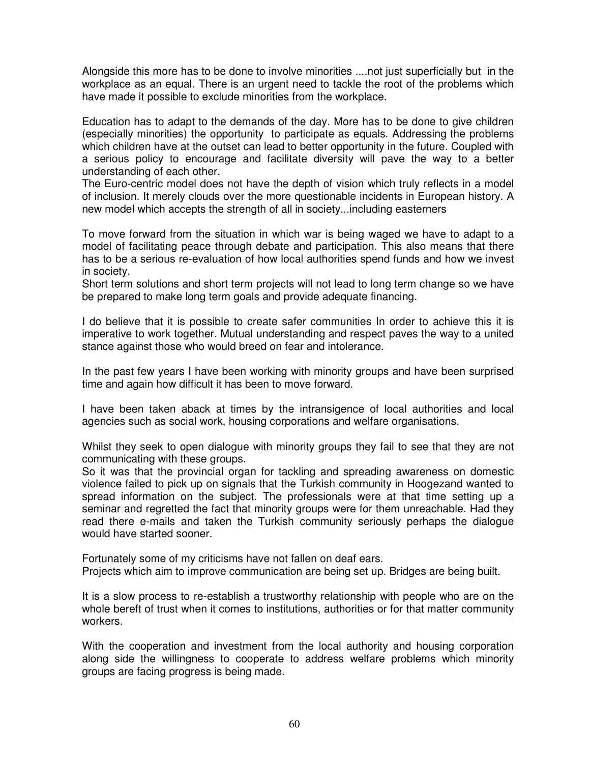Alongside this more has to be done to involve minorities ....not just superficially but in the workplace as an equal. There is an urgent need to tackle the root of the problems which have made it possible to exclude minorities from the workplace.

Education has to adapt to the demands of the day. More has to be done to give children (especially minorities) the opportunity to participate as equals. Addressing the problems which children have at the outset can lead to better opportunity in the future. Coupled with a serious policy to encourage and facilitate diversity will pave the way to a better understanding of each other.
The Euro-centric model does not have the depth of vision which truly reflects in a model of inclusion. It merely clouds over the more questionable incidents in European history. A new model which accepts the strength of all in society...including easterners

To move forward from the situation in which war is being waged we have to adapt to a model of facilitating peace through debate and participation. This also means that there has to be a serious re-evaluation of how local authorities spend funds and how we invest in society.
Short term solutions and short term projects will not lead to long term change so we have be prepared to make long term goals and provide adequate financing.

I do believe that it is possible to create safer communities In order to achieve this it is imperative to work together. Mutual understanding and respect paves the way to a united stance against those who would breed on fear and intolerance.

In the past few years I have been working with minority groups and have been surprised time and again how difficult it has been to move forward.

I have been taken aback at times by the intransigence of local authorities and local agencies such as social work, housing corporations and welfare organisations.

Whilst they seek to open dialogue with minority groups they fail to see that they are not communicating with these groups.
So it was that the provincial organ for tackling and spreading awareness on domestic violence failed to pick up on signals that the Turkish community in Hoogezand wanted to spread information on the subject. The professionals were at that time setting up a seminar and regretted the fact that minority groups were for them unreachable. Had they read there e-mails and taken the Turkish community seriously perhaps the dialogue would have started sooner.

Fortunately some of my criticisms have not fallen on deaf ears.
Projects which aim to improve communication are being set up. Bridges are being built.

It is a slow process to re-establish a trustworthy relationship with people who are on the whole bereft of trust when it comes to institutions, authorities or for that matter community workers.

With the cooperation and investment from the local authority and housing corporation along side the willingness to cooperate to address welfare problems which minority groups are facing progress is being made.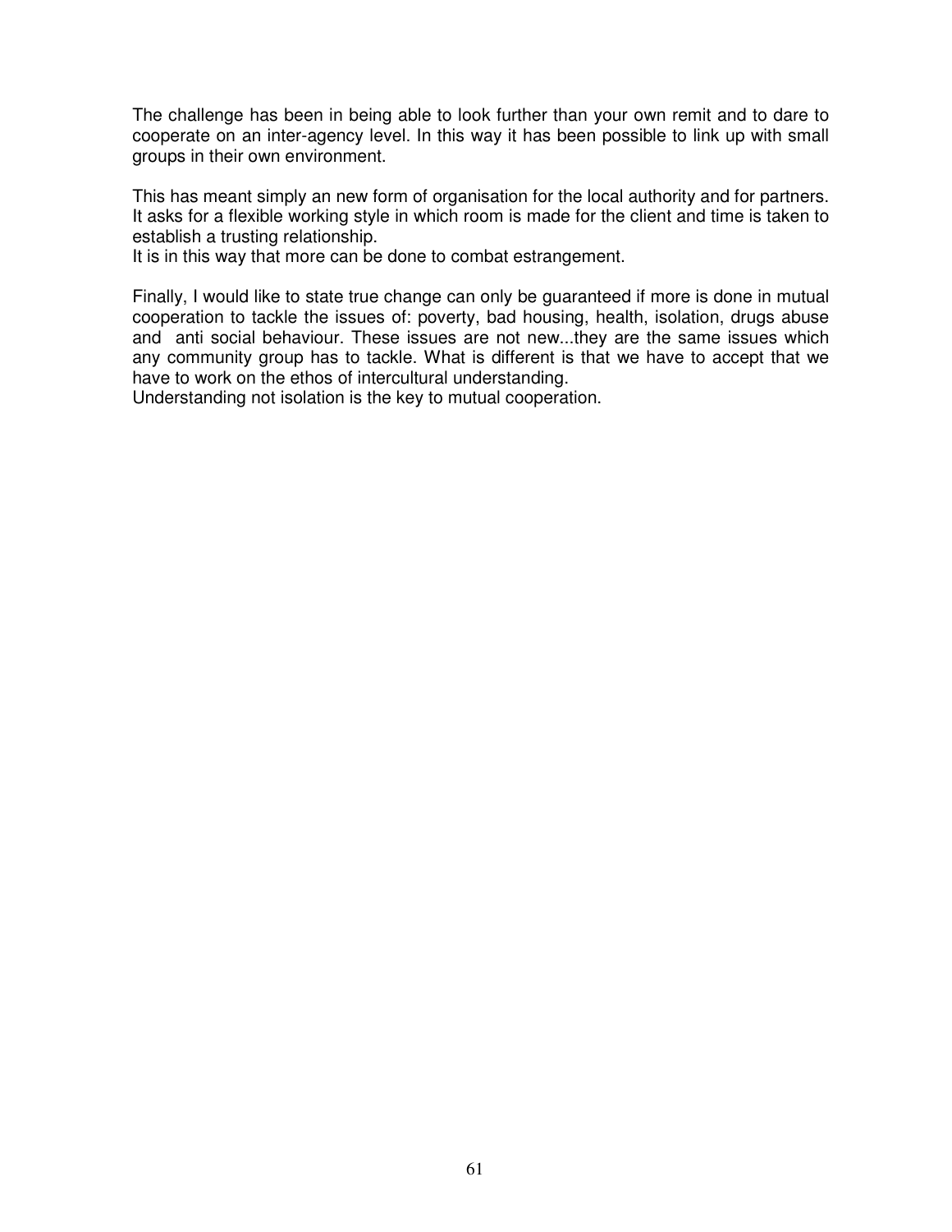The challenge has been in being able to look further than your own remit and to dare to cooperate on an inter-agency level. In this way it has been possible to link up with small groups in their own environment.

This has meant simply an new form of organisation for the local authority and for partners. It asks for a flexible working style in which room is made for the client and time is taken to establish a trusting relationship.
It is in this way that more can be done to combat estrangement.

Finally, I would like to state true change can only be guaranteed if more is done in mutual cooperation to tackle the issues of: poverty, bad housing, health, isolation, drugs abuse and anti social behaviour. These issues are not new...they are the same issues which any community group has to tackle. What is different is that we have to accept that we have to work on the ethos of intercultural understanding.
Understanding not isolation is the key to mutual cooperation.